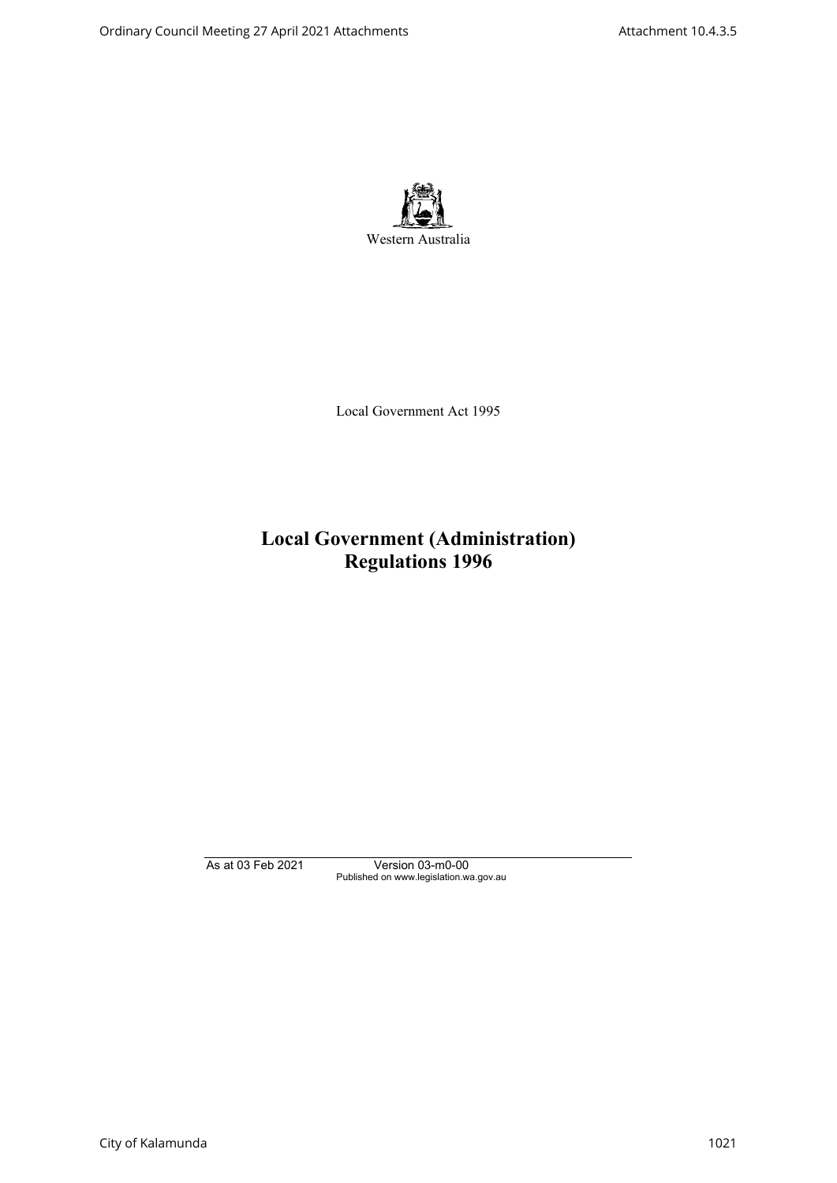Western Australia

Local Government Act 1995

# Local Government (Administration) Regulations 1996

As at 03 Feb 2021 Version 03-m0-00
Published on www.legislation.wa.gov.au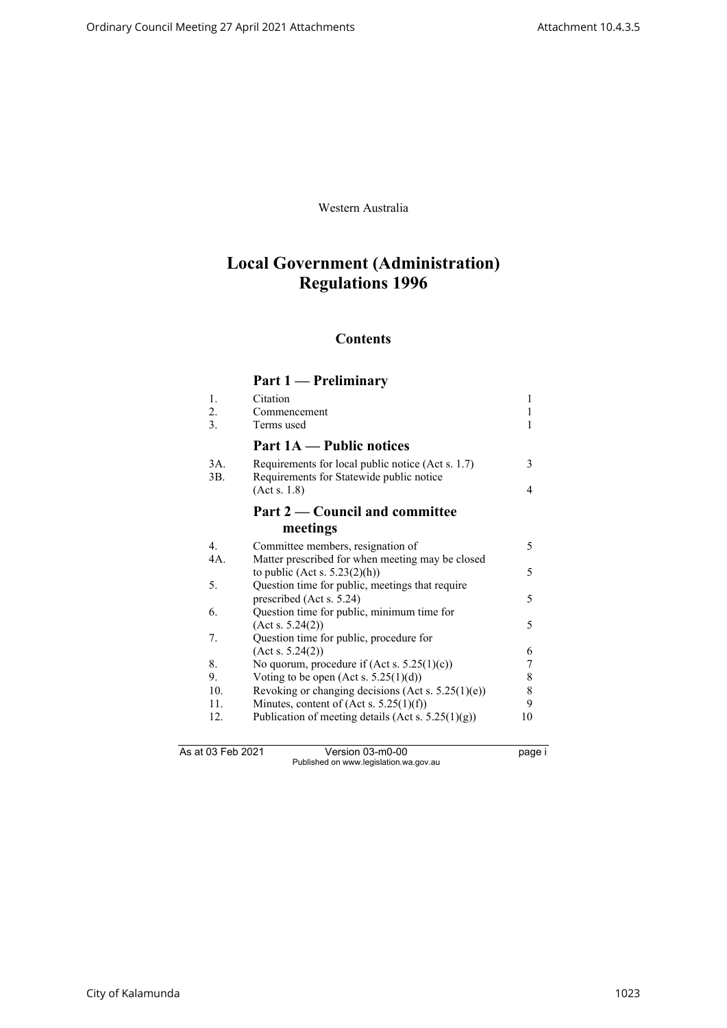Western Australia

# Local Government (Administration) Regulations 1996

## Contents

### Part 1 — Preliminary

| | | |
|---|---|---|
| 1. | Citation | 1 |
| 2. | Commencement | 1 |
| 3. | Terms used | 1 |

### Part 1A — Public notices

| | | |
|---|---|---|
| 3A. | Requirements for local public notice (Act s. 1.7) | 3 |
| 3B. | Requirements for Statewide public notice (Act s. 1.8) | 4 |

### Part 2 — Council and committee meetings

| | | |
|---|---|---|
| 4. | Committee members, resignation of | 5 |
| 4A. | Matter prescribed for when meeting may be closed to public (Act s. 5.23(2)(h)) | 5 |
| 5. | Question time for public, meetings that require prescribed (Act s. 5.24) | 5 |
| 6. | Question time for public, minimum time for (Act s. 5.24(2)) | 5 |
| 7. | Question time for public, procedure for (Act s. 5.24(2)) | 6 |
| 8. | No quorum, procedure if (Act s. 5.25(1)(c)) | 7 |
| 9. | Voting to be open (Act s. 5.25(1)(d)) | 8 |
| 10. | Revoking or changing decisions (Act s. 5.25(1)(e)) | 8 |
| 11. | Minutes, content of (Act s. 5.25(1)(f)) | 9 |
| 12. | Publication of meeting details (Act s. 5.25(1)(g)) | 10 |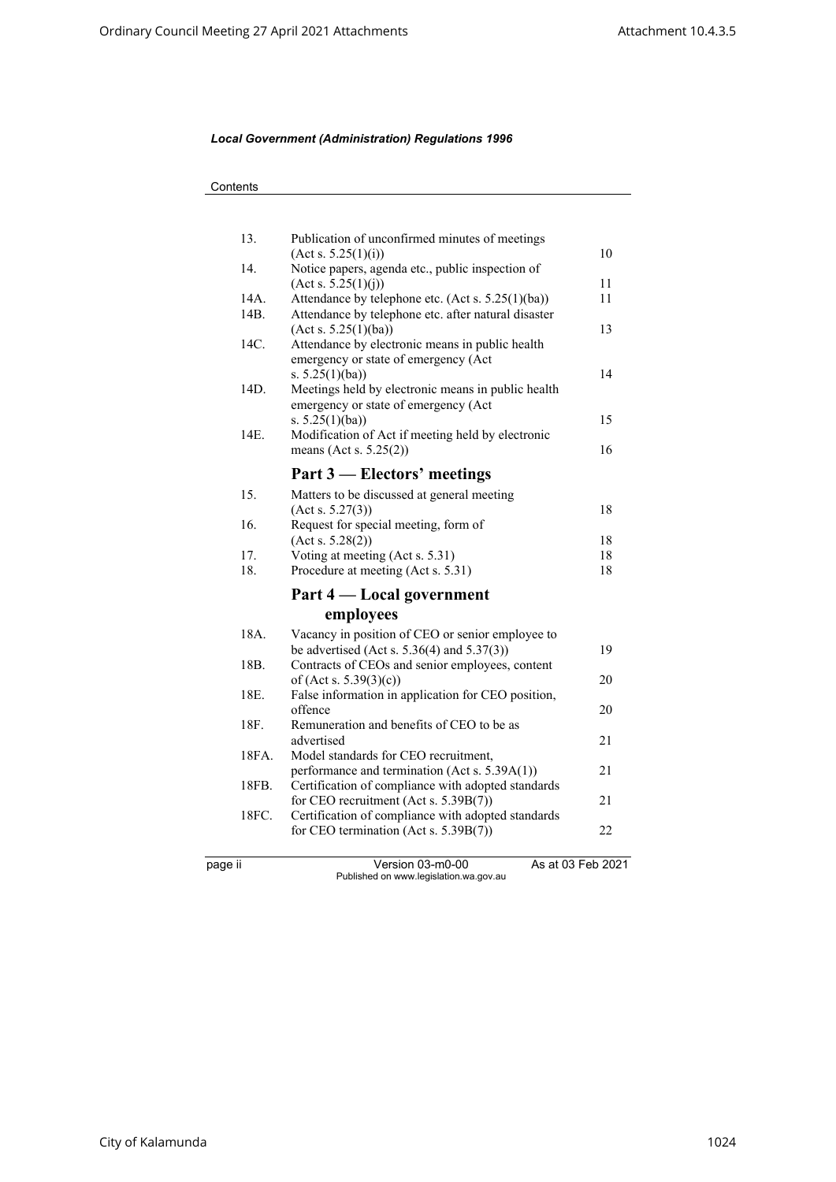Contents

| | | |
|---|---|---|
| 13. | Publication of unconfirmed minutes of meetings (Act s. 5.25(1)(i)) | 10 |
| 14. | Notice papers, agenda etc., public inspection of (Act s. 5.25(1)(j)) | 11 |
| 14A. | Attendance by telephone etc. (Act s. 5.25(1)(ba)) | 11 |
| 14B. | Attendance by telephone etc. after natural disaster (Act s. 5.25(1)(ba)) | 13 |
| 14C. | Attendance by electronic means in public health emergency or state of emergency (Act s. 5.25(1)(ba)) | 14 |
| 14D. | Meetings held by electronic means in public health emergency or state of emergency (Act s. 5.25(1)(ba)) | 15 |
| 14E. | Modification of Act if meeting held by electronic means (Act s. 5.25(2)) | 16 |

## Part 3 — Electors' meetings

| | | |
|---|---|---|
| 15. | Matters to be discussed at general meeting (Act s. 5.27(3)) | 18 |
| 16. | Request for special meeting, form of (Act s. 5.28(2)) | 18 |
| 17. | Voting at meeting (Act s. 5.31) | 18 |
| 18. | Procedure at meeting (Act s. 5.31) | 18 |

## Part 4 — Local government employees

| | | |
|---|---|---|
| 18A. | Vacancy in position of CEO or senior employee to be advertised (Act s. 5.36(4) and 5.37(3)) | 19 |
| 18B. | Contracts of CEOs and senior employees, content of (Act s. 5.39(3)(c)) | 20 |
| 18E. | False information in application for CEO position, offence | 20 |
| 18F. | Remuneration and benefits of CEO to be as advertised | 21 |
| 18FA. | Model standards for CEO recruitment, performance and termination (Act s. 5.39A(1)) | 21 |
| 18FB. | Certification of compliance with adopted standards for CEO recruitment (Act s. 5.39B(7)) | 21 |
| 18FC. | Certification of compliance with adopted standards for CEO termination (Act s. 5.39B(7)) | 22 |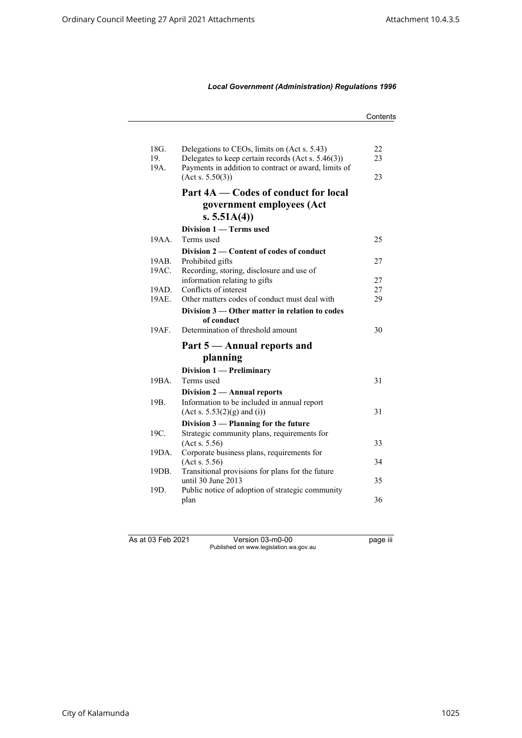Contents

| | | |
|---|---|---|
| 18G. | Delegations to CEOs, limits on (Act s. 5.43) | 22 |
| 19. | Delegates to keep certain records (Act s. 5.46(3)) | 23 |
| 19A. | Payments in addition to contract or award, limits of (Act s. 5.50(3)) | 23 |
| | **Part 4A — Codes of conduct for local government employees (Act s. 5.51A(4))** | |
| | **Division 1 — Terms used** | |
| 19AA. | Terms used | 25 |
| | **Division 2 — Content of codes of conduct** | |
| 19AB. | Prohibited gifts | 27 |
| 19AC. | Recording, storing, disclosure and use of information relating to gifts | 27 |
| 19AD. | Conflicts of interest | 27 |
| 19AE. | Other matters codes of conduct must deal with | 29 |
| | **Division 3 — Other matter in relation to codes of conduct** | |
| 19AF. | Determination of threshold amount | 30 |
| | **Part 5 — Annual reports and planning** | |
| | **Division 1 — Preliminary** | |
| 19BA. | Terms used | 31 |
| | **Division 2 — Annual reports** | |
| 19B. | Information to be included in annual report (Act s. 5.53(2)(g) and (i)) | 31 |
| | **Division 3 — Planning for the future** | |
| 19C. | Strategic community plans, requirements for (Act s. 5.56) | 33 |
| 19DA. | Corporate business plans, requirements for (Act s. 5.56) | 34 |
| 19DB. | Transitional provisions for plans for the future until 30 June 2013 | 35 |
| 19D. | Public notice of adoption of strategic community plan | 36 |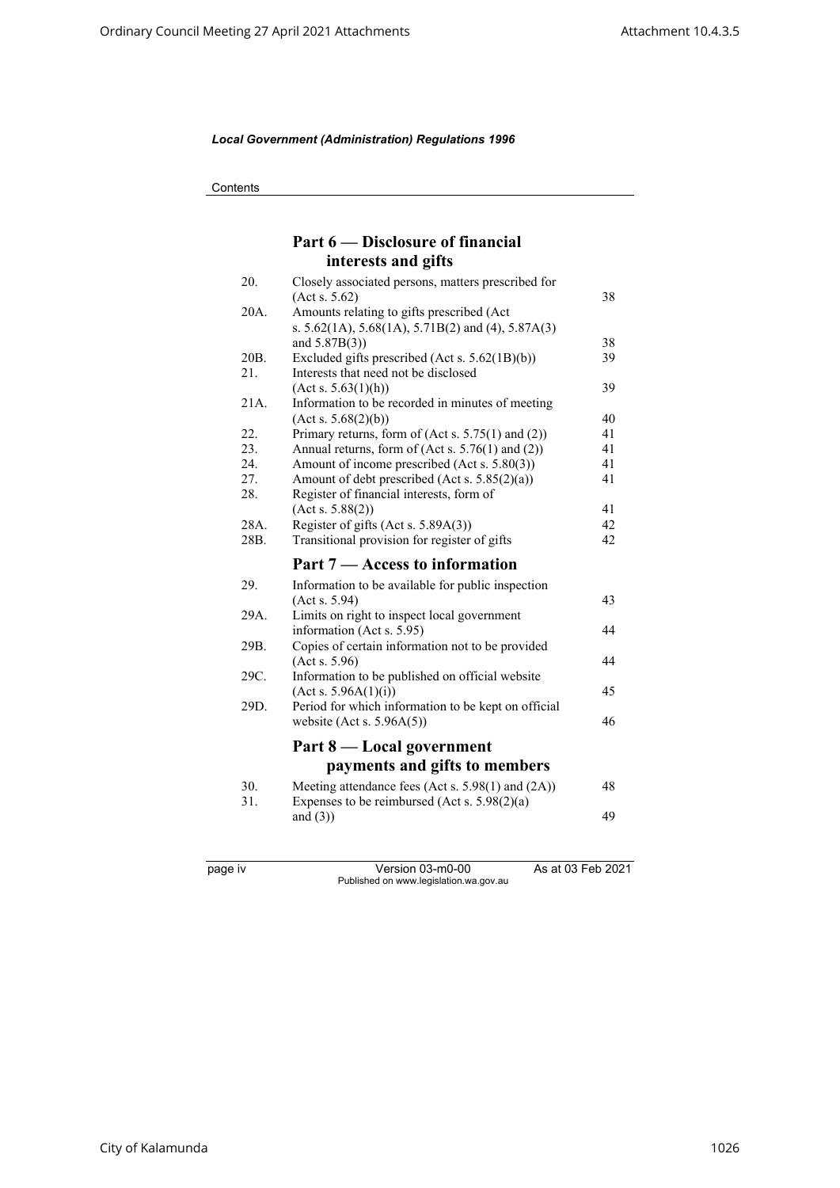Contents

## Part 6 — Disclosure of financial interests and gifts

| | | |
|---|---|---|
| 20. | Closely associated persons, matters prescribed for (Act s. 5.62) | 38 |
| 20A. | Amounts relating to gifts prescribed (Act s. 5.62(1A), 5.68(1A), 5.71B(2) and (4), 5.87A(3) and 5.87B(3)) | 38 |
| 20B. | Excluded gifts prescribed (Act s. 5.62(1B)(b)) | 39 |
| 21. | Interests that need not be disclosed (Act s. 5.63(1)(h)) | 39 |
| 21A. | Information to be recorded in minutes of meeting (Act s. 5.68(2)(b)) | 40 |
| 22. | Primary returns, form of (Act s. 5.75(1) and (2)) | 41 |
| 23. | Annual returns, form of (Act s. 5.76(1) and (2)) | 41 |
| 24. | Amount of income prescribed (Act s. 5.80(3)) | 41 |
| 27. | Amount of debt prescribed (Act s. 5.85(2)(a)) | 41 |
| 28. | Register of financial interests, form of (Act s. 5.88(2)) | 41 |
| 28A. | Register of gifts (Act s. 5.89A(3)) | 42 |
| 28B. | Transitional provision for register of gifts | 42 |

## Part 7 — Access to information

| | | |
|---|---|---|
| 29. | Information to be available for public inspection (Act s. 5.94) | 43 |
| 29A. | Limits on right to inspect local government information (Act s. 5.95) | 44 |
| 29B. | Copies of certain information not to be provided (Act s. 5.96) | 44 |
| 29C. | Information to be published on official website (Act s. 5.96A(1)(i)) | 45 |
| 29D. | Period for which information to be kept on official website (Act s. 5.96A(5)) | 46 |

## Part 8 — Local government payments and gifts to members

| | | |
|---|---|---|
| 30. | Meeting attendance fees (Act s. 5.98(1) and (2A)) | 48 |
| 31. | Expenses to be reimbursed (Act s. 5.98(2)(a) and (3)) | 49 |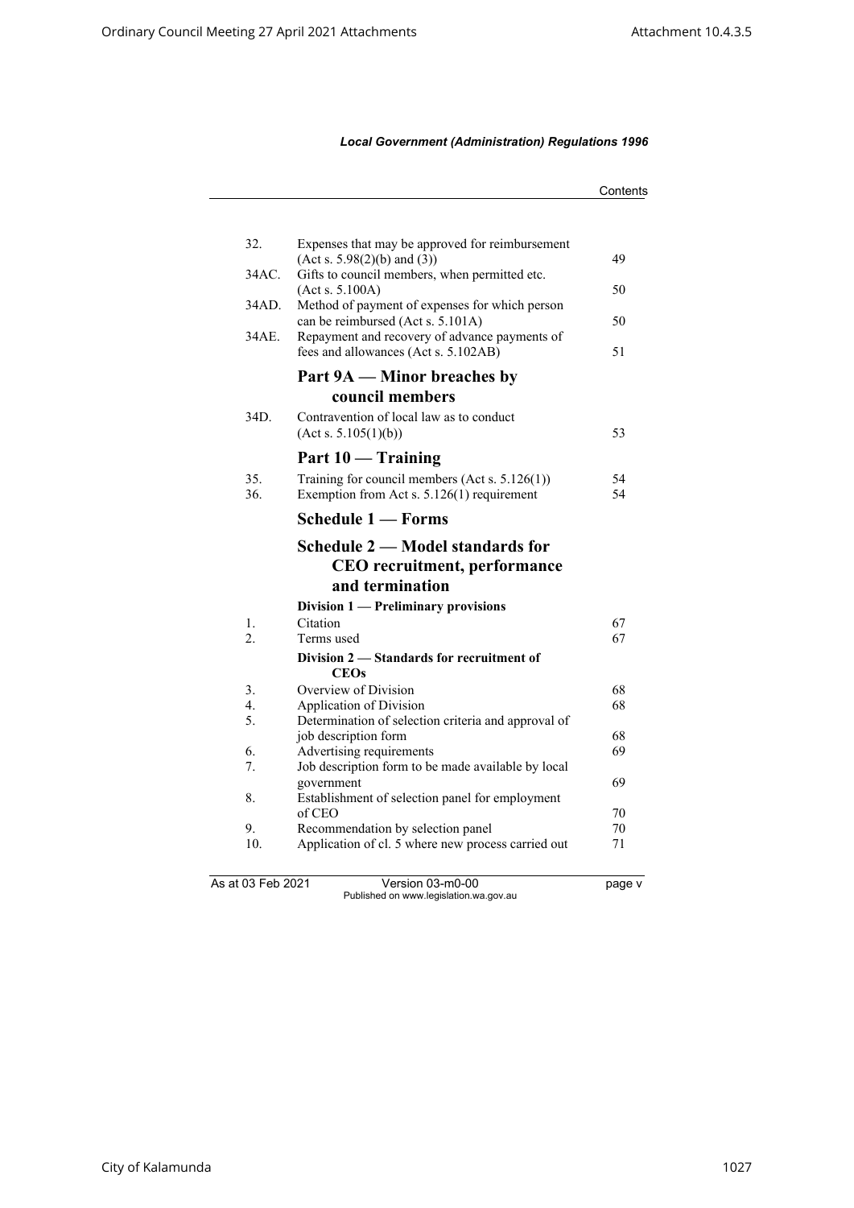| | | |
|---|---|---|
| 32. | Expenses that may be approved for reimbursement (Act s. 5.98(2)(b) and (3)) | 49 |
| 34AC. | Gifts to council members, when permitted etc. (Act s. 5.100A) | 50 |
| 34AD. | Method of payment of expenses for which person can be reimbursed (Act s. 5.101A) | 50 |
| 34AE. | Repayment and recovery of advance payments of fees and allowances (Act s. 5.102AB) | 51 |

## Part 9A — Minor breaches by council members

| | | |
|---|---|---|
| 34D. | Contravention of local law as to conduct (Act s. 5.105(1)(b)) | 53 |

## Part 10 — Training

| | | |
|---|---|---|
| 35. | Training for council members (Act s. 5.126(1)) | 54 |
| 36. | Exemption from Act s. 5.126(1) requirement | 54 |

## Schedule 1 — Forms

## Schedule 2 — Model standards for CEO recruitment, performance and termination

### Division 1 — Preliminary provisions

| | | |
|---|---|---|
| 1. | Citation | 67 |
| 2. | Terms used | 67 |

### Division 2 — Standards for recruitment of CEOs

| | | |
|---|---|---|
| 3. | Overview of Division | 68 |
| 4. | Application of Division | 68 |
| 5. | Determination of selection criteria and approval of job description form | 68 |
| 6. | Advertising requirements | 69 |
| 7. | Job description form to be made available by local government | 69 |
| 8. | Establishment of selection panel for employment of CEO | 70 |
| 9. | Recommendation by selection panel | 70 |
| 10. | Application of cl. 5 where new process carried out | 71 |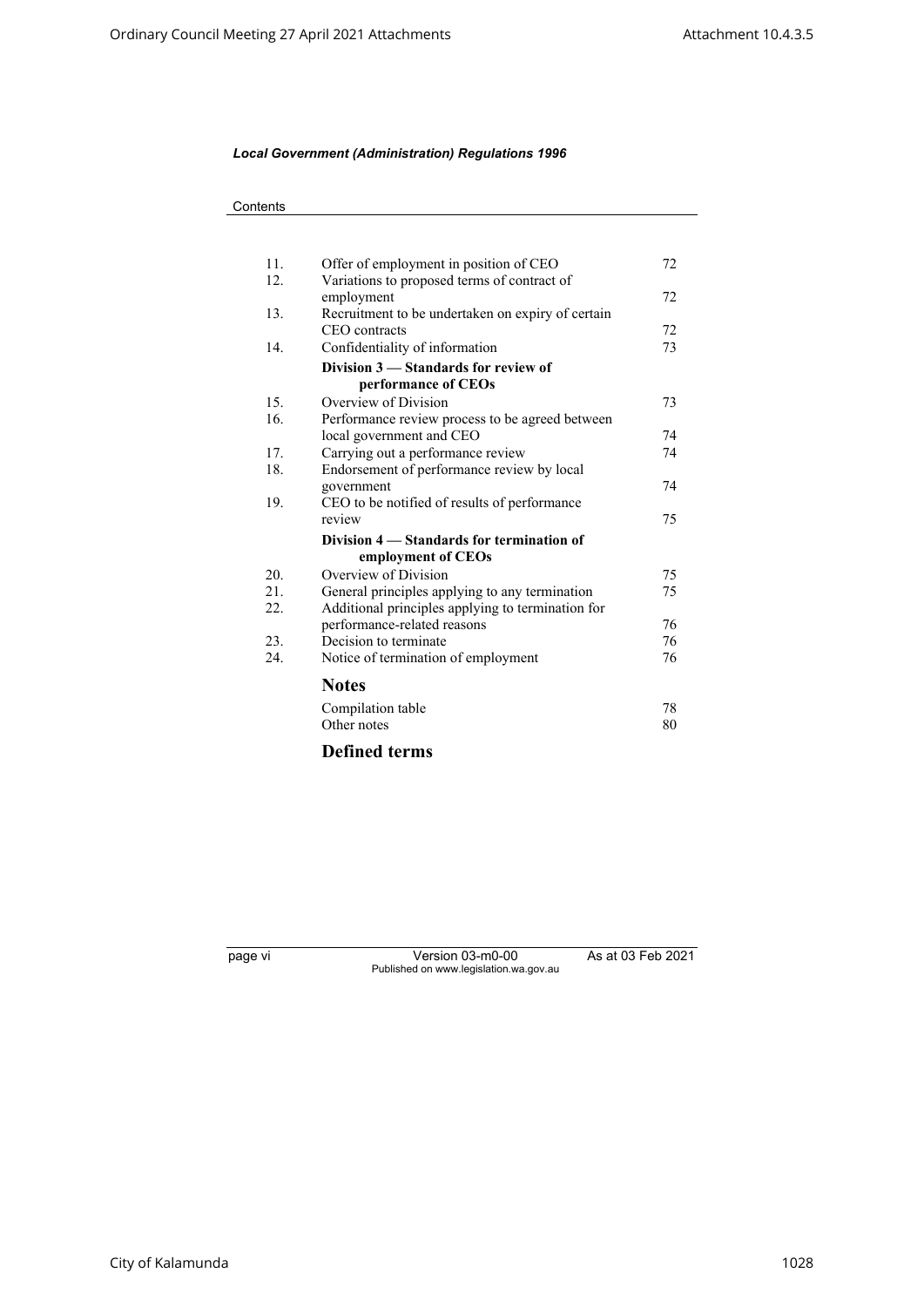Contents

| | | |
|---|---|---|
| 11. | Offer of employment in position of CEO | 72 |
| 12. | Variations to proposed terms of contract of employment | 72 |
| 13. | Recruitment to be undertaken on expiry of certain CEO contracts | 72 |
| 14. | Confidentiality of information | 73 |
| | **Division 3 — Standards for review of performance of CEOs** | |
| 15. | Overview of Division | 73 |
| 16. | Performance review process to be agreed between local government and CEO | 74 |
| 17. | Carrying out a performance review | 74 |
| 18. | Endorsement of performance review by local government | 74 |
| 19. | CEO to be notified of results of performance review | 75 |
| | **Division 4 — Standards for termination of employment of CEOs** | |
| 20. | Overview of Division | 75 |
| 21. | General principles applying to any termination | 75 |
| 22. | Additional principles applying to termination for performance-related reasons | 76 |
| 23. | Decision to terminate | 76 |
| 24. | Notice of termination of employment | 76 |

**Notes**

| | |
|---|---|
| Compilation table | 78 |
| Other notes | 80 |

**Defined terms**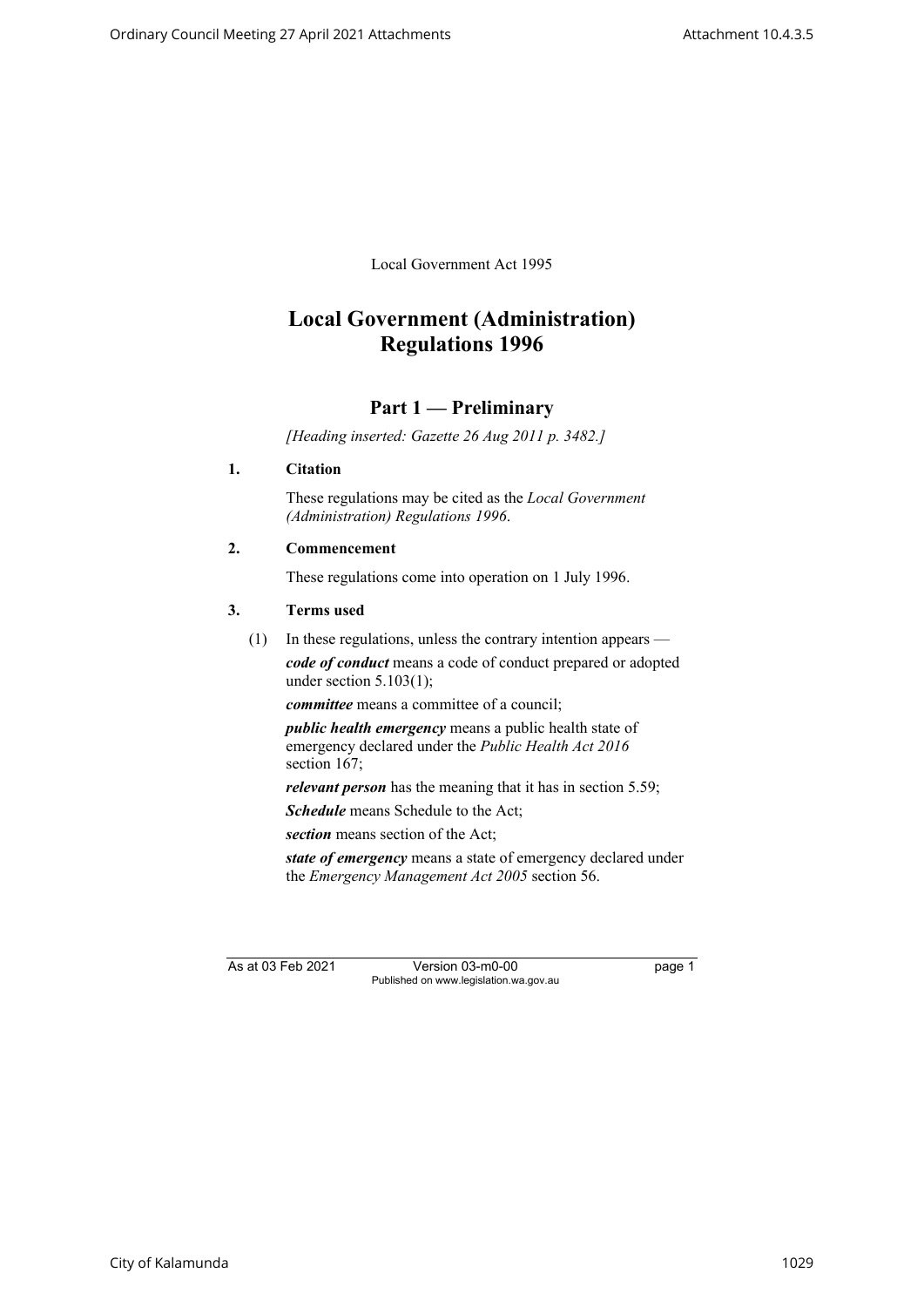Local Government Act 1995

# Local Government (Administration) Regulations 1996

## Part 1 — Preliminary

*[Heading inserted: Gazette 26 Aug 2011 p. 3482.]*

### 1. Citation

These regulations may be cited as the *Local Government (Administration) Regulations 1996*.

### 2. Commencement

These regulations come into operation on 1 July 1996.

### 3. Terms used

(1) In these regulations, unless the contrary intention appears —

***code of conduct*** means a code of conduct prepared or adopted under section 5.103(1);

***committee*** means a committee of a council;

***public health emergency*** means a public health state of emergency declared under the *Public Health Act 2016* section 167;

***relevant person*** has the meaning that it has in section 5.59;

***Schedule*** means Schedule to the Act;

***section*** means section of the Act;

***state of emergency*** means a state of emergency declared under the *Emergency Management Act 2005* section 56.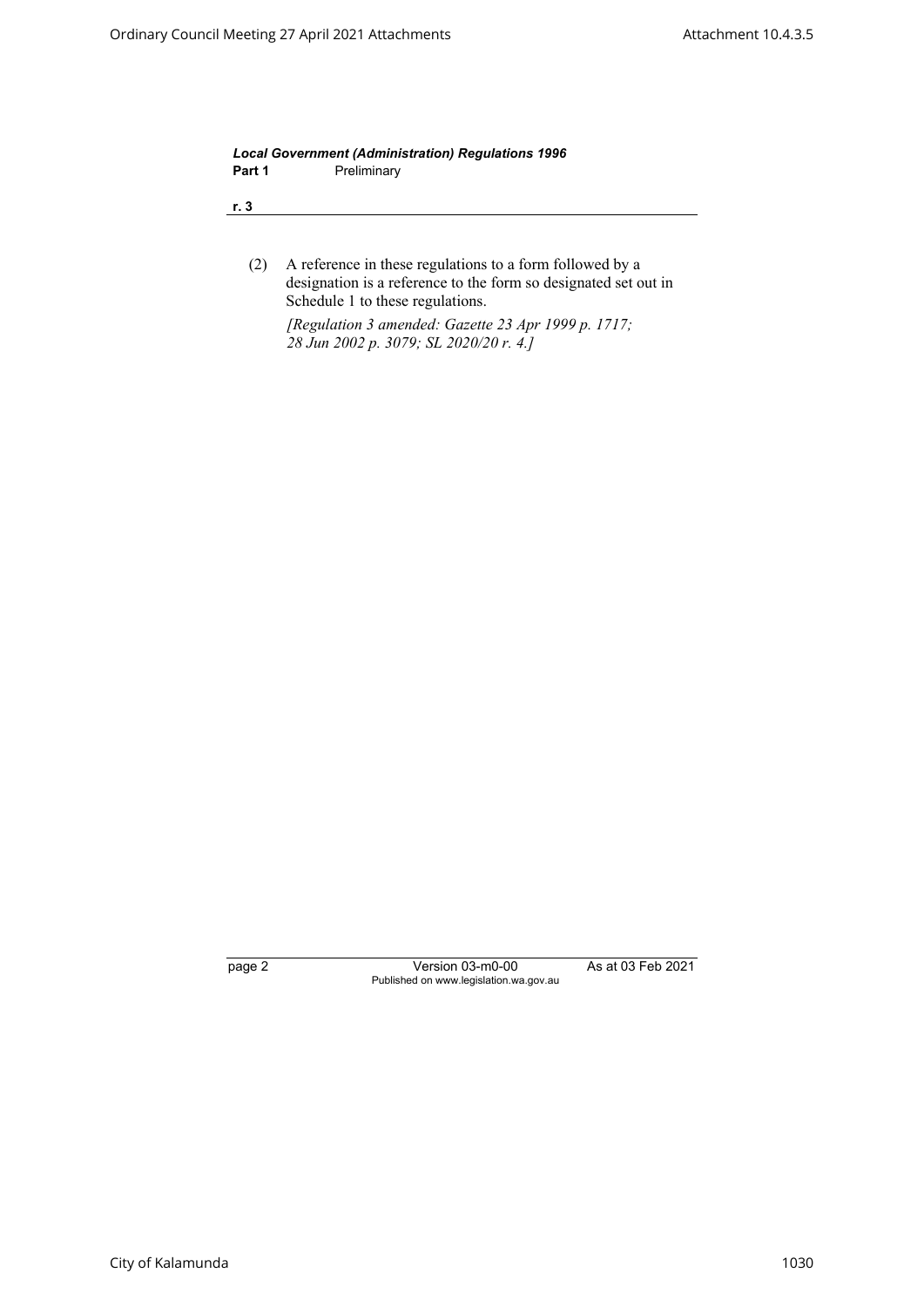(2) A reference in these regulations to a form followed by a designation is a reference to the form so designated set out in Schedule 1 to these regulations.

*[Regulation 3 amended: Gazette 23 Apr 1999 p. 1717; 28 Jun 2002 p. 3079; SL 2020/20 r. 4.]*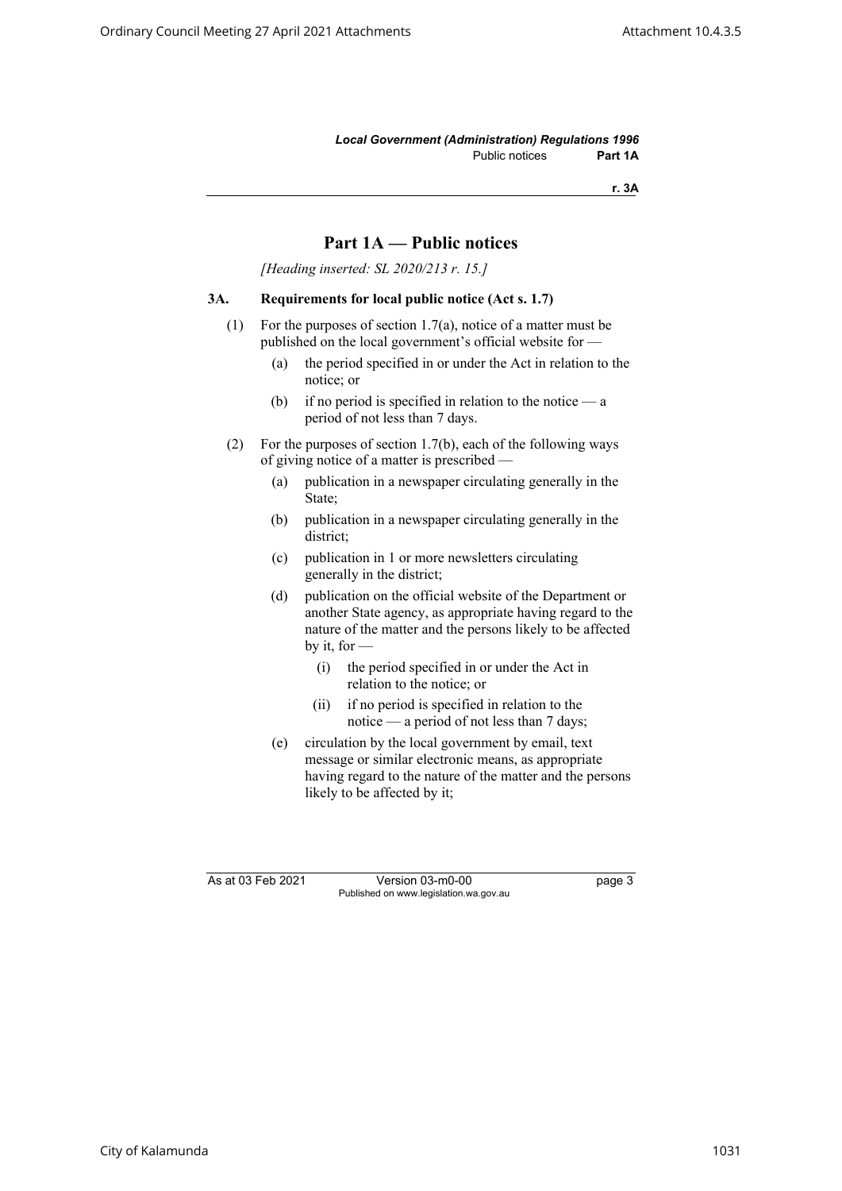## Part 1A — Public notices

*[Heading inserted: SL 2020/213 r. 15.]*

### 3A. Requirements for local public notice (Act s. 1.7)

(1) For the purposes of section 1.7(a), notice of a matter must be published on the local government's official website for —

   (a) the period specified in or under the Act in relation to the notice; or

   (b) if no period is specified in relation to the notice — a period of not less than 7 days.

(2) For the purposes of section 1.7(b), each of the following ways of giving notice of a matter is prescribed —

   (a) publication in a newspaper circulating generally in the State;

   (b) publication in a newspaper circulating generally in the district;

   (c) publication in 1 or more newsletters circulating generally in the district;

   (d) publication on the official website of the Department or another State agency, as appropriate having regard to the nature of the matter and the persons likely to be affected by it, for —

      (i) the period specified in or under the Act in relation to the notice; or

      (ii) if no period is specified in relation to the notice — a period of not less than 7 days;

   (e) circulation by the local government by email, text message or similar electronic means, as appropriate having regard to the nature of the matter and the persons likely to be affected by it;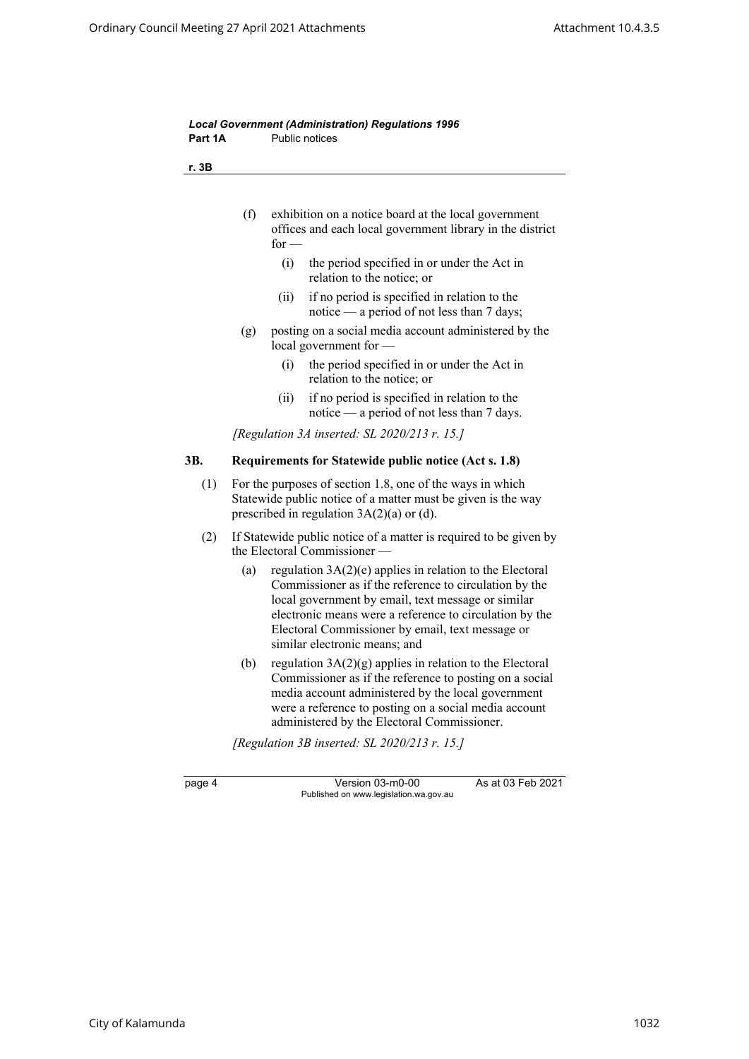(f) exhibition on a notice board at the local government offices and each local government library in the district for —

  (i) the period specified in or under the Act in relation to the notice; or

  (ii) if no period is specified in relation to the notice — a period of not less than 7 days;

(g) posting on a social media account administered by the local government for —

  (i) the period specified in or under the Act in relation to the notice; or

  (ii) if no period is specified in relation to the notice — a period of not less than 7 days.

*[Regulation 3A inserted: SL 2020/213 r. 15.]*

### 3B. Requirements for Statewide public notice (Act s. 1.8)

(1) For the purposes of section 1.8, one of the ways in which Statewide public notice of a matter must be given is the way prescribed in regulation 3A(2)(a) or (d).

(2) If Statewide public notice of a matter is required to be given by the Electoral Commissioner —

  (a) regulation 3A(2)(e) applies in relation to the Electoral Commissioner as if the reference to circulation by the local government by email, text message or similar electronic means were a reference to circulation by the Electoral Commissioner by email, text message or similar electronic means; and

  (b) regulation 3A(2)(g) applies in relation to the Electoral Commissioner as if the reference to posting on a social media account administered by the local government were a reference to posting on a social media account administered by the Electoral Commissioner.

*[Regulation 3B inserted: SL 2020/213 r. 15.]*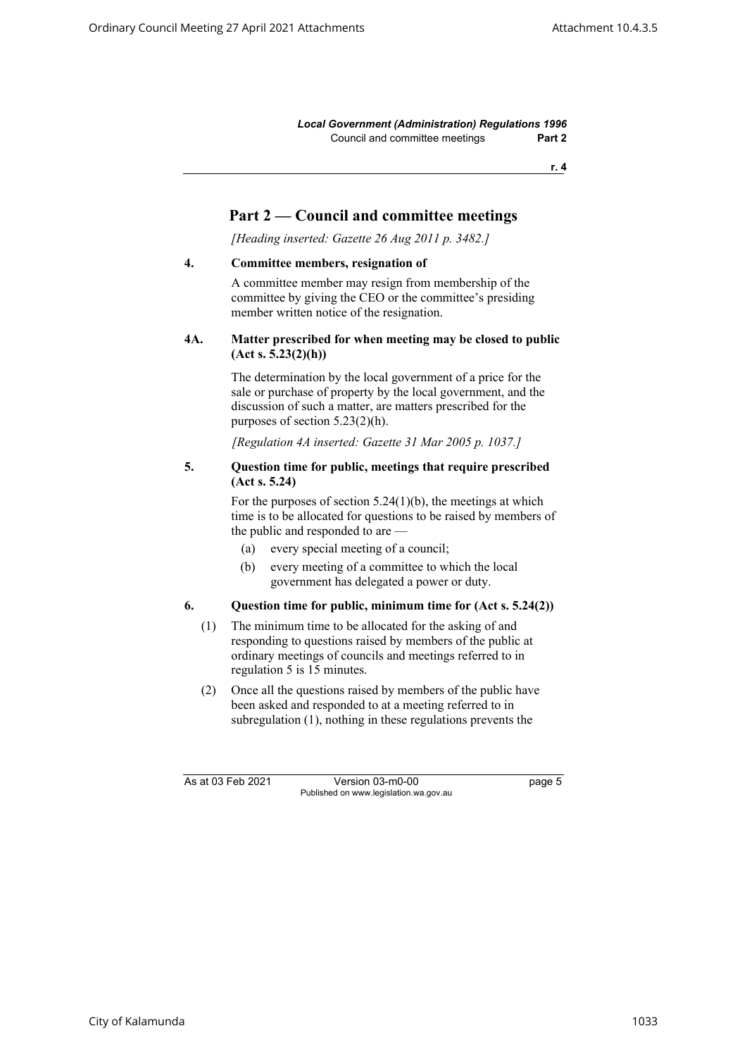## Part 2 — Council and committee meetings

*[Heading inserted: Gazette 26 Aug 2011 p. 3482.]*

**4. Committee members, resignation of**

A committee member may resign from membership of the committee by giving the CEO or the committee's presiding member written notice of the resignation.

**4A. Matter prescribed for when meeting may be closed to public (Act s. 5.23(2)(h))**

The determination by the local government of a price for the sale or purchase of property by the local government, and the discussion of such a matter, are matters prescribed for the purposes of section 5.23(2)(h).

*[Regulation 4A inserted: Gazette 31 Mar 2005 p. 1037.]*

**5. Question time for public, meetings that require prescribed (Act s. 5.24)**

For the purposes of section 5.24(1)(b), the meetings at which time is to be allocated for questions to be raised by members of the public and responded to are —

(a) every special meeting of a council;

(b) every meeting of a committee to which the local government has delegated a power or duty.

**6. Question time for public, minimum time for (Act s. 5.24(2))**

(1) The minimum time to be allocated for the asking of and responding to questions raised by members of the public at ordinary meetings of councils and meetings referred to in regulation 5 is 15 minutes.

(2) Once all the questions raised by members of the public have been asked and responded to at a meeting referred to in subregulation (1), nothing in these regulations prevents the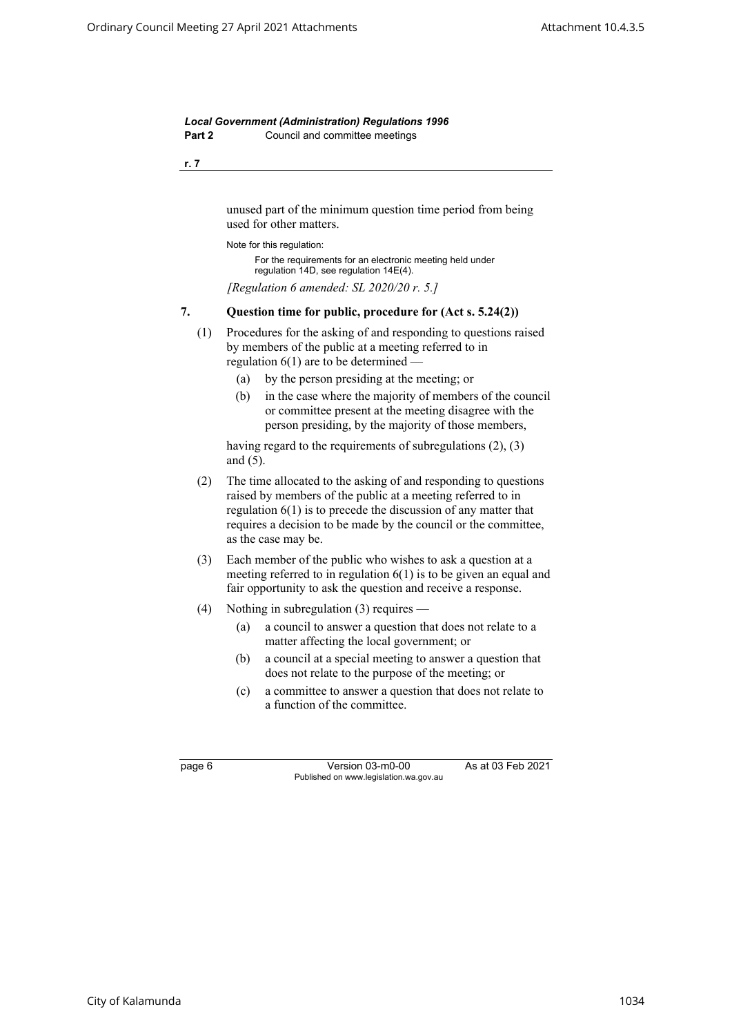unused part of the minimum question time period from being used for other matters.

Note for this regulation:

For the requirements for an electronic meeting held under regulation 14D, see regulation 14E(4).

*[Regulation 6 amended: SL 2020/20 r. 5.]*

## 7. Question time for public, procedure for (Act s. 5.24(2))

(1) Procedures for the asking of and responding to questions raised by members of the public at a meeting referred to in regulation 6(1) are to be determined —

- (a) by the person presiding at the meeting; or
- (b) in the case where the majority of members of the council or committee present at the meeting disagree with the person presiding, by the majority of those members,

having regard to the requirements of subregulations (2), (3) and (5).

(2) The time allocated to the asking of and responding to questions raised by members of the public at a meeting referred to in regulation 6(1) is to precede the discussion of any matter that requires a decision to be made by the council or the committee, as the case may be.

(3) Each member of the public who wishes to ask a question at a meeting referred to in regulation 6(1) is to be given an equal and fair opportunity to ask the question and receive a response.

(4) Nothing in subregulation (3) requires —

- (a) a council to answer a question that does not relate to a matter affecting the local government; or
- (b) a council at a special meeting to answer a question that does not relate to the purpose of the meeting; or
- (c) a committee to answer a question that does not relate to a function of the committee.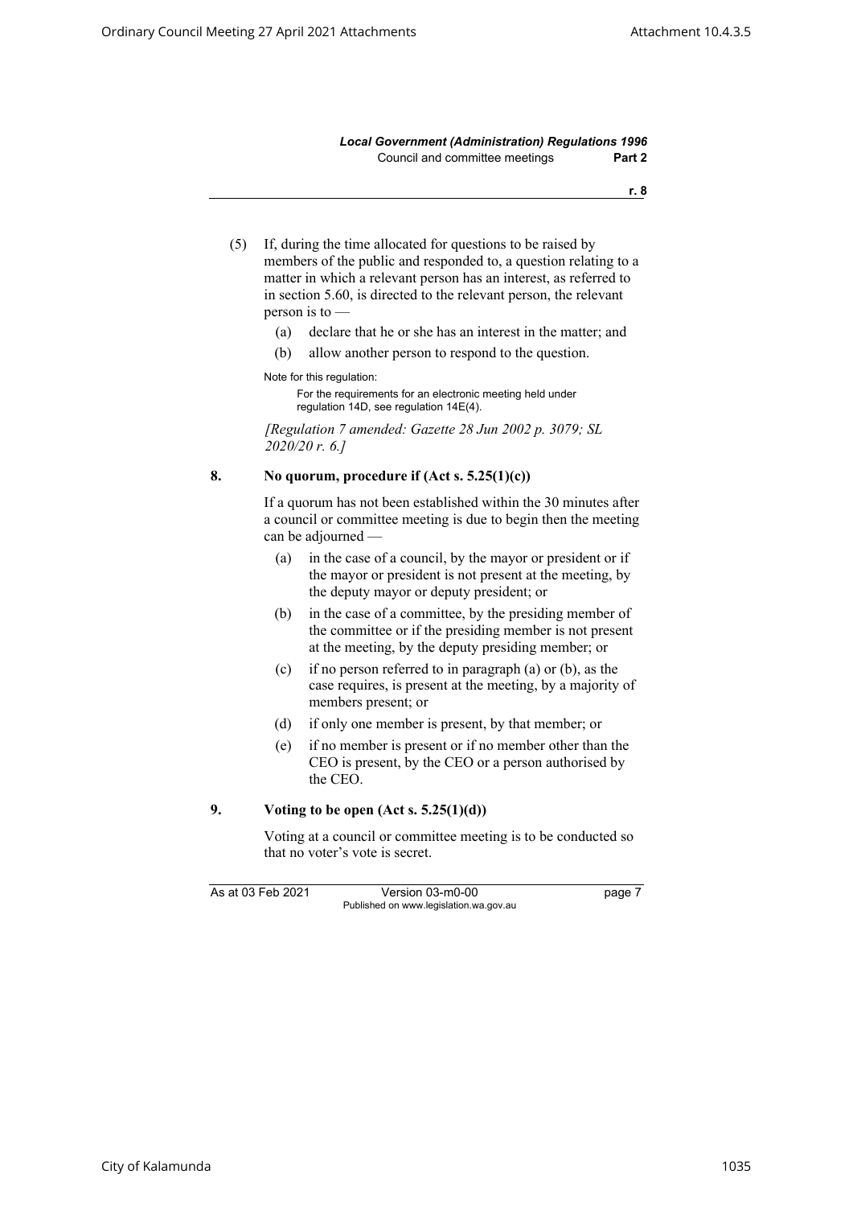(5) If, during the time allocated for questions to be raised by members of the public and responded to, a question relating to a matter in which a relevant person has an interest, as referred to in section 5.60, is directed to the relevant person, the relevant person is to —

(a) declare that he or she has an interest in the matter; and

(b) allow another person to respond to the question.

Note for this regulation:

For the requirements for an electronic meeting held under regulation 14D, see regulation 14E(4).

*[Regulation 7 amended: Gazette 28 Jun 2002 p. 3079; SL 2020/20 r. 6.]*

### 8. No quorum, procedure if (Act s. 5.25(1)(c))

If a quorum has not been established within the 30 minutes after a council or committee meeting is due to begin then the meeting can be adjourned —

(a) in the case of a council, by the mayor or president or if the mayor or president is not present at the meeting, by the deputy mayor or deputy president; or

(b) in the case of a committee, by the presiding member of the committee or if the presiding member is not present at the meeting, by the deputy presiding member; or

(c) if no person referred to in paragraph (a) or (b), as the case requires, is present at the meeting, by a majority of members present; or

(d) if only one member is present, by that member; or

(e) if no member is present or if no member other than the CEO is present, by the CEO or a person authorised by the CEO.

### 9. Voting to be open (Act s. 5.25(1)(d))

Voting at a council or committee meeting is to be conducted so that no voter's vote is secret.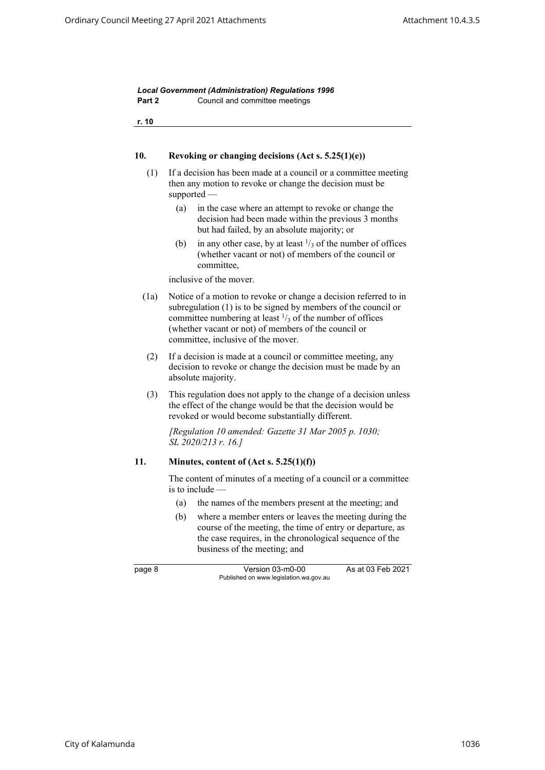## 10. Revoking or changing decisions (Act s. 5.25(1)(e))

(1) If a decision has been made at a council or a committee meeting then any motion to revoke or change the decision must be supported —

(a) in the case where an attempt to revoke or change the decision had been made within the previous 3 months but had failed, by an absolute majority; or

(b) in any other case, by at least $^1/_3$ of the number of offices (whether vacant or not) of members of the council or committee,

inclusive of the mover.

(1a) Notice of a motion to revoke or change a decision referred to in subregulation (1) is to be signed by members of the council or committee numbering at least $^1/_3$ of the number of offices (whether vacant or not) of members of the council or committee, inclusive of the mover.

(2) If a decision is made at a council or committee meeting, any decision to revoke or change the decision must be made by an absolute majority.

(3) This regulation does not apply to the change of a decision unless the effect of the change would be that the decision would be revoked or would become substantially different.

*[Regulation 10 amended: Gazette 31 Mar 2005 p. 1030; SL 2020/213 r. 16.]*

## 11. Minutes, content of (Act s. 5.25(1)(f))

The content of minutes of a meeting of a council or a committee is to include —

(a) the names of the members present at the meeting; and

(b) where a member enters or leaves the meeting during the course of the meeting, the time of entry or departure, as the case requires, in the chronological sequence of the business of the meeting; and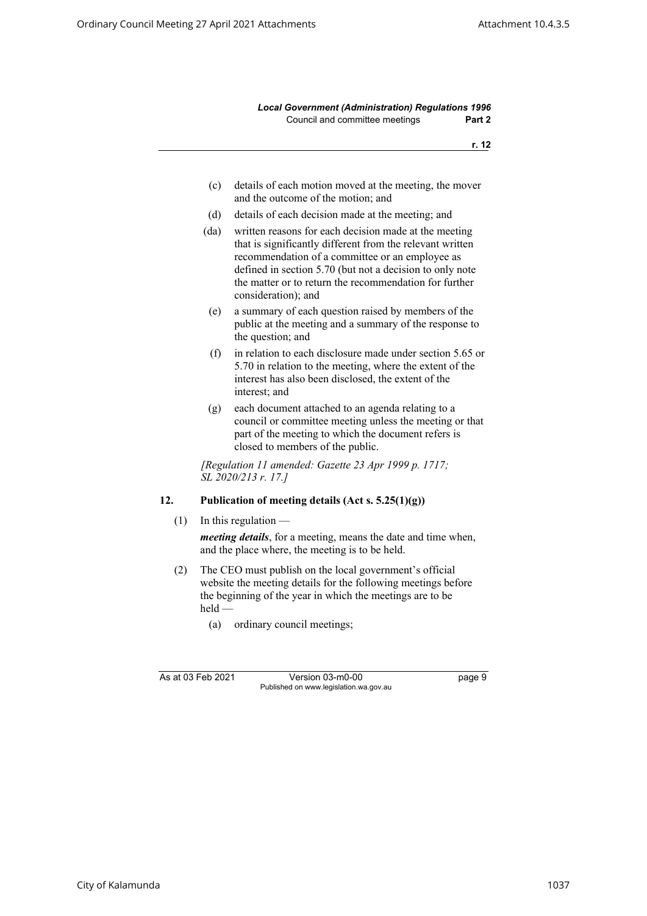(c) details of each motion moved at the meeting, the mover and the outcome of the motion; and

(d) details of each decision made at the meeting; and

(da) written reasons for each decision made at the meeting that is significantly different from the relevant written recommendation of a committee or an employee as defined in section 5.70 (but not a decision to only note the matter or to return the recommendation for further consideration); and

(e) a summary of each question raised by members of the public at the meeting and a summary of the response to the question; and

(f) in relation to each disclosure made under section 5.65 or 5.70 in relation to the meeting, where the extent of the interest has also been disclosed, the extent of the interest; and

(g) each document attached to an agenda relating to a council or committee meeting unless the meeting or that part of the meeting to which the document refers is closed to members of the public.

*[Regulation 11 amended: Gazette 23 Apr 1999 p. 1717; SL 2020/213 r. 17.]*

### 12. Publication of meeting details (Act s. 5.25(1)(g))

(1) In this regulation —

***meeting details***, for a meeting, means the date and time when, and the place where, the meeting is to be held.

(2) The CEO must publish on the local government's official website the meeting details for the following meetings before the beginning of the year in which the meetings are to be held —

(a) ordinary council meetings;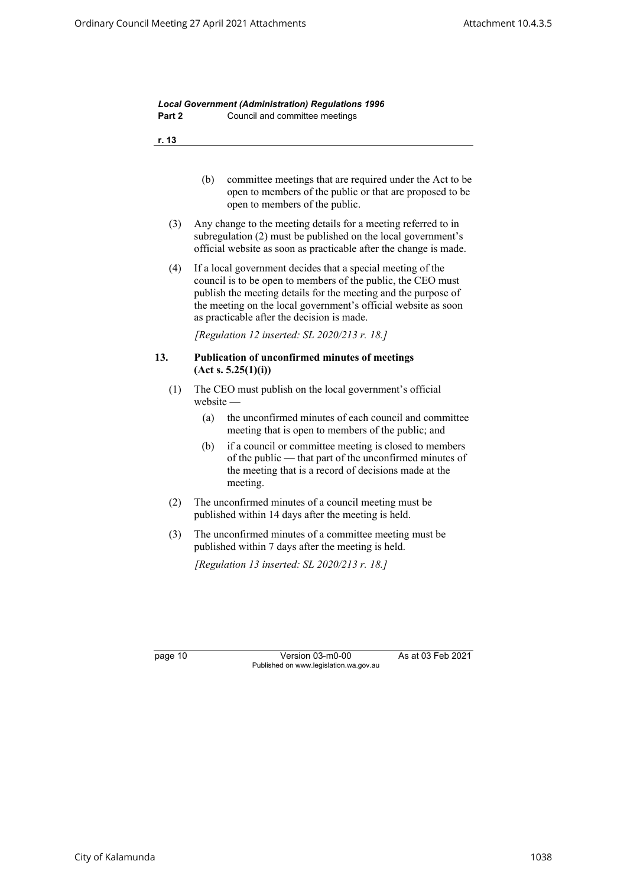(b) committee meetings that are required under the Act to be open to members of the public or that are proposed to be open to members of the public.

(3) Any change to the meeting details for a meeting referred to in subregulation (2) must be published on the local government's official website as soon as practicable after the change is made.

(4) If a local government decides that a special meeting of the council is to be open to members of the public, the CEO must publish the meeting details for the meeting and the purpose of the meeting on the local government's official website as soon as practicable after the decision is made.

*[Regulation 12 inserted: SL 2020/213 r. 18.]*

### 13. Publication of unconfirmed minutes of meetings (Act s. 5.25(1)(i))

(1) The CEO must publish on the local government's official website —

(a) the unconfirmed minutes of each council and committee meeting that is open to members of the public; and

(b) if a council or committee meeting is closed to members of the public — that part of the unconfirmed minutes of the meeting that is a record of decisions made at the meeting.

(2) The unconfirmed minutes of a council meeting must be published within 14 days after the meeting is held.

(3) The unconfirmed minutes of a committee meeting must be published within 7 days after the meeting is held.

*[Regulation 13 inserted: SL 2020/213 r. 18.]*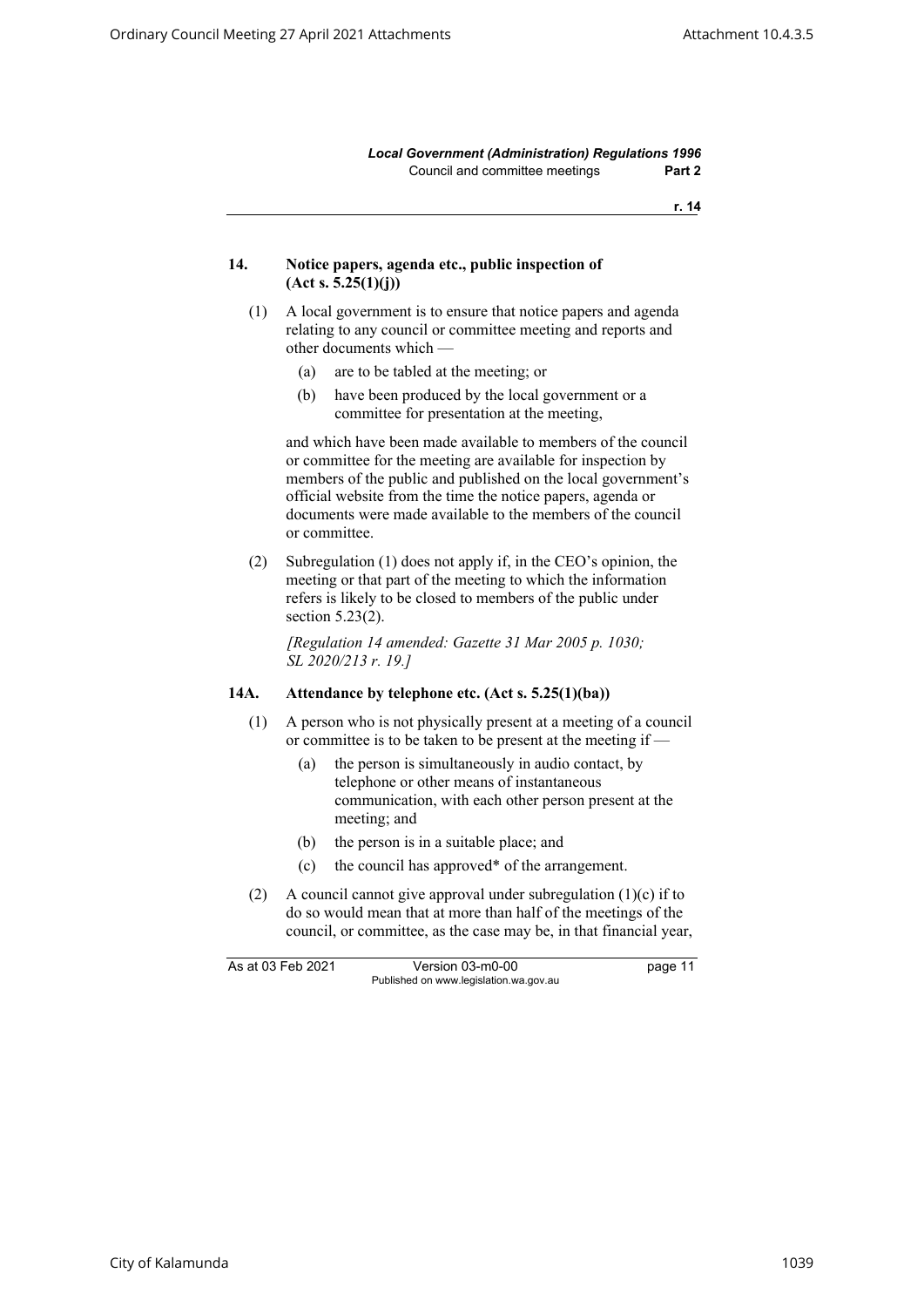## 14. Notice papers, agenda etc., public inspection of (Act s. 5.25(1)(j))

(1) A local government is to ensure that notice papers and agenda relating to any council or committee meeting and reports and other documents which —

- (a) are to be tabled at the meeting; or
- (b) have been produced by the local government or a committee for presentation at the meeting,

and which have been made available to members of the council or committee for the meeting are available for inspection by members of the public and published on the local government's official website from the time the notice papers, agenda or documents were made available to the members of the council or committee.

(2) Subregulation (1) does not apply if, in the CEO's opinion, the meeting or that part of the meeting to which the information refers is likely to be closed to members of the public under section 5.23(2).

*[Regulation 14 amended: Gazette 31 Mar 2005 p. 1030; SL 2020/213 r. 19.]*

## 14A. Attendance by telephone etc. (Act s. 5.25(1)(ba))

(1) A person who is not physically present at a meeting of a council or committee is to be taken to be present at the meeting if —

- (a) the person is simultaneously in audio contact, by telephone or other means of instantaneous communication, with each other person present at the meeting; and
- (b) the person is in a suitable place; and
- (c) the council has approved* of the arrangement.

(2) A council cannot give approval under subregulation (1)(c) if to do so would mean that at more than half of the meetings of the council, or committee, as the case may be, in that financial year,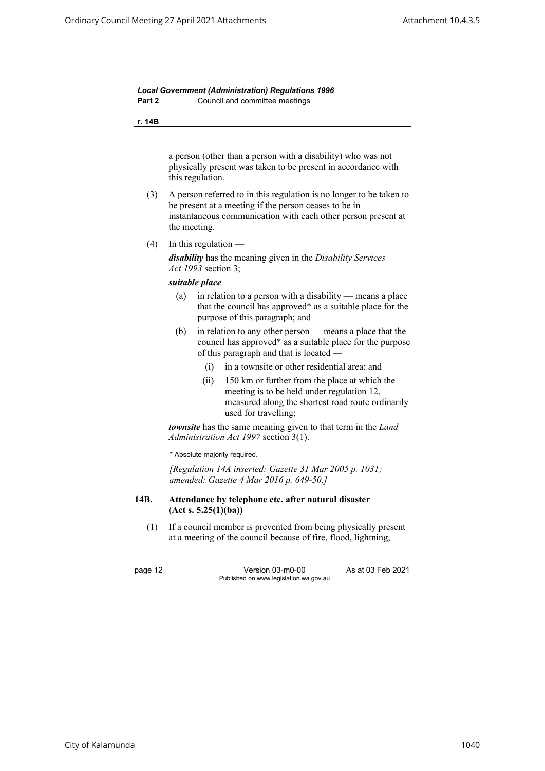a person (other than a person with a disability) who was not physically present was taken to be present in accordance with this regulation.

(3) A person referred to in this regulation is no longer to be taken to be present at a meeting if the person ceases to be in instantaneous communication with each other person present at the meeting.

(4) In this regulation —

***disability*** has the meaning given in the *Disability Services Act 1993* section 3;

***suitable place*** —

(a) in relation to a person with a disability — means a place that the council has approved* as a suitable place for the purpose of this paragraph; and

(b) in relation to any other person — means a place that the council has approved* as a suitable place for the purpose of this paragraph and that is located —

(i) in a townsite or other residential area; and

(ii) 150 km or further from the place at which the meeting is to be held under regulation 12, measured along the shortest road route ordinarily used for travelling;

***townsite*** has the same meaning given to that term in the *Land Administration Act 1997* section 3(1).

\* Absolute majority required.

*[Regulation 14A inserted: Gazette 31 Mar 2005 p. 1031; amended: Gazette 4 Mar 2016 p. 649-50.]*

### 14B. Attendance by telephone etc. after natural disaster (Act s. 5.25(1)(ba))

(1) If a council member is prevented from being physically present at a meeting of the council because of fire, flood, lightning,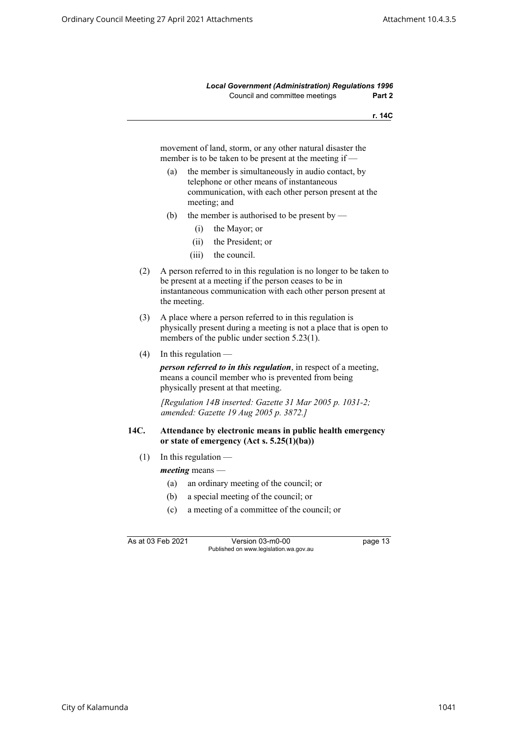movement of land, storm, or any other natural disaster the member is to be taken to be present at the meeting if —

(a) the member is simultaneously in audio contact, by telephone or other means of instantaneous communication, with each other person present at the meeting; and

(b) the member is authorised to be present by —

  (i) the Mayor; or

  (ii) the President; or

  (iii) the council.

(2) A person referred to in this regulation is no longer to be taken to be present at a meeting if the person ceases to be in instantaneous communication with each other person present at the meeting.

(3) A place where a person referred to in this regulation is physically present during a meeting is not a place that is open to members of the public under section 5.23(1).

(4) In this regulation —

***person referred to in this regulation***, in respect of a meeting, means a council member who is prevented from being physically present at that meeting.

*[Regulation 14B inserted: Gazette 31 Mar 2005 p. 1031-2; amended: Gazette 19 Aug 2005 p. 3872.]*

### 14C. Attendance by electronic means in public health emergency or state of emergency (Act s. 5.25(1)(ba))

(1) In this regulation —

***meeting*** means —

(a) an ordinary meeting of the council; or

(b) a special meeting of the council; or

(c) a meeting of a committee of the council; or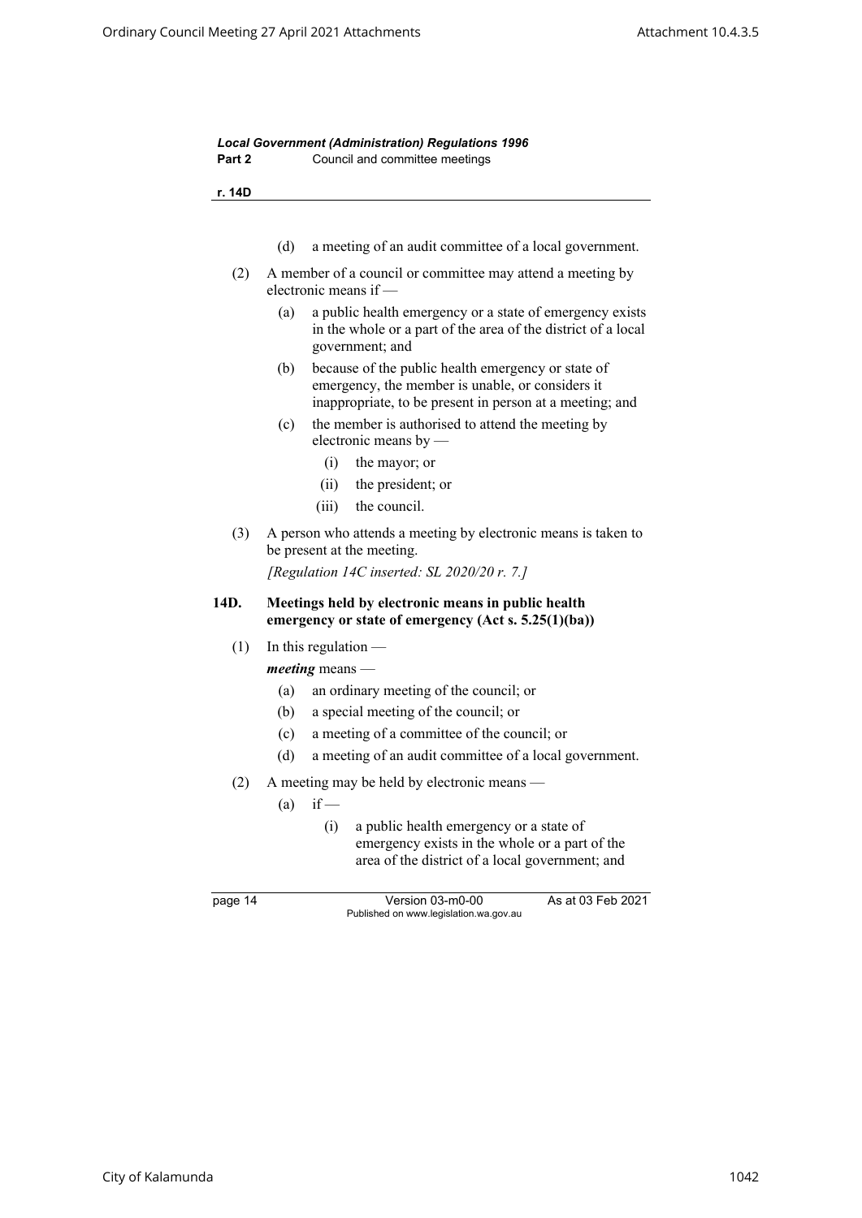(d) a meeting of an audit committee of a local government.

(2) A member of a council or committee may attend a meeting by electronic means if —

(a) a public health emergency or a state of emergency exists in the whole or a part of the area of the district of a local government; and

(b) because of the public health emergency or state of emergency, the member is unable, or considers it inappropriate, to be present in person at a meeting; and

(c) the member is authorised to attend the meeting by electronic means by —

(i) the mayor; or

(ii) the president; or

(iii) the council.

(3) A person who attends a meeting by electronic means is taken to be present at the meeting.

*[Regulation 14C inserted: SL 2020/20 r. 7.]*

**14D. Meetings held by electronic means in public health emergency or state of emergency (Act s. 5.25(1)(ba))**

(1) In this regulation —

***meeting*** means —

(a) an ordinary meeting of the council; or

(b) a special meeting of the council; or

(c) a meeting of a committee of the council; or

(d) a meeting of an audit committee of a local government.

(2) A meeting may be held by electronic means —

(a) if —

(i) a public health emergency or a state of emergency exists in the whole or a part of the area of the district of a local government; and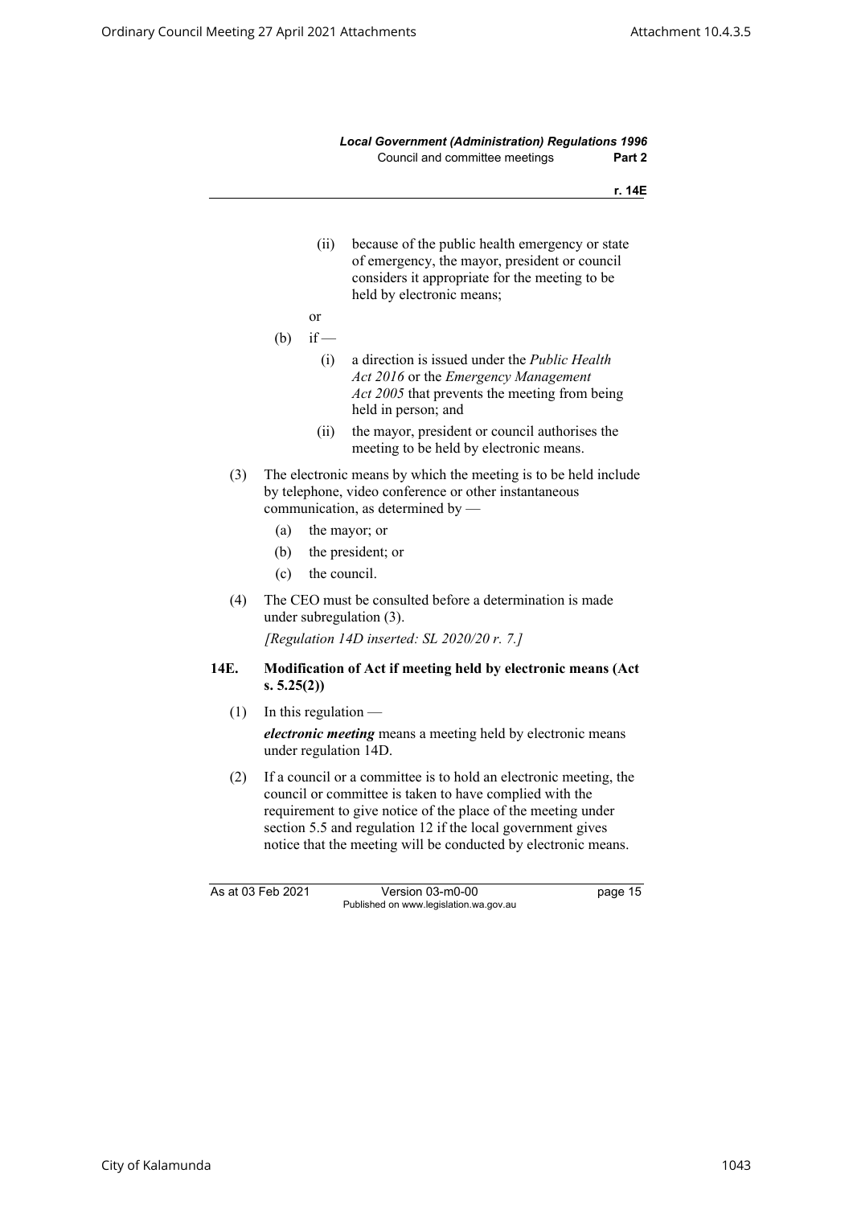(ii) because of the public health emergency or state of emergency, the mayor, president or council considers it appropriate for the meeting to be held by electronic means;

or

(b) if —

(i) a direction is issued under the *Public Health Act 2016* or the *Emergency Management Act 2005* that prevents the meeting from being held in person; and

(ii) the mayor, president or council authorises the meeting to be held by electronic means.

(3) The electronic means by which the meeting is to be held include by telephone, video conference or other instantaneous communication, as determined by —

(a) the mayor; or

(b) the president; or

(c) the council.

(4) The CEO must be consulted before a determination is made under subregulation (3).

*[Regulation 14D inserted: SL 2020/20 r. 7.]*

### 14E. Modification of Act if meeting held by electronic means (Act s. 5.25(2))

(1) In this regulation —

***electronic meeting*** means a meeting held by electronic means under regulation 14D.

(2) If a council or a committee is to hold an electronic meeting, the council or committee is taken to have complied with the requirement to give notice of the place of the meeting under section 5.5 and regulation 12 if the local government gives notice that the meeting will be conducted by electronic means.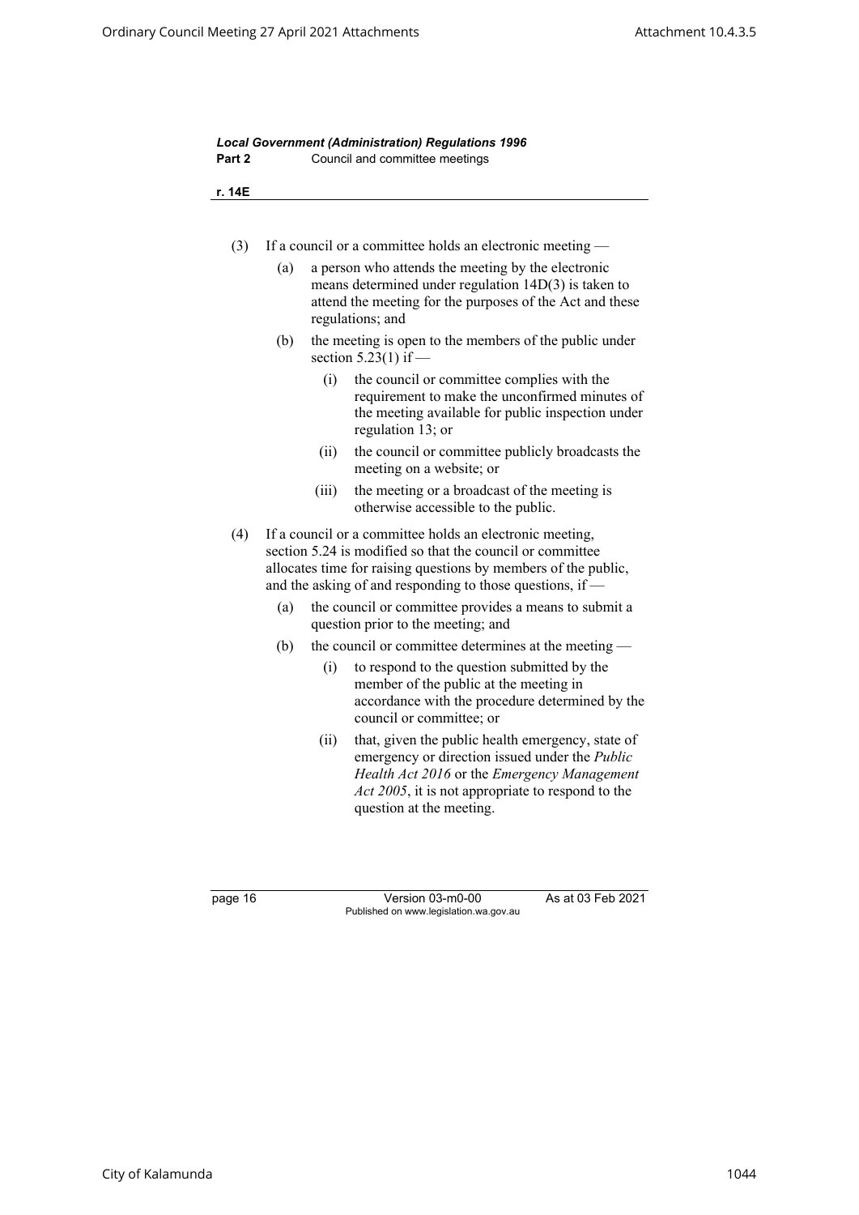(3) If a council or a committee holds an electronic meeting —

   (a) a person who attends the meeting by the electronic means determined under regulation 14D(3) is taken to attend the meeting for the purposes of the Act and these regulations; and

   (b) the meeting is open to the members of the public under section 5.23(1) if —

      (i) the council or committee complies with the requirement to make the unconfirmed minutes of the meeting available for public inspection under regulation 13; or

      (ii) the council or committee publicly broadcasts the meeting on a website; or

      (iii) the meeting or a broadcast of the meeting is otherwise accessible to the public.

(4) If a council or a committee holds an electronic meeting, section 5.24 is modified so that the council or committee allocates time for raising questions by members of the public, and the asking of and responding to those questions, if —

   (a) the council or committee provides a means to submit a question prior to the meeting; and

   (b) the council or committee determines at the meeting —

      (i) to respond to the question submitted by the member of the public at the meeting in accordance with the procedure determined by the council or committee; or

      (ii) that, given the public health emergency, state of emergency or direction issued under the *Public Health Act 2016* or the *Emergency Management Act 2005*, it is not appropriate to respond to the question at the meeting.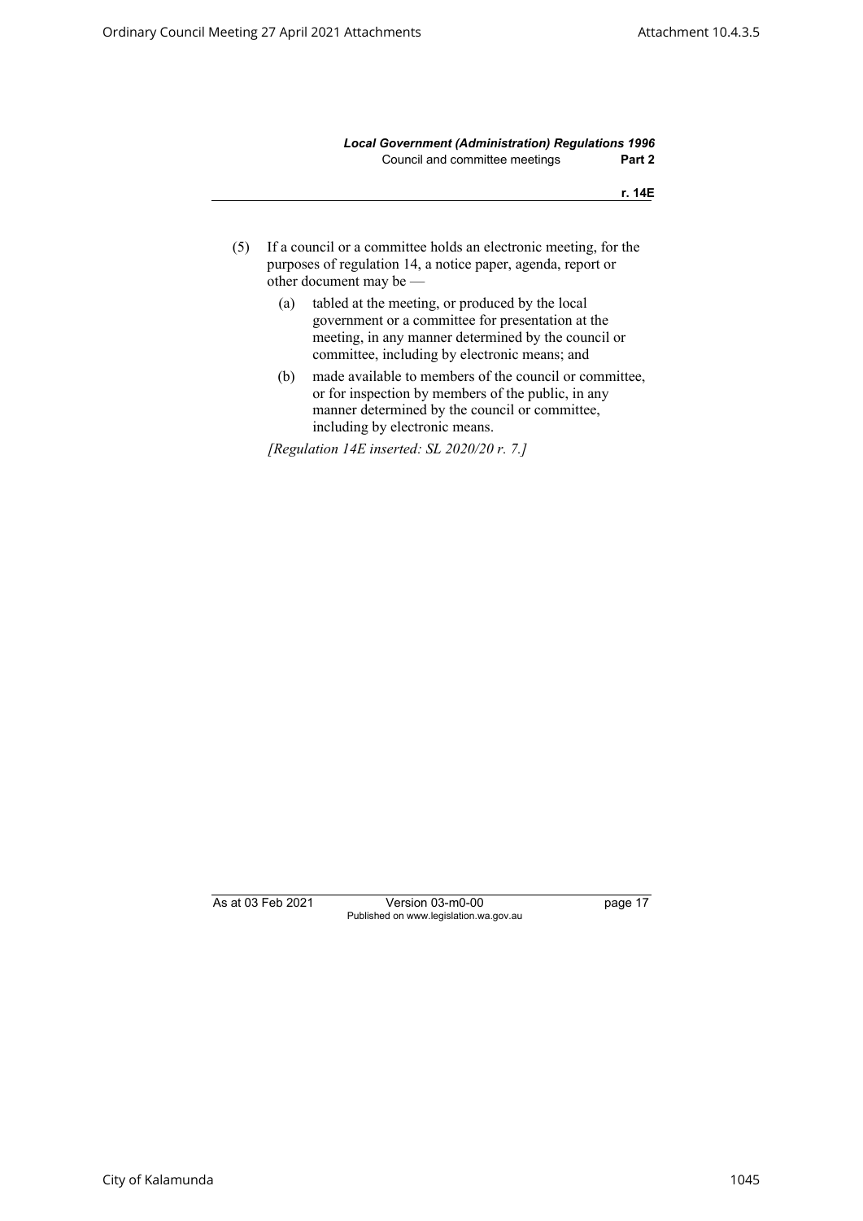(5) If a council or a committee holds an electronic meeting, for the purposes of regulation 14, a notice paper, agenda, report or other document may be —

   (a) tabled at the meeting, or produced by the local government or a committee for presentation at the meeting, in any manner determined by the council or committee, including by electronic means; and

   (b) made available to members of the council or committee, or for inspection by members of the public, in any manner determined by the council or committee, including by electronic means.

*[Regulation 14E inserted: SL 2020/20 r. 7.]*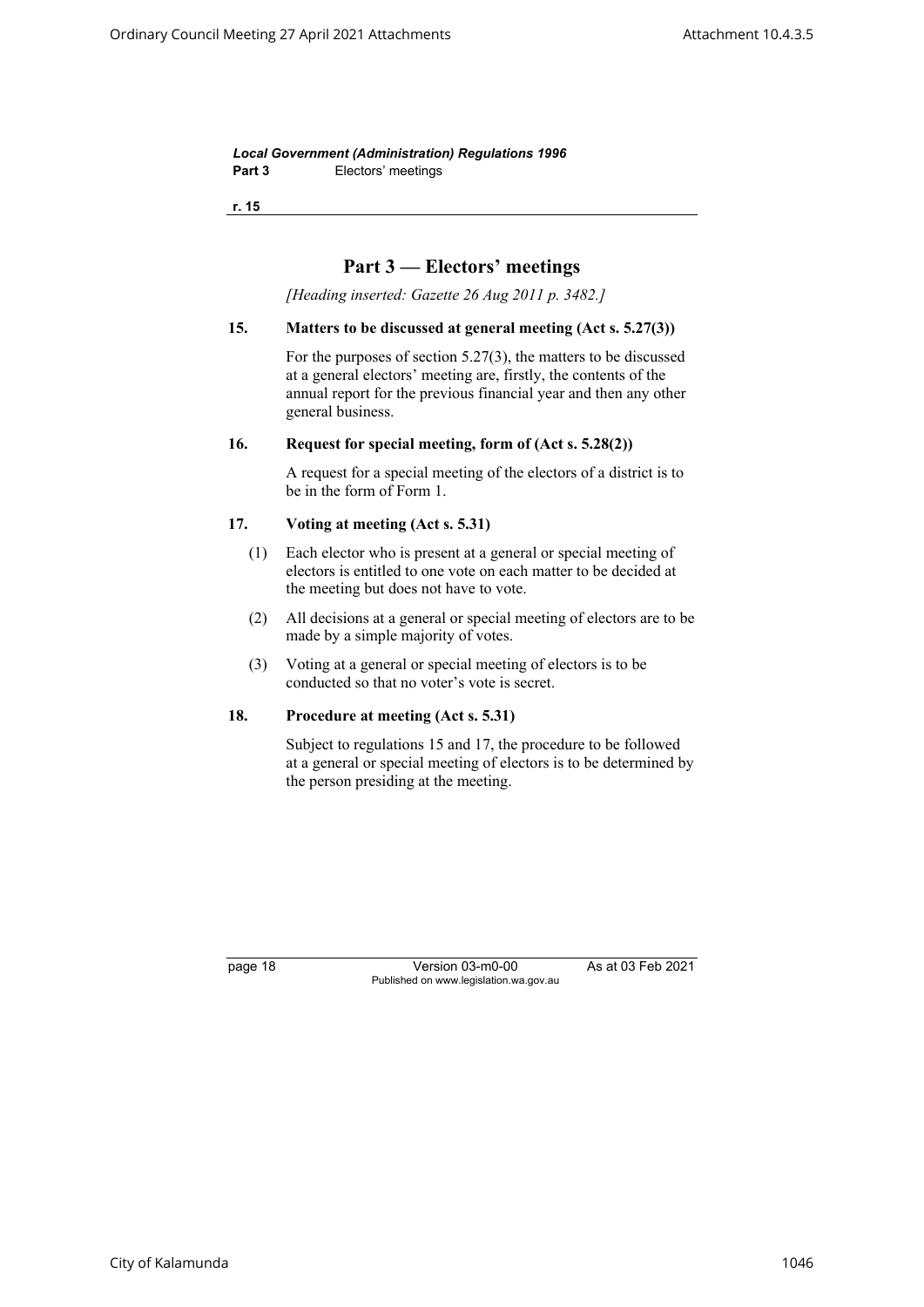# Part 3 — Electors' meetings

*[Heading inserted: Gazette 26 Aug 2011 p. 3482.]*

### 15. Matters to be discussed at general meeting (Act s. 5.27(3))

For the purposes of section 5.27(3), the matters to be discussed at a general electors' meeting are, firstly, the contents of the annual report for the previous financial year and then any other general business.

### 16. Request for special meeting, form of (Act s. 5.28(2))

A request for a special meeting of the electors of a district is to be in the form of Form 1.

### 17. Voting at meeting (Act s. 5.31)

(1) Each elector who is present at a general or special meeting of electors is entitled to one vote on each matter to be decided at the meeting but does not have to vote.

(2) All decisions at a general or special meeting of electors are to be made by a simple majority of votes.

(3) Voting at a general or special meeting of electors is to be conducted so that no voter's vote is secret.

### 18. Procedure at meeting (Act s. 5.31)

Subject to regulations 15 and 17, the procedure to be followed at a general or special meeting of electors is to be determined by the person presiding at the meeting.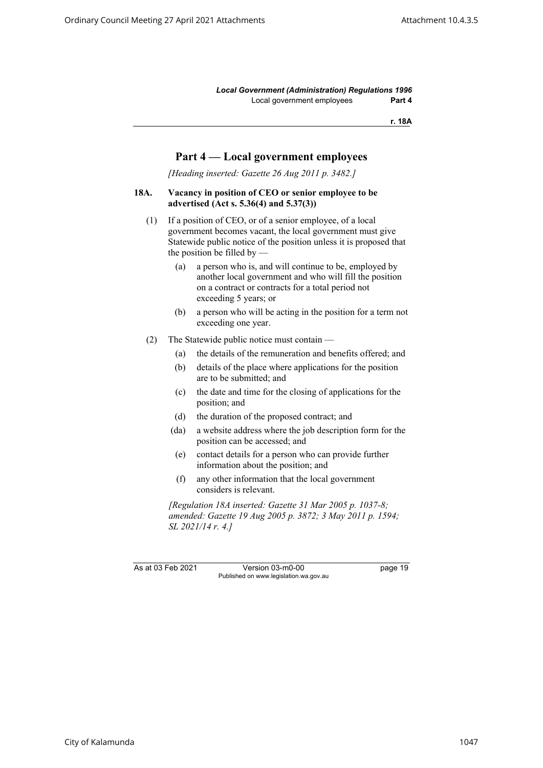# Part 4 — Local government employees

*[Heading inserted: Gazette 26 Aug 2011 p. 3482.]*

**18A. Vacancy in position of CEO or senior employee to be advertised (Act s. 5.36(4) and 5.37(3))**

(1) If a position of CEO, or of a senior employee, of a local government becomes vacant, the local government must give Statewide public notice of the position unless it is proposed that the position be filled by —

  (a) a person who is, and will continue to be, employed by another local government and who will fill the position on a contract or contracts for a total period not exceeding 5 years; or

  (b) a person who will be acting in the position for a term not exceeding one year.

(2) The Statewide public notice must contain —

  (a) the details of the remuneration and benefits offered; and

  (b) details of the place where applications for the position are to be submitted; and

  (c) the date and time for the closing of applications for the position; and

  (d) the duration of the proposed contract; and

  (da) a website address where the job description form for the position can be accessed; and

  (e) contact details for a person who can provide further information about the position; and

  (f) any other information that the local government considers is relevant.

*[Regulation 18A inserted: Gazette 31 Mar 2005 p. 1037-8; amended: Gazette 19 Aug 2005 p. 3872; 3 May 2011 p. 1594; SL 2021/14 r. 4.]*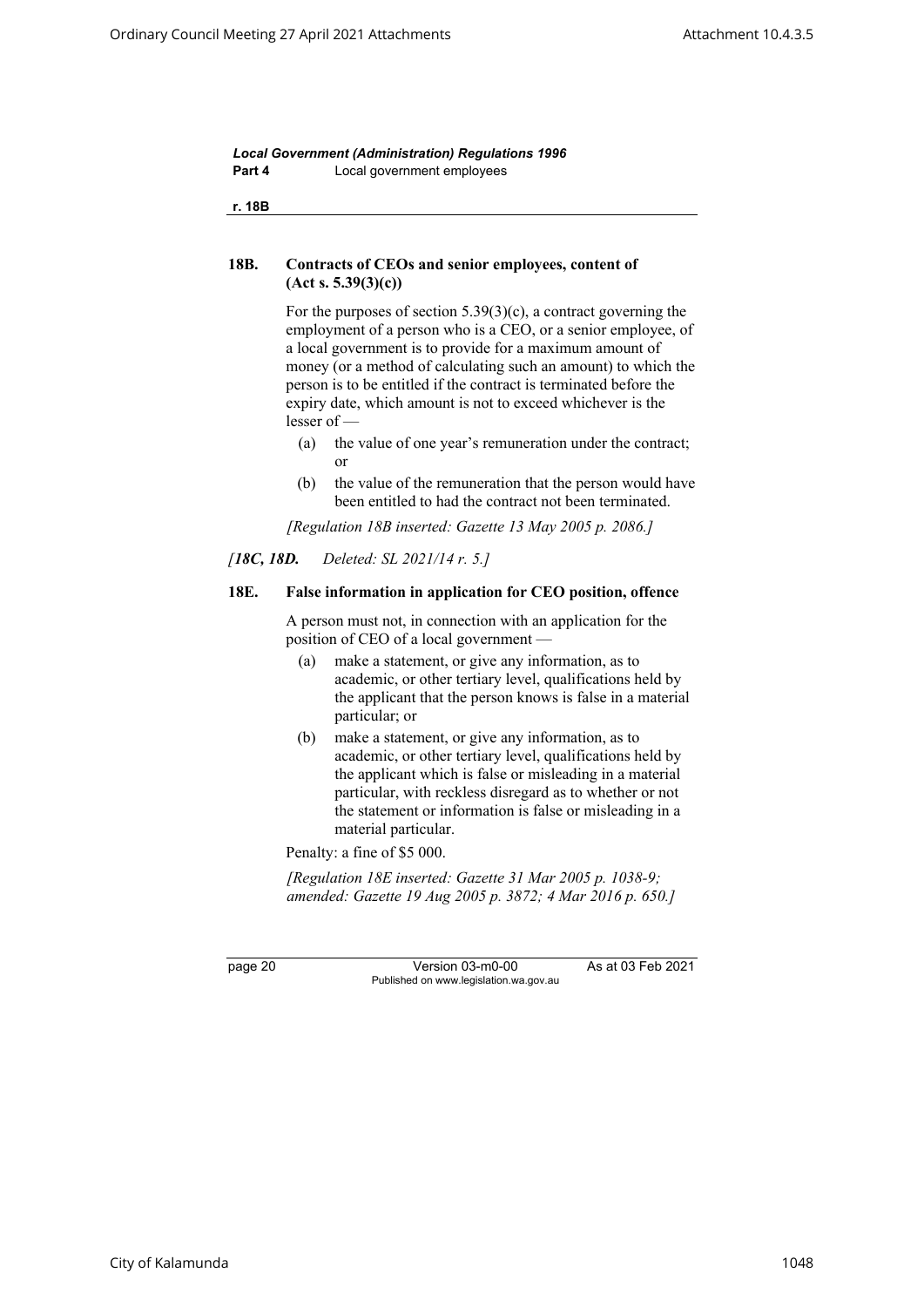### 18B. Contracts of CEOs and senior employees, content of (Act s. 5.39(3)(c))

For the purposes of section 5.39(3)(c), a contract governing the employment of a person who is a CEO, or a senior employee, of a local government is to provide for a maximum amount of money (or a method of calculating such an amount) to which the person is to be entitled if the contract is terminated before the expiry date, which amount is not to exceed whichever is the lesser of —

- (a) the value of one year's remuneration under the contract; or
- (b) the value of the remuneration that the person would have been entitled to had the contract not been terminated.

*[Regulation 18B inserted: Gazette 13 May 2005 p. 2086.]*

*[**18C, 18D.** Deleted: SL 2021/14 r. 5.]*

### 18E. False information in application for CEO position, offence

A person must not, in connection with an application for the position of CEO of a local government —

- (a) make a statement, or give any information, as to academic, or other tertiary level, qualifications held by the applicant that the person knows is false in a material particular; or
- (b) make a statement, or give any information, as to academic, or other tertiary level, qualifications held by the applicant which is false or misleading in a material particular, with reckless disregard as to whether or not the statement or information is false or misleading in a material particular.

Penalty: a fine of $5 000.

*[Regulation 18E inserted: Gazette 31 Mar 2005 p. 1038-9; amended: Gazette 19 Aug 2005 p. 3872; 4 Mar 2016 p. 650.]*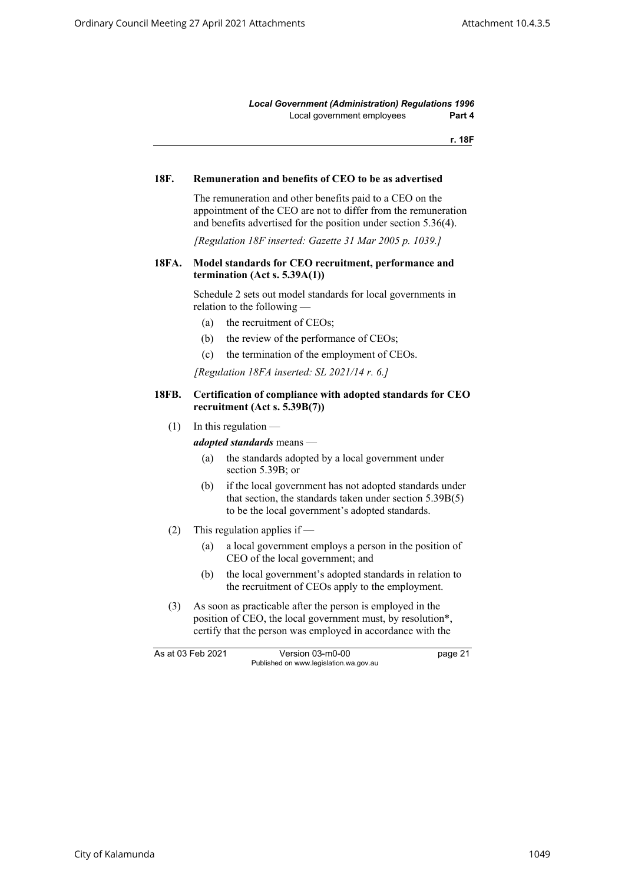### 18F. Remuneration and benefits of CEO to be as advertised

The remuneration and other benefits paid to a CEO on the appointment of the CEO are not to differ from the remuneration and benefits advertised for the position under section 5.36(4).

*[Regulation 18F inserted: Gazette 31 Mar 2005 p. 1039.]*

### 18FA. Model standards for CEO recruitment, performance and termination (Act s. 5.39A(1))

Schedule 2 sets out model standards for local governments in relation to the following —

(a) the recruitment of CEOs;

(b) the review of the performance of CEOs;

(c) the termination of the employment of CEOs.

*[Regulation 18FA inserted: SL 2021/14 r. 6.]*

### 18FB. Certification of compliance with adopted standards for CEO recruitment (Act s. 5.39B(7))

(1) In this regulation —

***adopted standards*** means —

(a) the standards adopted by a local government under section 5.39B; or

(b) if the local government has not adopted standards under that section, the standards taken under section 5.39B(5) to be the local government's adopted standards.

(2) This regulation applies if —

(a) a local government employs a person in the position of CEO of the local government; and

(b) the local government's adopted standards in relation to the recruitment of CEOs apply to the employment.

(3) As soon as practicable after the person is employed in the position of CEO, the local government must, by resolution*, certify that the person was employed in accordance with the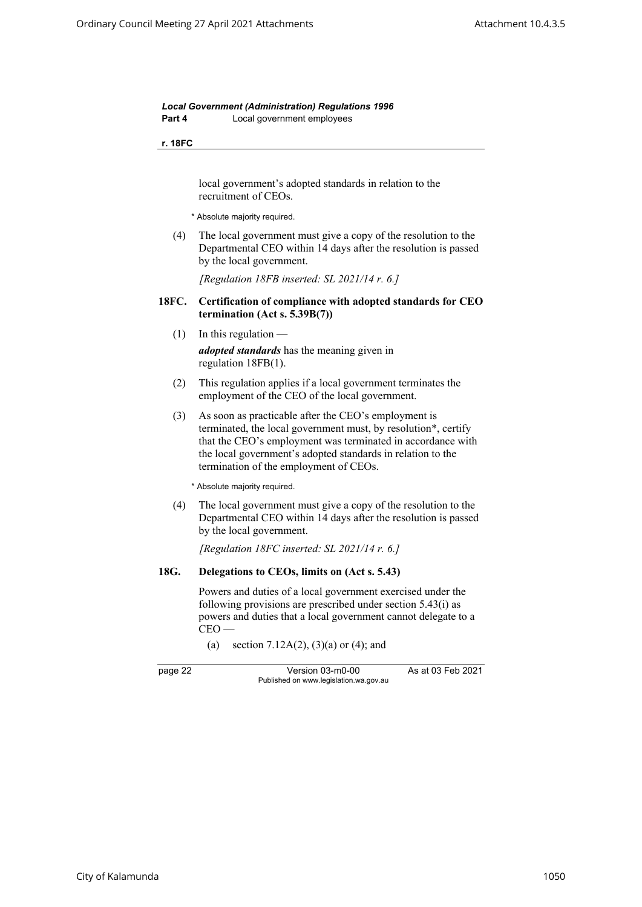local government's adopted standards in relation to the recruitment of CEOs.

* Absolute majority required.

(4) The local government must give a copy of the resolution to the Departmental CEO within 14 days after the resolution is passed by the local government.

*[Regulation 18FB inserted: SL 2021/14 r. 6.]*

### 18FC. Certification of compliance with adopted standards for CEO termination (Act s. 5.39B(7))

(1) In this regulation —

***adopted standards*** has the meaning given in regulation 18FB(1).

(2) This regulation applies if a local government terminates the employment of the CEO of the local government.

(3) As soon as practicable after the CEO's employment is terminated, the local government must, by resolution*, certify that the CEO's employment was terminated in accordance with the local government's adopted standards in relation to the termination of the employment of CEOs.

* Absolute majority required.

(4) The local government must give a copy of the resolution to the Departmental CEO within 14 days after the resolution is passed by the local government.

*[Regulation 18FC inserted: SL 2021/14 r. 6.]*

### 18G. Delegations to CEOs, limits on (Act s. 5.43)

Powers and duties of a local government exercised under the following provisions are prescribed under section 5.43(i) as powers and duties that a local government cannot delegate to a CEO —

(a) section 7.12A(2), (3)(a) or (4); and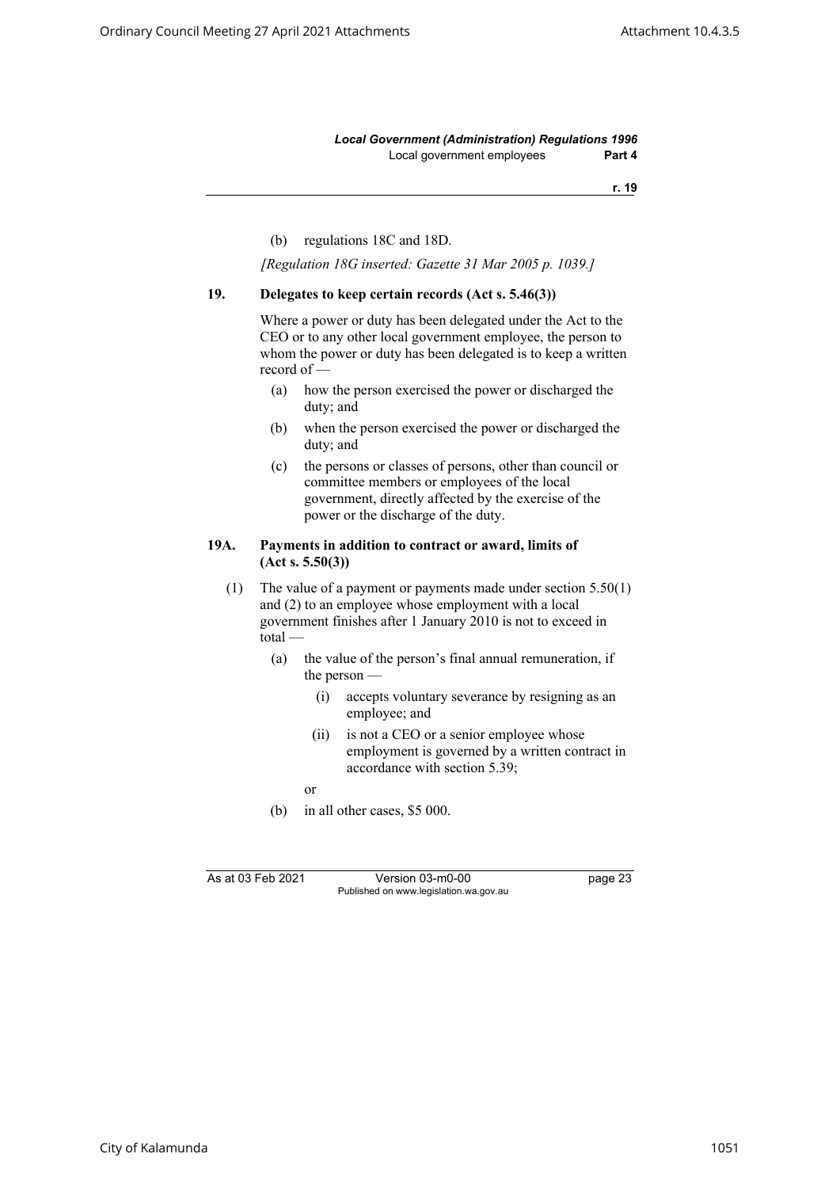(b) regulations 18C and 18D.

*[Regulation 18G inserted: Gazette 31 Mar 2005 p. 1039.]*

### 19. Delegates to keep certain records (Act s. 5.46(3))

Where a power or duty has been delegated under the Act to the CEO or to any other local government employee, the person to whom the power or duty has been delegated is to keep a written record of —

(a) how the person exercised the power or discharged the duty; and

(b) when the person exercised the power or discharged the duty; and

(c) the persons or classes of persons, other than council or committee members or employees of the local government, directly affected by the exercise of the power or the discharge of the duty.

### 19A. Payments in addition to contract or award, limits of (Act s. 5.50(3))

(1) The value of a payment or payments made under section 5.50(1) and (2) to an employee whose employment with a local government finishes after 1 January 2010 is not to exceed in total —

(a) the value of the person's final annual remuneration, if the person —

(i) accepts voluntary severance by resigning as an employee; and

(ii) is not a CEO or a senior employee whose employment is governed by a written contract in accordance with section 5.39;

or

(b) in all other cases, $5 000.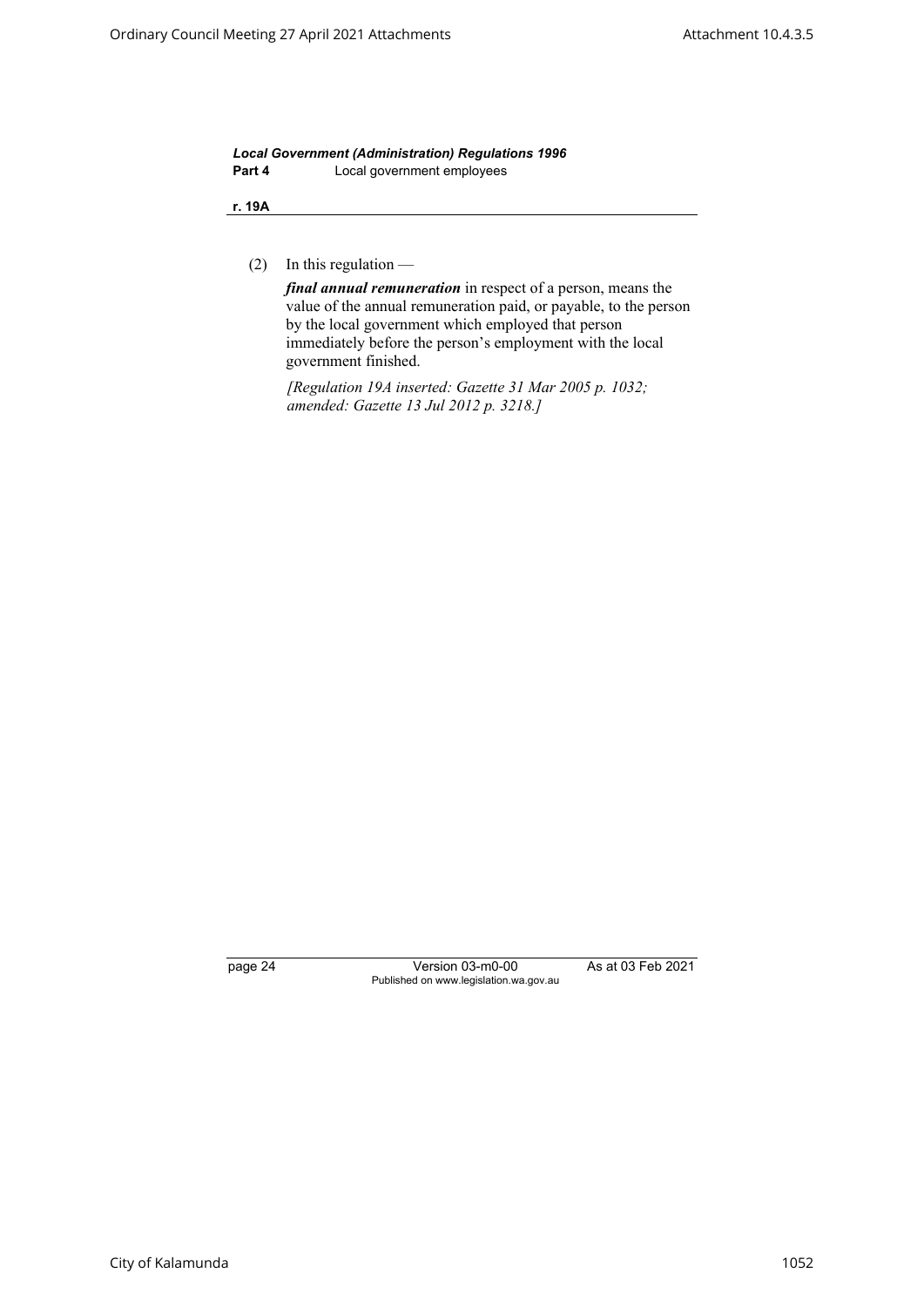(2) In this regulation —

***final annual remuneration*** in respect of a person, means the value of the annual remuneration paid, or payable, to the person by the local government which employed that person immediately before the person's employment with the local government finished.

*[Regulation 19A inserted: Gazette 31 Mar 2005 p. 1032; amended: Gazette 13 Jul 2012 p. 3218.]*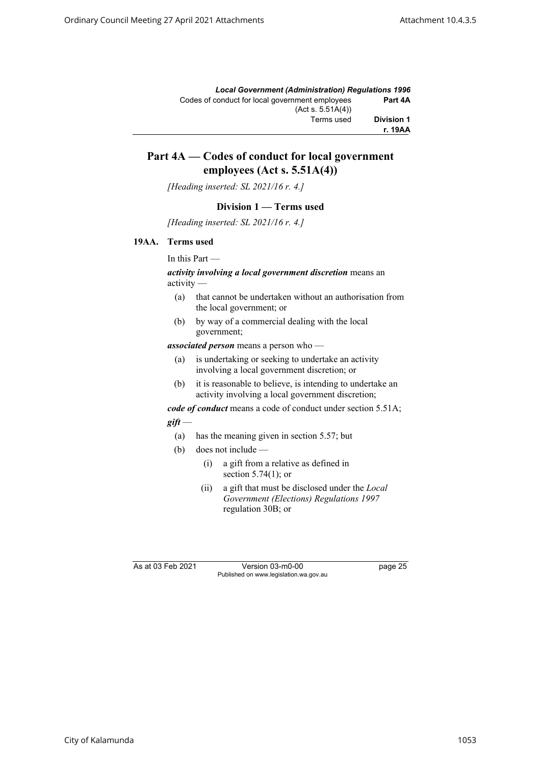## Part 4A — Codes of conduct for local government employees (Act s. 5.51A(4))

*[Heading inserted: SL 2021/16 r. 4.]*

### Division 1 — Terms used

*[Heading inserted: SL 2021/16 r. 4.]*

**19AA. Terms used**

In this Part —

***activity involving a local government discretion*** means an activity —

- (a) that cannot be undertaken without an authorisation from the local government; or
- (b) by way of a commercial dealing with the local government;

***associated person*** means a person who —

- (a) is undertaking or seeking to undertake an activity involving a local government discretion; or
- (b) it is reasonable to believe, is intending to undertake an activity involving a local government discretion;

***code of conduct*** means a code of conduct under section 5.51A;

***gift*** —

- (a) has the meaning given in section 5.57; but
- (b) does not include —
  - (i) a gift from a relative as defined in section 5.74(1); or
  - (ii) a gift that must be disclosed under the *Local Government (Elections) Regulations 1997* regulation 30B; or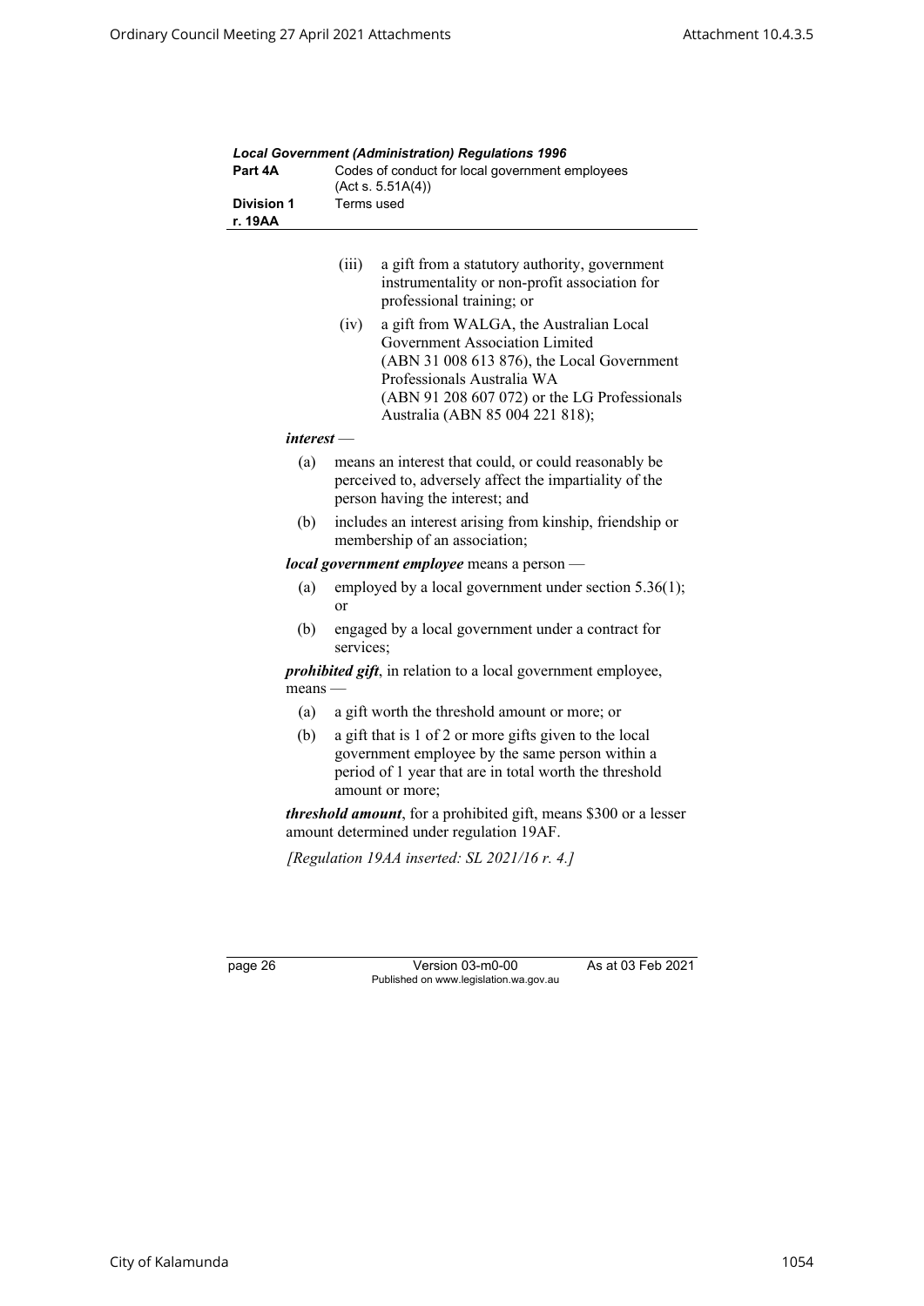(iii) a gift from a statutory authority, government instrumentality or non-profit association for professional training; or

(iv) a gift from WALGA, the Australian Local Government Association Limited (ABN 31 008 613 876), the Local Government Professionals Australia WA (ABN 91 208 607 072) or the LG Professionals Australia (ABN 85 004 221 818);

***interest*** —

(a) means an interest that could, or could reasonably be perceived to, adversely affect the impartiality of the person having the interest; and

(b) includes an interest arising from kinship, friendship or membership of an association;

***local government employee*** means a person —

(a) employed by a local government under section 5.36(1); or

(b) engaged by a local government under a contract for services;

***prohibited gift***, in relation to a local government employee, means —

(a) a gift worth the threshold amount or more; or

(b) a gift that is 1 of 2 or more gifts given to the local government employee by the same person within a period of 1 year that are in total worth the threshold amount or more;

***threshold amount***, for a prohibited gift, means $300 or a lesser amount determined under regulation 19AF.

*[Regulation 19AA inserted: SL 2021/16 r. 4.]*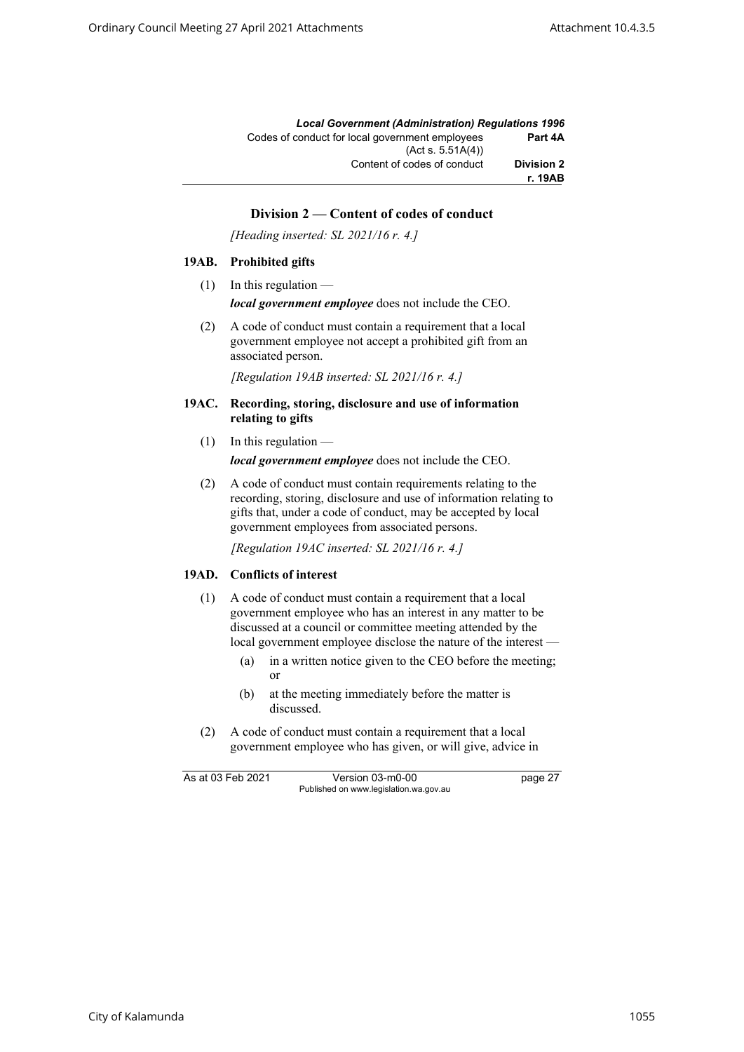## Division 2 — Content of codes of conduct

*[Heading inserted: SL 2021/16 r. 4.]*

### 19AB. Prohibited gifts

(1) In this regulation —

***local government employee*** does not include the CEO.

(2) A code of conduct must contain a requirement that a local government employee not accept a prohibited gift from an associated person.

*[Regulation 19AB inserted: SL 2021/16 r. 4.]*

### 19AC. Recording, storing, disclosure and use of information relating to gifts

(1) In this regulation —

***local government employee*** does not include the CEO.

(2) A code of conduct must contain requirements relating to the recording, storing, disclosure and use of information relating to gifts that, under a code of conduct, may be accepted by local government employees from associated persons.

*[Regulation 19AC inserted: SL 2021/16 r. 4.]*

### 19AD. Conflicts of interest

(1) A code of conduct must contain a requirement that a local government employee who has an interest in any matter to be discussed at a council or committee meeting attended by the local government employee disclose the nature of the interest —

- (a) in a written notice given to the CEO before the meeting; or
- (b) at the meeting immediately before the matter is discussed.

(2) A code of conduct must contain a requirement that a local government employee who has given, or will give, advice in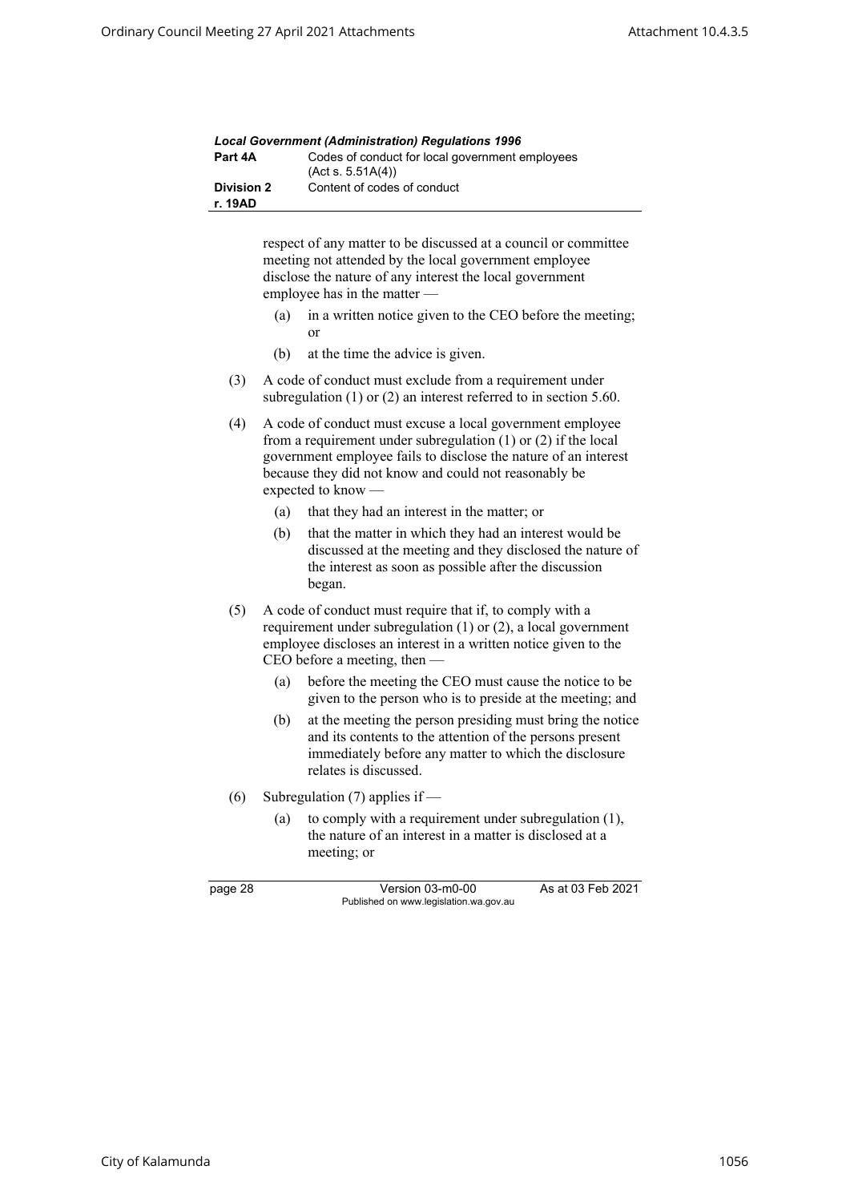respect of any matter to be discussed at a council or committee meeting not attended by the local government employee disclose the nature of any interest the local government employee has in the matter —

(a) in a written notice given to the CEO before the meeting; or

(b) at the time the advice is given.

(3) A code of conduct must exclude from a requirement under subregulation (1) or (2) an interest referred to in section 5.60.

(4) A code of conduct must excuse a local government employee from a requirement under subregulation (1) or (2) if the local government employee fails to disclose the nature of an interest because they did not know and could not reasonably be expected to know —

(a) that they had an interest in the matter; or

(b) that the matter in which they had an interest would be discussed at the meeting and they disclosed the nature of the interest as soon as possible after the discussion began.

(5) A code of conduct must require that if, to comply with a requirement under subregulation (1) or (2), a local government employee discloses an interest in a written notice given to the CEO before a meeting, then —

(a) before the meeting the CEO must cause the notice to be given to the person who is to preside at the meeting; and

(b) at the meeting the person presiding must bring the notice and its contents to the attention of the persons present immediately before any matter to which the disclosure relates is discussed.

(6) Subregulation (7) applies if —

(a) to comply with a requirement under subregulation (1), the nature of an interest in a matter is disclosed at a meeting; or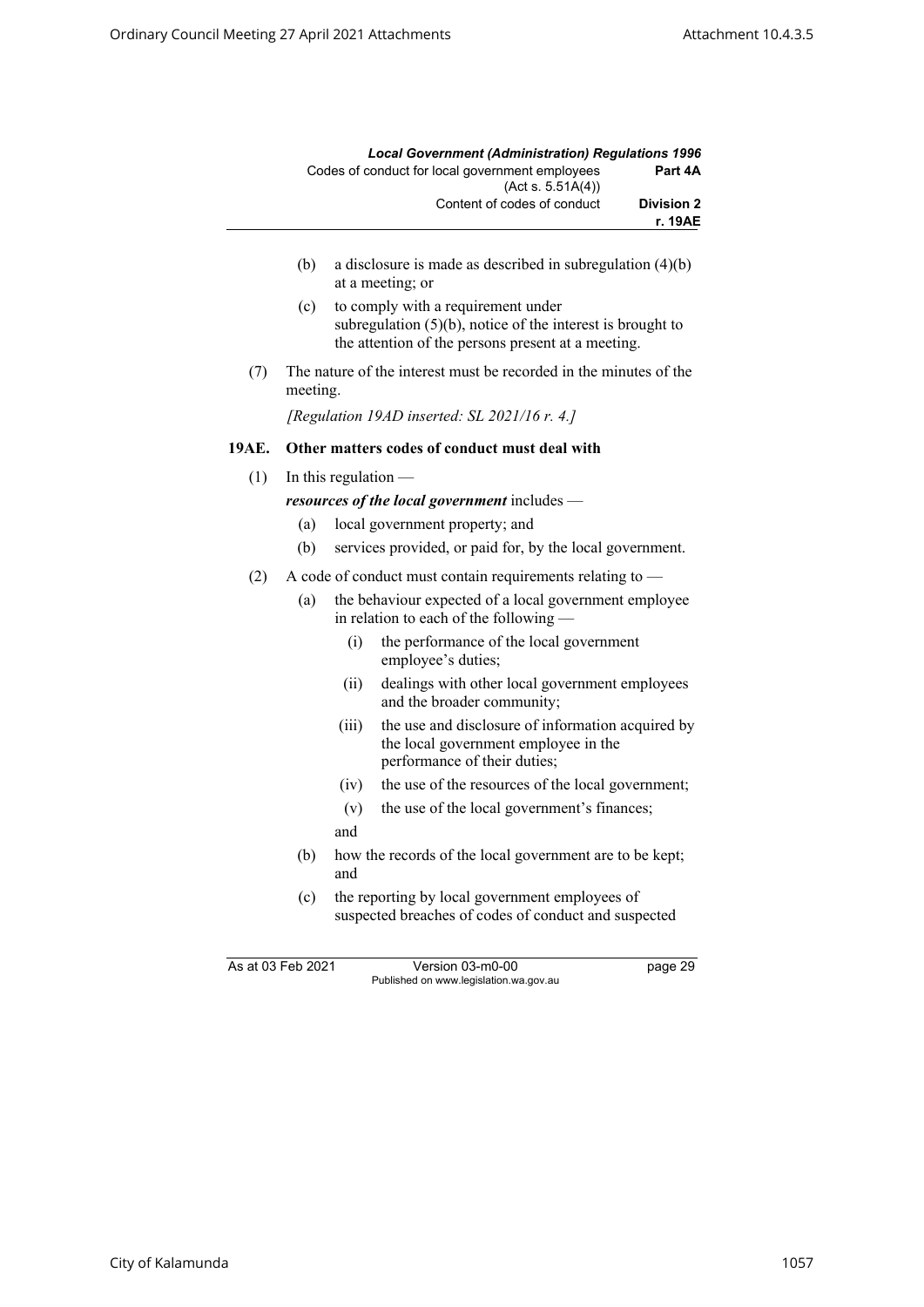(b) a disclosure is made as described in subregulation (4)(b) at a meeting; or

(c) to comply with a requirement under subregulation (5)(b), notice of the interest is brought to the attention of the persons present at a meeting.

(7) The nature of the interest must be recorded in the minutes of the meeting.

*[Regulation 19AD inserted: SL 2021/16 r. 4.]*

### 19AE. Other matters codes of conduct must deal with

(1) In this regulation —

***resources of the local government*** includes —

(a) local government property; and

(b) services provided, or paid for, by the local government.

(2) A code of conduct must contain requirements relating to —

(a) the behaviour expected of a local government employee in relation to each of the following —

(i) the performance of the local government employee's duties;

(ii) dealings with other local government employees and the broader community;

(iii) the use and disclosure of information acquired by the local government employee in the performance of their duties;

(iv) the use of the resources of the local government;

(v) the use of the local government's finances;

and

(b) how the records of the local government are to be kept; and

(c) the reporting by local government employees of suspected breaches of codes of conduct and suspected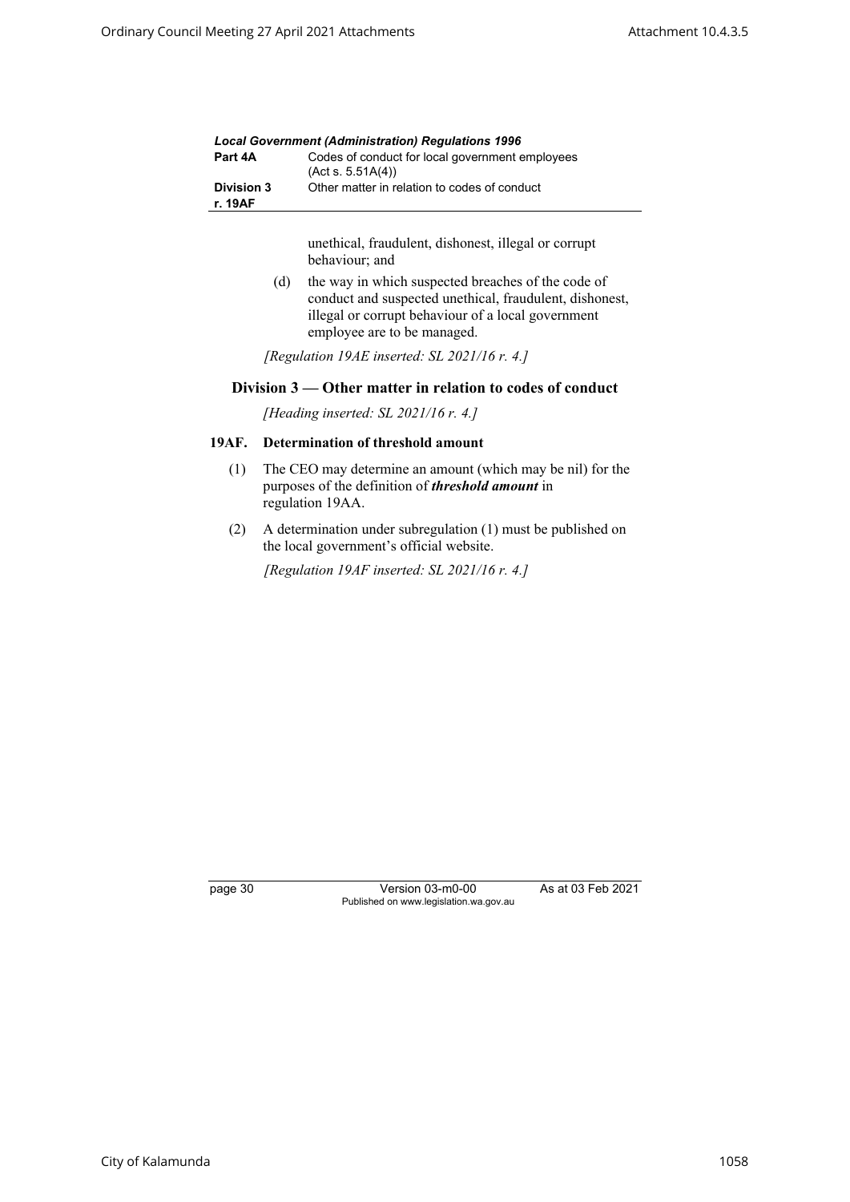unethical, fraudulent, dishonest, illegal or corrupt behaviour; and

(d) the way in which suspected breaches of the code of conduct and suspected unethical, fraudulent, dishonest, illegal or corrupt behaviour of a local government employee are to be managed.

*[Regulation 19AE inserted: SL 2021/16 r. 4.]*

## Division 3 — Other matter in relation to codes of conduct

*[Heading inserted: SL 2021/16 r. 4.]*

### 19AF. Determination of threshold amount

(1) The CEO may determine an amount (which may be nil) for the purposes of the definition of ***threshold amount*** in regulation 19AA.

(2) A determination under subregulation (1) must be published on the local government's official website.

*[Regulation 19AF inserted: SL 2021/16 r. 4.]*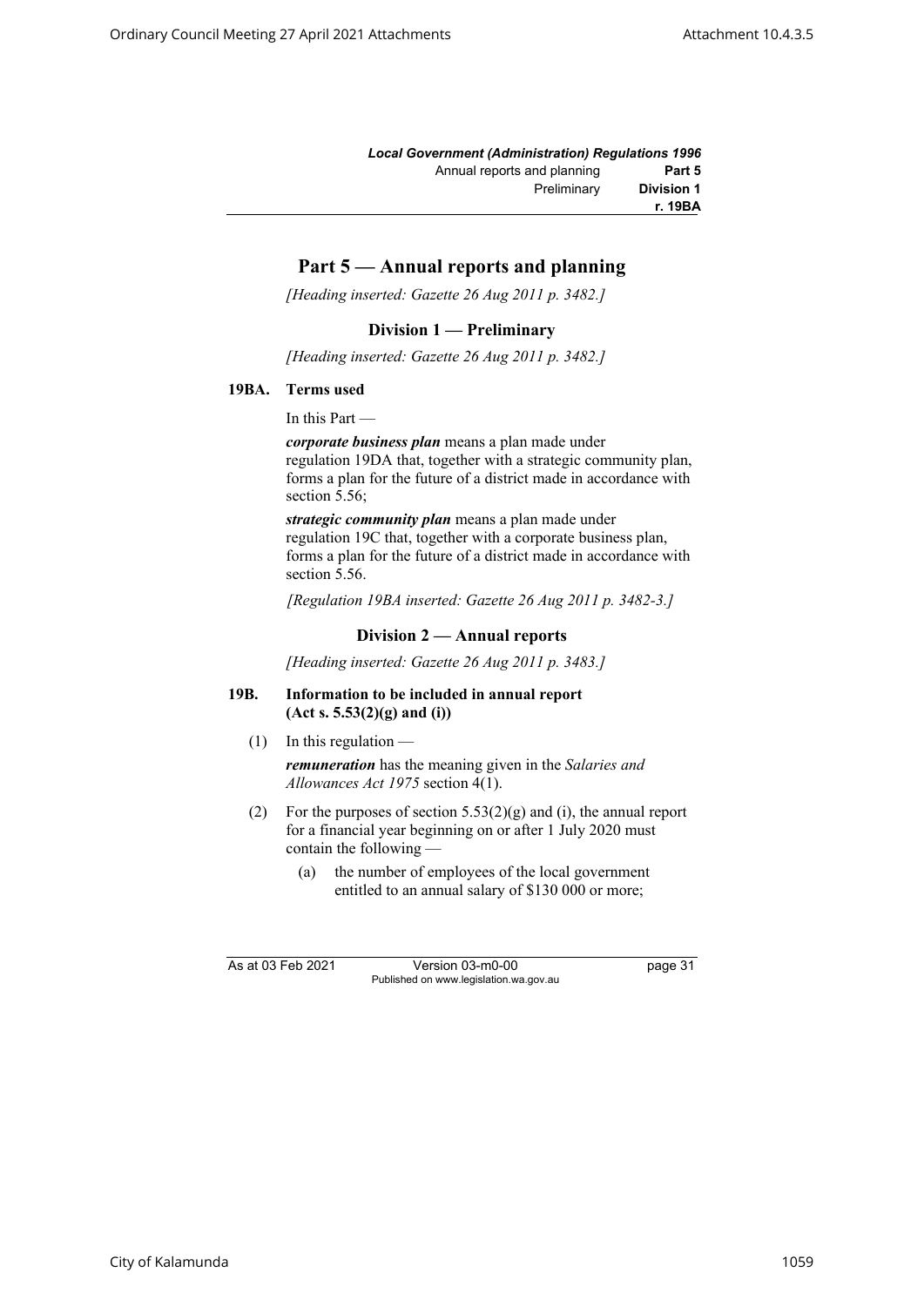# Part 5 — Annual reports and planning

*[Heading inserted: Gazette 26 Aug 2011 p. 3482.]*

## Division 1 — Preliminary

*[Heading inserted: Gazette 26 Aug 2011 p. 3482.]*

### 19BA. Terms used

In this Part —

***corporate business plan*** means a plan made under regulation 19DA that, together with a strategic community plan, forms a plan for the future of a district made in accordance with section 5.56;

***strategic community plan*** means a plan made under regulation 19C that, together with a corporate business plan, forms a plan for the future of a district made in accordance with section 5.56.

*[Regulation 19BA inserted: Gazette 26 Aug 2011 p. 3482-3.]*

## Division 2 — Annual reports

*[Heading inserted: Gazette 26 Aug 2011 p. 3483.]*

### 19B. Information to be included in annual report (Act s. 5.53(2)(g) and (i))

(1) In this regulation —

***remuneration*** has the meaning given in the *Salaries and Allowances Act 1975* section 4(1).

(2) For the purposes of section 5.53(2)(g) and (i), the annual report for a financial year beginning on or after 1 July 2020 must contain the following —

(a) the number of employees of the local government entitled to an annual salary of $130 000 or more;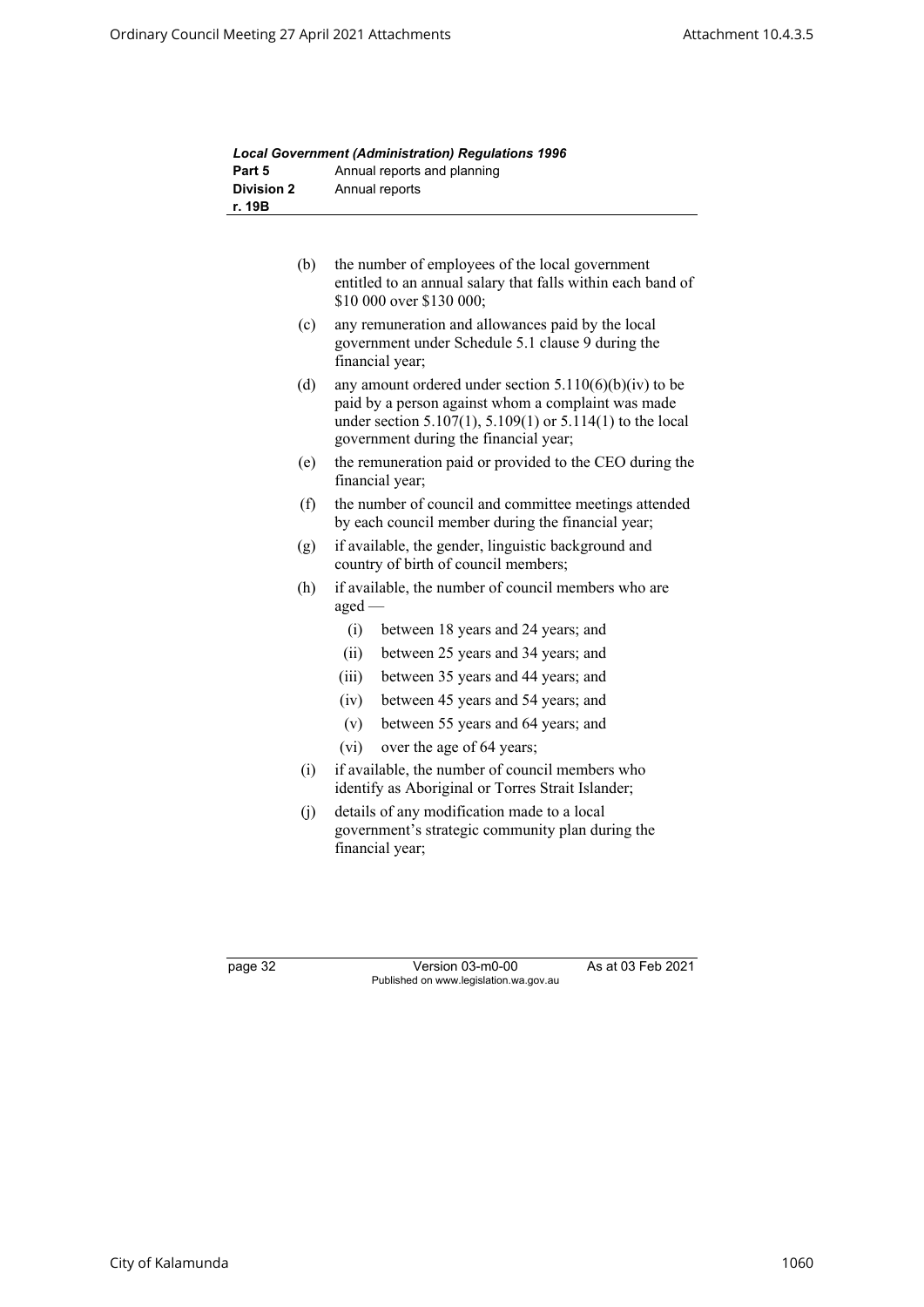- (b) the number of employees of the local government entitled to an annual salary that falls within each band of $10 000 over $130 000;
- (c) any remuneration and allowances paid by the local government under Schedule 5.1 clause 9 during the financial year;
- (d) any amount ordered under section 5.110(6)(b)(iv) to be paid by a person against whom a complaint was made under section 5.107(1), 5.109(1) or 5.114(1) to the local government during the financial year;
- (e) the remuneration paid or provided to the CEO during the financial year;
- (f) the number of council and committee meetings attended by each council member during the financial year;
- (g) if available, the gender, linguistic background and country of birth of council members;
- (h) if available, the number of council members who are aged —
  - (i) between 18 years and 24 years; and
  - (ii) between 25 years and 34 years; and
  - (iii) between 35 years and 44 years; and
  - (iv) between 45 years and 54 years; and
  - (v) between 55 years and 64 years; and
  - (vi) over the age of 64 years;
- (i) if available, the number of council members who identify as Aboriginal or Torres Strait Islander;
- (j) details of any modification made to a local government's strategic community plan during the financial year;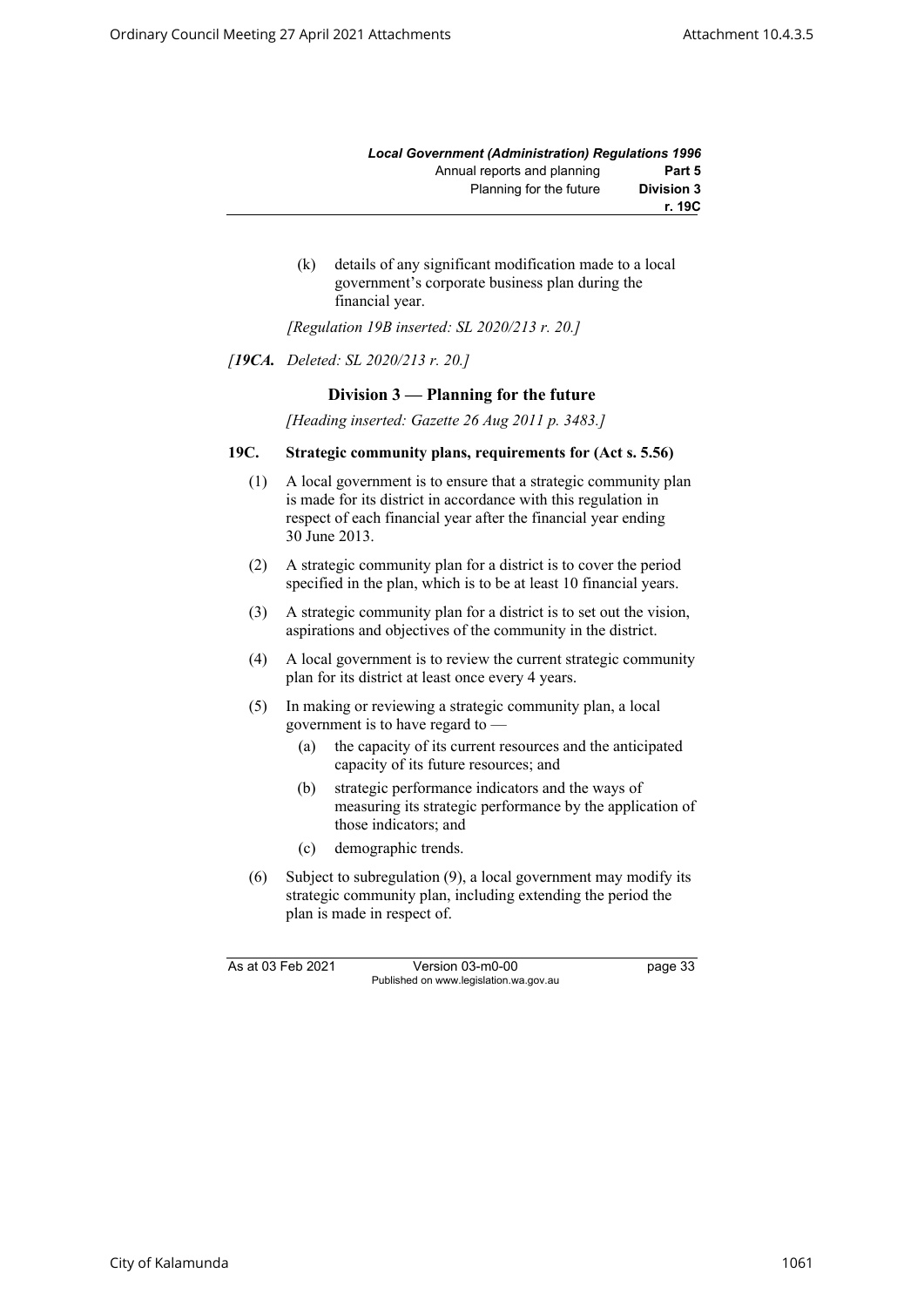(k) details of any significant modification made to a local government's corporate business plan during the financial year.

*[Regulation 19B inserted: SL 2020/213 r. 20.]*

*[**19CA.** Deleted: SL 2020/213 r. 20.]*

### Division 3 — Planning for the future

*[Heading inserted: Gazette 26 Aug 2011 p. 3483.]*

**19C. Strategic community plans, requirements for (Act s. 5.56)**

(1) A local government is to ensure that a strategic community plan is made for its district in accordance with this regulation in respect of each financial year after the financial year ending 30 June 2013.

(2) A strategic community plan for a district is to cover the period specified in the plan, which is to be at least 10 financial years.

(3) A strategic community plan for a district is to set out the vision, aspirations and objectives of the community in the district.

(4) A local government is to review the current strategic community plan for its district at least once every 4 years.

(5) In making or reviewing a strategic community plan, a local government is to have regard to —

(a) the capacity of its current resources and the anticipated capacity of its future resources; and

(b) strategic performance indicators and the ways of measuring its strategic performance by the application of those indicators; and

(c) demographic trends.

(6) Subject to subregulation (9), a local government may modify its strategic community plan, including extending the period the plan is made in respect of.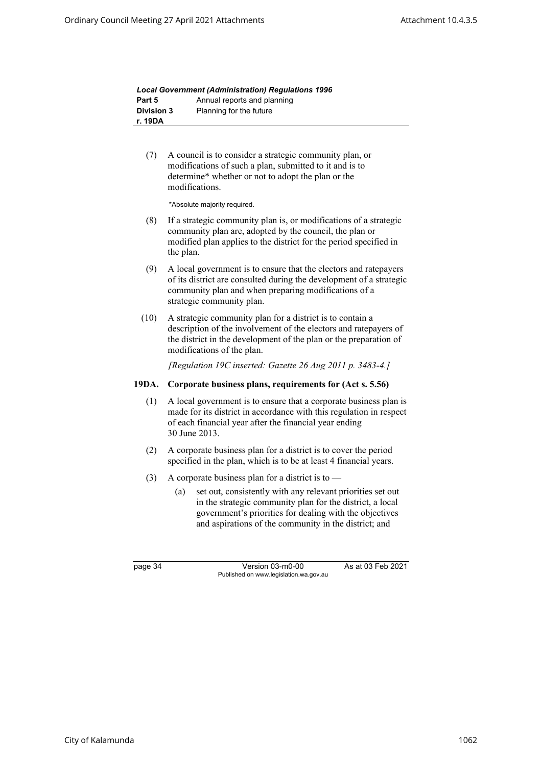(7) A council is to consider a strategic community plan, or modifications of such a plan, submitted to it and is to determine* whether or not to adopt the plan or the modifications.

*Absolute majority required.

(8) If a strategic community plan is, or modifications of a strategic community plan are, adopted by the council, the plan or modified plan applies to the district for the period specified in the plan.

(9) A local government is to ensure that the electors and ratepayers of its district are consulted during the development of a strategic community plan and when preparing modifications of a strategic community plan.

(10) A strategic community plan for a district is to contain a description of the involvement of the electors and ratepayers of the district in the development of the plan or the preparation of modifications of the plan.

*[Regulation 19C inserted: Gazette 26 Aug 2011 p. 3483-4.]*

### 19DA. Corporate business plans, requirements for (Act s. 5.56)

(1) A local government is to ensure that a corporate business plan is made for its district in accordance with this regulation in respect of each financial year after the financial year ending 30 June 2013.

(2) A corporate business plan for a district is to cover the period specified in the plan, which is to be at least 4 financial years.

(3) A corporate business plan for a district is to —

(a) set out, consistently with any relevant priorities set out in the strategic community plan for the district, a local government's priorities for dealing with the objectives and aspirations of the community in the district; and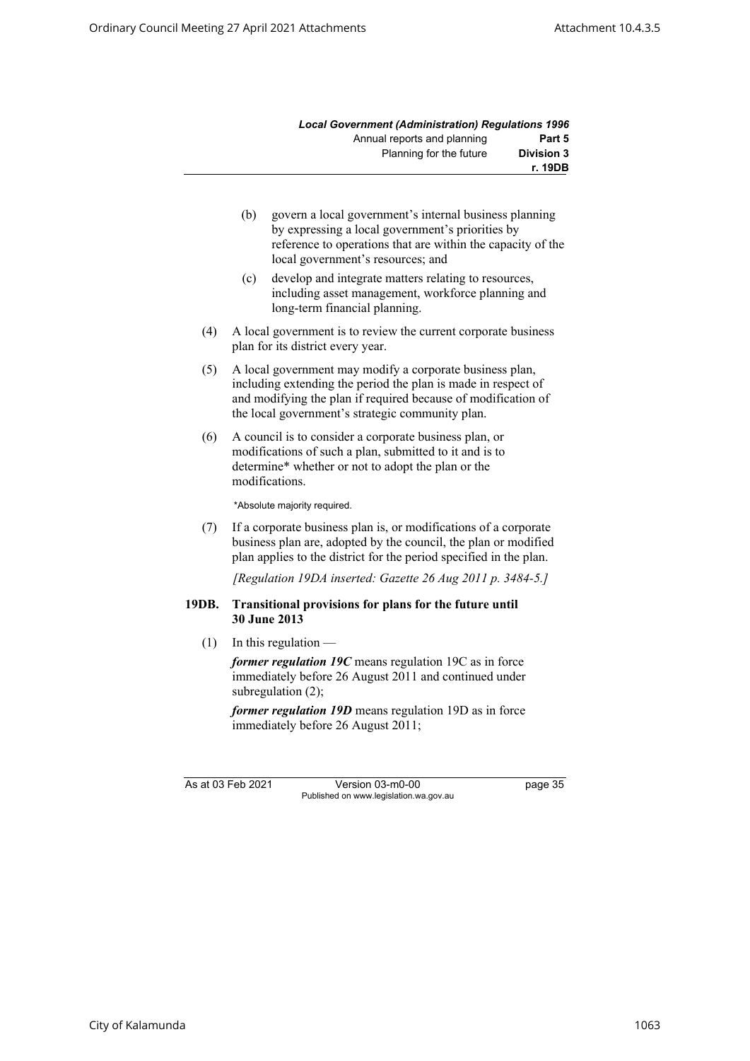(b) govern a local government's internal business planning by expressing a local government's priorities by reference to operations that are within the capacity of the local government's resources; and

(c) develop and integrate matters relating to resources, including asset management, workforce planning and long-term financial planning.

(4) A local government is to review the current corporate business plan for its district every year.

(5) A local government may modify a corporate business plan, including extending the period the plan is made in respect of and modifying the plan if required because of modification of the local government's strategic community plan.

(6) A council is to consider a corporate business plan, or modifications of such a plan, submitted to it and is to determine* whether or not to adopt the plan or the modifications.

*Absolute majority required.

(7) If a corporate business plan is, or modifications of a corporate business plan are, adopted by the council, the plan or modified plan applies to the district for the period specified in the plan.

*[Regulation 19DA inserted: Gazette 26 Aug 2011 p. 3484-5.]*

**19DB. Transitional provisions for plans for the future until 30 June 2013**

(1) In this regulation —

***former regulation 19C*** means regulation 19C as in force immediately before 26 August 2011 and continued under subregulation (2);

***former regulation 19D*** means regulation 19D as in force immediately before 26 August 2011;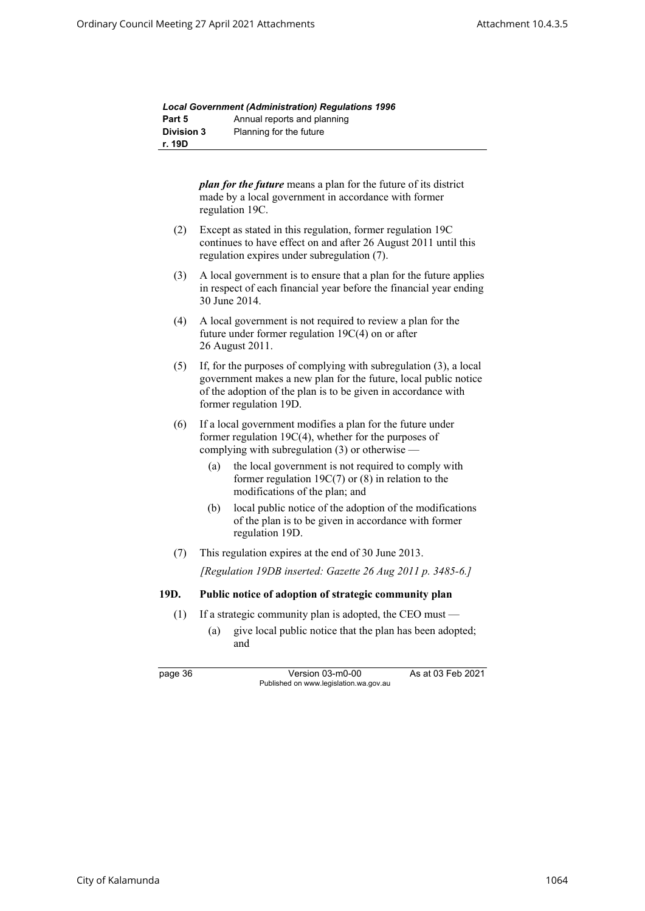*plan for the future* means a plan for the future of its district made by a local government in accordance with former regulation 19C.

(2) Except as stated in this regulation, former regulation 19C continues to have effect on and after 26 August 2011 until this regulation expires under subregulation (7).

(3) A local government is to ensure that a plan for the future applies in respect of each financial year before the financial year ending 30 June 2014.

(4) A local government is not required to review a plan for the future under former regulation 19C(4) on or after 26 August 2011.

(5) If, for the purposes of complying with subregulation (3), a local government makes a new plan for the future, local public notice of the adoption of the plan is to be given in accordance with former regulation 19D.

(6) If a local government modifies a plan for the future under former regulation 19C(4), whether for the purposes of complying with subregulation (3) or otherwise —

- (a) the local government is not required to comply with former regulation 19C(7) or (8) in relation to the modifications of the plan; and
- (b) local public notice of the adoption of the modifications of the plan is to be given in accordance with former regulation 19D.

(7) This regulation expires at the end of 30 June 2013.

*[Regulation 19DB inserted: Gazette 26 Aug 2011 p. 3485-6.]*

**19D. Public notice of adoption of strategic community plan**

(1) If a strategic community plan is adopted, the CEO must —

- (a) give local public notice that the plan has been adopted; and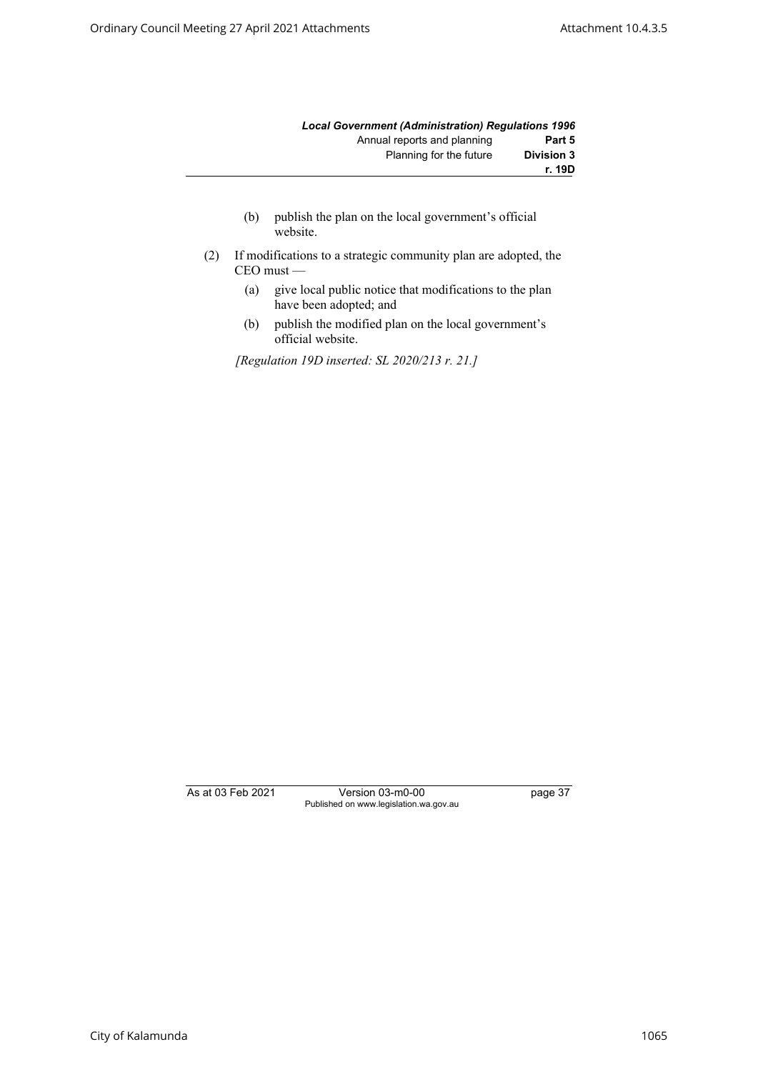(b) publish the plan on the local government's official website.

(2) If modifications to a strategic community plan are adopted, the CEO must —

(a) give local public notice that modifications to the plan have been adopted; and

(b) publish the modified plan on the local government's official website.

*[Regulation 19D inserted: SL 2020/213 r. 21.]*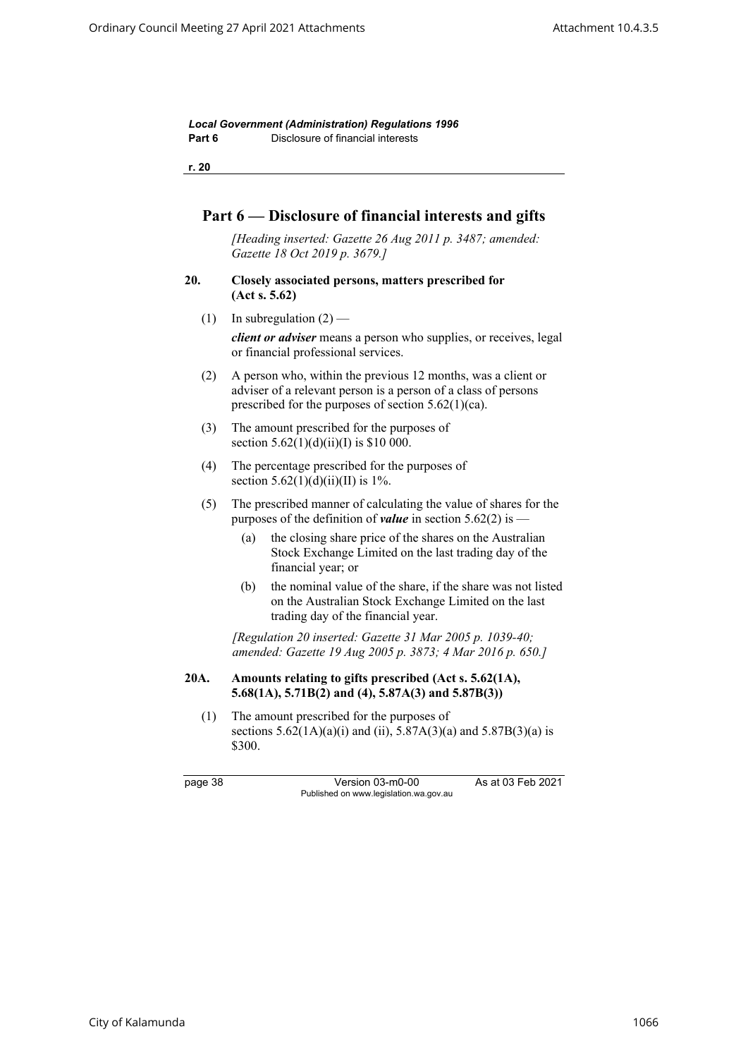## Part 6 — Disclosure of financial interests and gifts

*[Heading inserted: Gazette 26 Aug 2011 p. 3487; amended: Gazette 18 Oct 2019 p. 3679.]*

### 20. Closely associated persons, matters prescribed for (Act s. 5.62)

(1) In subregulation (2) —

***client or adviser*** means a person who supplies, or receives, legal or financial professional services.

(2) A person who, within the previous 12 months, was a client or adviser of a relevant person is a person of a class of persons prescribed for the purposes of section 5.62(1)(ca).

(3) The amount prescribed for the purposes of section 5.62(1)(d)(ii)(I) is $10 000.

(4) The percentage prescribed for the purposes of section 5.62(1)(d)(ii)(II) is 1%.

(5) The prescribed manner of calculating the value of shares for the purposes of the definition of ***value*** in section 5.62(2) is —

- (a) the closing share price of the shares on the Australian Stock Exchange Limited on the last trading day of the financial year; or
- (b) the nominal value of the share, if the share was not listed on the Australian Stock Exchange Limited on the last trading day of the financial year.

*[Regulation 20 inserted: Gazette 31 Mar 2005 p. 1039-40; amended: Gazette 19 Aug 2005 p. 3873; 4 Mar 2016 p. 650.]*

### 20A. Amounts relating to gifts prescribed (Act s. 5.62(1A), 5.68(1A), 5.71B(2) and (4), 5.87A(3) and 5.87B(3))

(1) The amount prescribed for the purposes of sections 5.62(1A)(a)(i) and (ii), 5.87A(3)(a) and 5.87B(3)(a) is $300.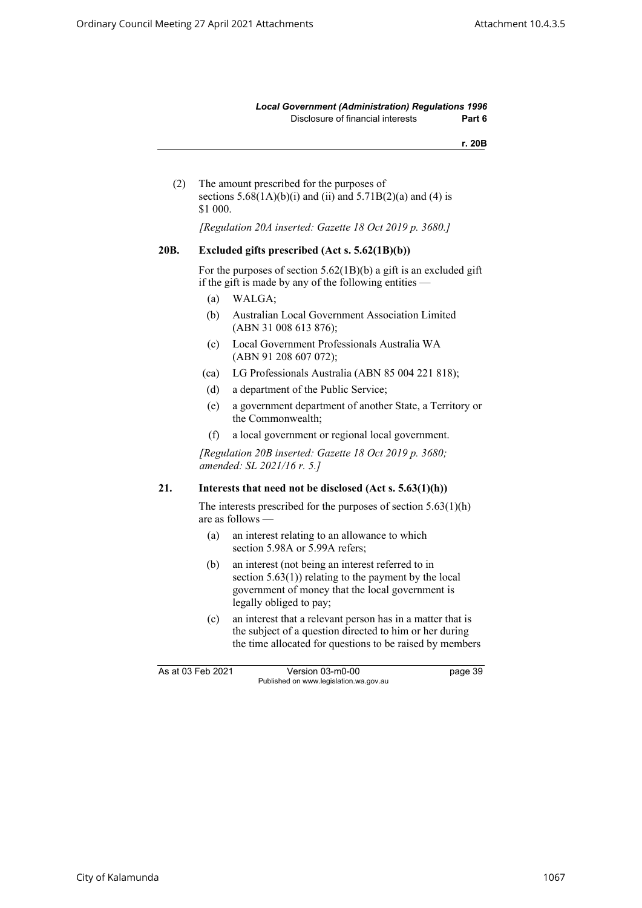(2) The amount prescribed for the purposes of sections 5.68(1A)(b)(i) and (ii) and 5.71B(2)(a) and (4) is $1 000.

*[Regulation 20A inserted: Gazette 18 Oct 2019 p. 3680.]*

### 20B. Excluded gifts prescribed (Act s. 5.62(1B)(b))

For the purposes of section 5.62(1B)(b) a gift is an excluded gift if the gift is made by any of the following entities —

(a) WALGA;

(b) Australian Local Government Association Limited (ABN 31 008 613 876);

(c) Local Government Professionals Australia WA (ABN 91 208 607 072);

(ca) LG Professionals Australia (ABN 85 004 221 818);

(d) a department of the Public Service;

(e) a government department of another State, a Territory or the Commonwealth;

(f) a local government or regional local government.

*[Regulation 20B inserted: Gazette 18 Oct 2019 p. 3680; amended: SL 2021/16 r. 5.]*

### 21. Interests that need not be disclosed (Act s. 5.63(1)(h))

The interests prescribed for the purposes of section 5.63(1)(h) are as follows —

(a) an interest relating to an allowance to which section 5.98A or 5.99A refers;

(b) an interest (not being an interest referred to in section 5.63(1)) relating to the payment by the local government of money that the local government is legally obliged to pay;

(c) an interest that a relevant person has in a matter that is the subject of a question directed to him or her during the time allocated for questions to be raised by members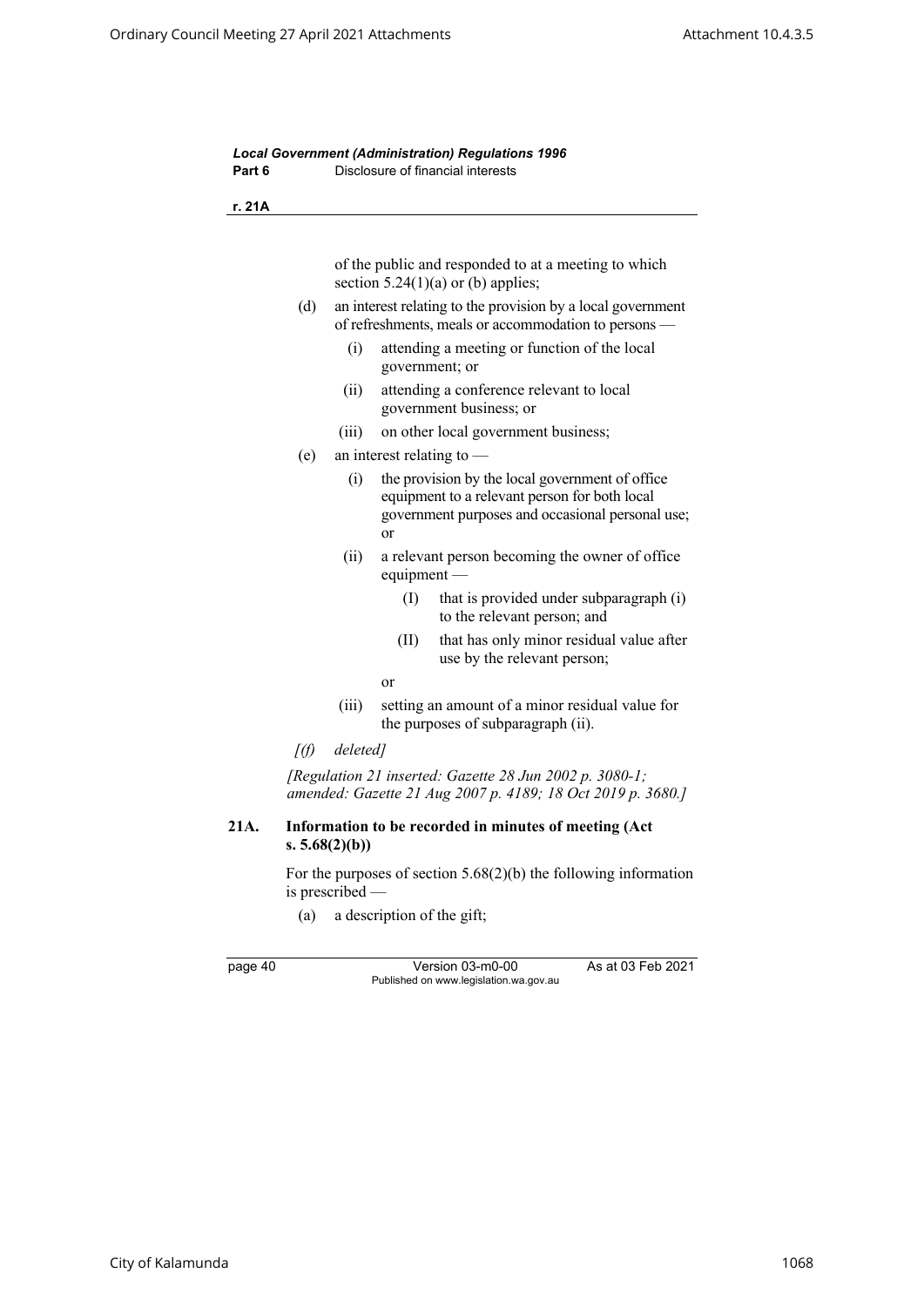of the public and responded to at a meeting to which section 5.24(1)(a) or (b) applies;

(d) an interest relating to the provision by a local government of refreshments, meals or accommodation to persons —

  (i) attending a meeting or function of the local government; or

  (ii) attending a conference relevant to local government business; or

  (iii) on other local government business;

(e) an interest relating to —

  (i) the provision by the local government of office equipment to a relevant person for both local government purposes and occasional personal use; or

  (ii) a relevant person becoming the owner of office equipment —

    (I) that is provided under subparagraph (i) to the relevant person; and

    (II) that has only minor residual value after use by the relevant person;

  or

  (iii) setting an amount of a minor residual value for the purposes of subparagraph (ii).

*[(f) deleted]*

*[Regulation 21 inserted: Gazette 28 Jun 2002 p. 3080-1; amended: Gazette 21 Aug 2007 p. 4189; 18 Oct 2019 p. 3680.]*

### 21A. Information to be recorded in minutes of meeting (Act s. 5.68(2)(b))

For the purposes of section 5.68(2)(b) the following information is prescribed —

(a) a description of the gift;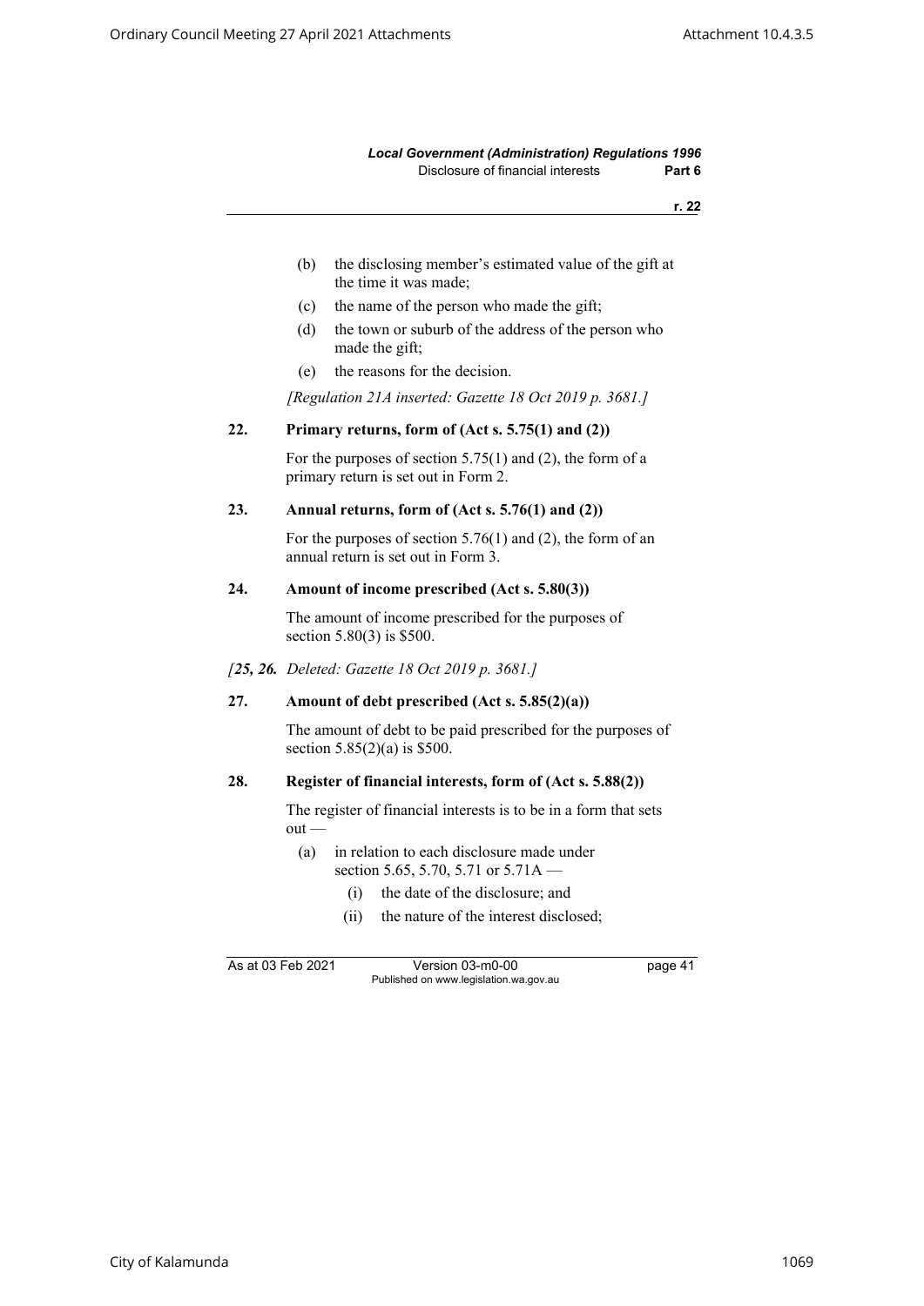(b) the disclosing member's estimated value of the gift at the time it was made;

(c) the name of the person who made the gift;

(d) the town or suburb of the address of the person who made the gift;

(e) the reasons for the decision.

*[Regulation 21A inserted: Gazette 18 Oct 2019 p. 3681.]*

### 22. Primary returns, form of (Act s. 5.75(1) and (2))

For the purposes of section 5.75(1) and (2), the form of a primary return is set out in Form 2.

### 23. Annual returns, form of (Act s. 5.76(1) and (2))

For the purposes of section 5.76(1) and (2), the form of an annual return is set out in Form 3.

### 24. Amount of income prescribed (Act s. 5.80(3))

The amount of income prescribed for the purposes of section 5.80(3) is $500.

*[**25, 26.** Deleted: Gazette 18 Oct 2019 p. 3681.]*

### 27. Amount of debt prescribed (Act s. 5.85(2)(a))

The amount of debt to be paid prescribed for the purposes of section 5.85(2)(a) is $500.

### 28. Register of financial interests, form of (Act s. 5.88(2))

The register of financial interests is to be in a form that sets out —

(a) in relation to each disclosure made under section 5.65, 5.70, 5.71 or 5.71A —

 (i) the date of the disclosure; and

 (ii) the nature of the interest disclosed;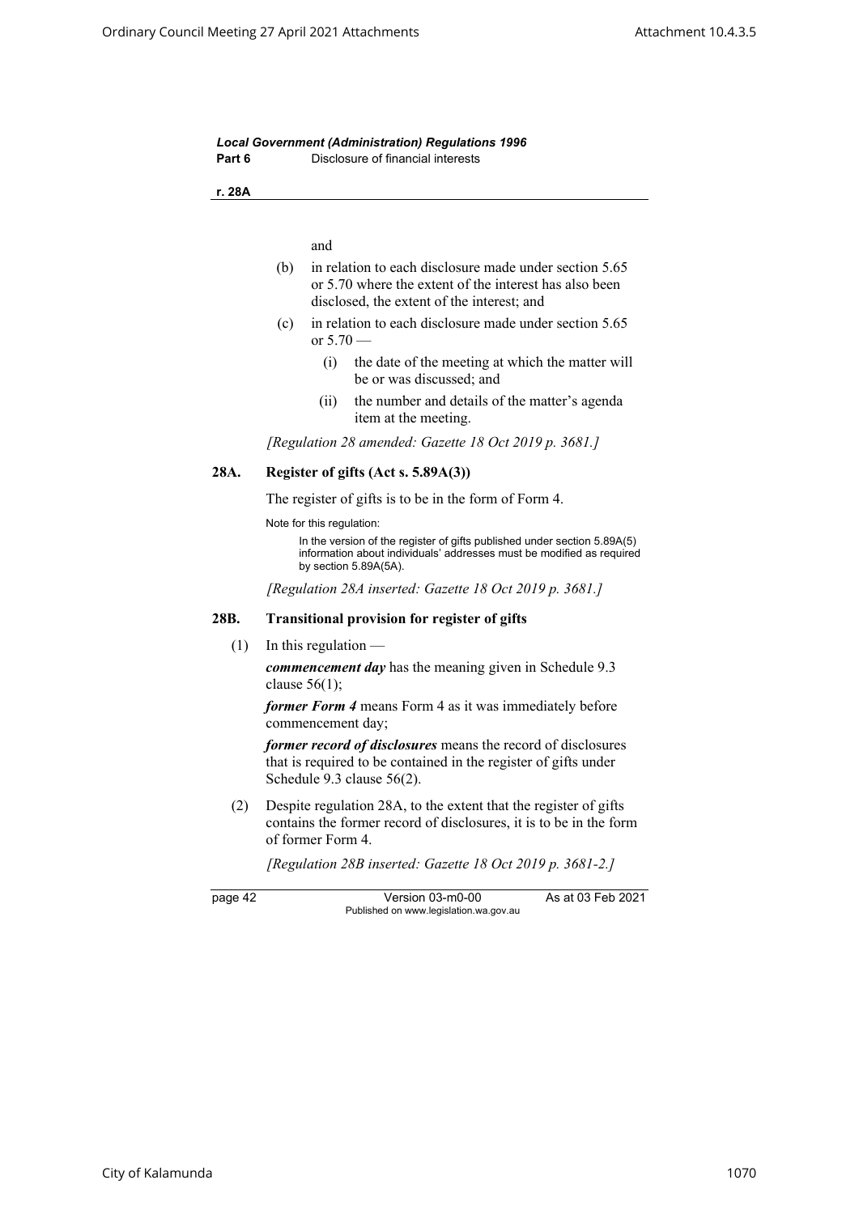and

(b) in relation to each disclosure made under section 5.65 or 5.70 where the extent of the interest has also been disclosed, the extent of the interest; and

(c) in relation to each disclosure made under section 5.65 or 5.70 —

  (i) the date of the meeting at which the matter will be or was discussed; and

  (ii) the number and details of the matter's agenda item at the meeting.

*[Regulation 28 amended: Gazette 18 Oct 2019 p. 3681.]*

### 28A. Register of gifts (Act s. 5.89A(3))

The register of gifts is to be in the form of Form 4.

Note for this regulation:

In the version of the register of gifts published under section 5.89A(5) information about individuals' addresses must be modified as required by section 5.89A(5A).

*[Regulation 28A inserted: Gazette 18 Oct 2019 p. 3681.]*

### 28B. Transitional provision for register of gifts

(1) In this regulation —

***commencement day*** has the meaning given in Schedule 9.3 clause 56(1);

***former Form 4*** means Form 4 as it was immediately before commencement day;

***former record of disclosures*** means the record of disclosures that is required to be contained in the register of gifts under Schedule 9.3 clause 56(2).

(2) Despite regulation 28A, to the extent that the register of gifts contains the former record of disclosures, it is to be in the form of former Form 4.

*[Regulation 28B inserted: Gazette 18 Oct 2019 p. 3681-2.]*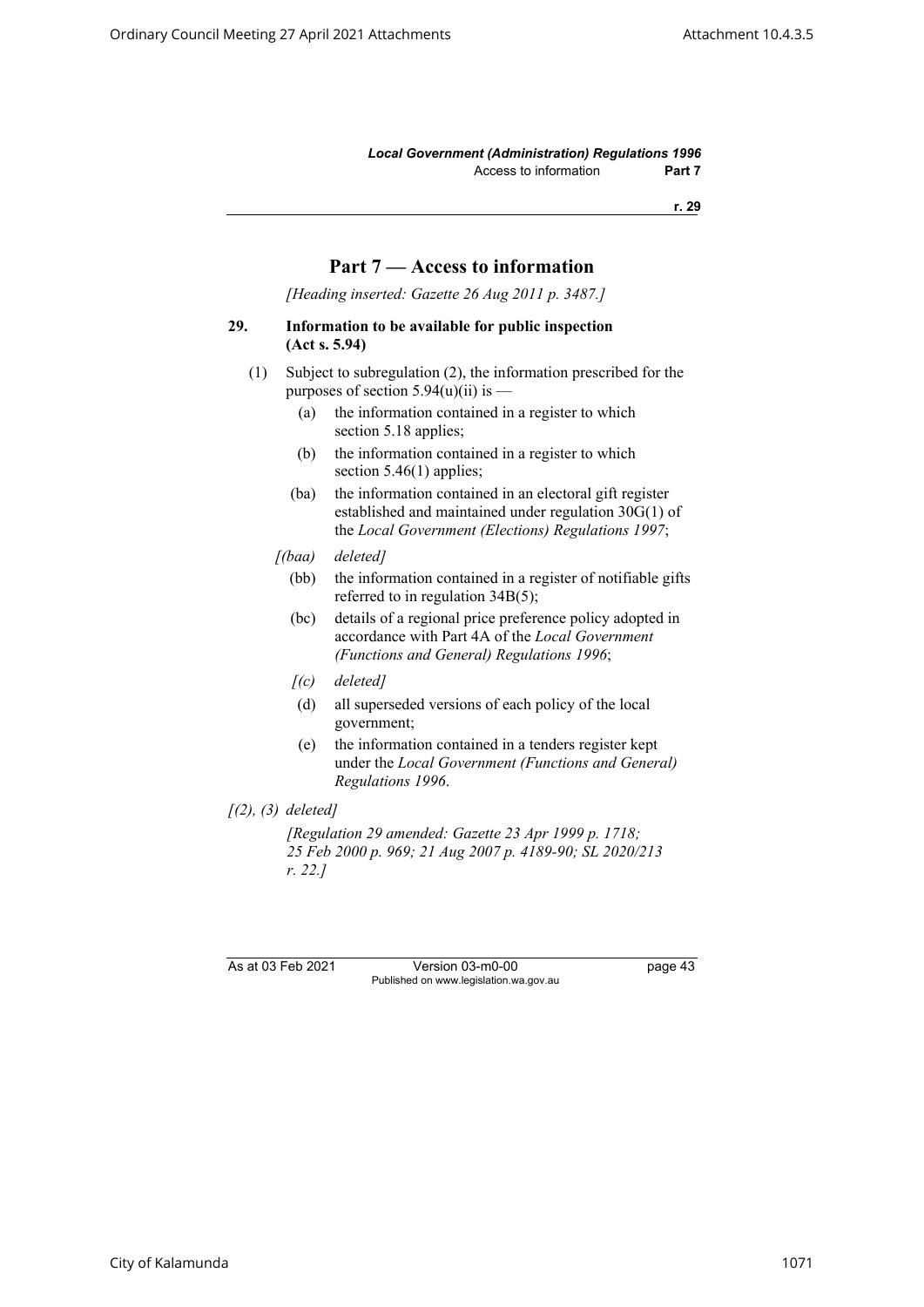## Part 7 — Access to information

*[Heading inserted: Gazette 26 Aug 2011 p. 3487.]*

### 29. Information to be available for public inspection (Act s. 5.94)

(1) Subject to subregulation (2), the information prescribed for the purposes of section 5.94(u)(ii) is —

- (a) the information contained in a register to which section 5.18 applies;
- (b) the information contained in a register to which section 5.46(1) applies;
- (ba) the information contained in an electoral gift register established and maintained under regulation 30G(1) of the *Local Government (Elections) Regulations 1997*;
- *[(baa) deleted]*
- (bb) the information contained in a register of notifiable gifts referred to in regulation 34B(5);
- (bc) details of a regional price preference policy adopted in accordance with Part 4A of the *Local Government (Functions and General) Regulations 1996*;
- *[(c) deleted]*
- (d) all superseded versions of each policy of the local government;
- (e) the information contained in a tenders register kept under the *Local Government (Functions and General) Regulations 1996*.

*[(2), (3) deleted]*

*[Regulation 29 amended: Gazette 23 Apr 1999 p. 1718; 25 Feb 2000 p. 969; 21 Aug 2007 p. 4189-90; SL 2020/213 r. 22.]*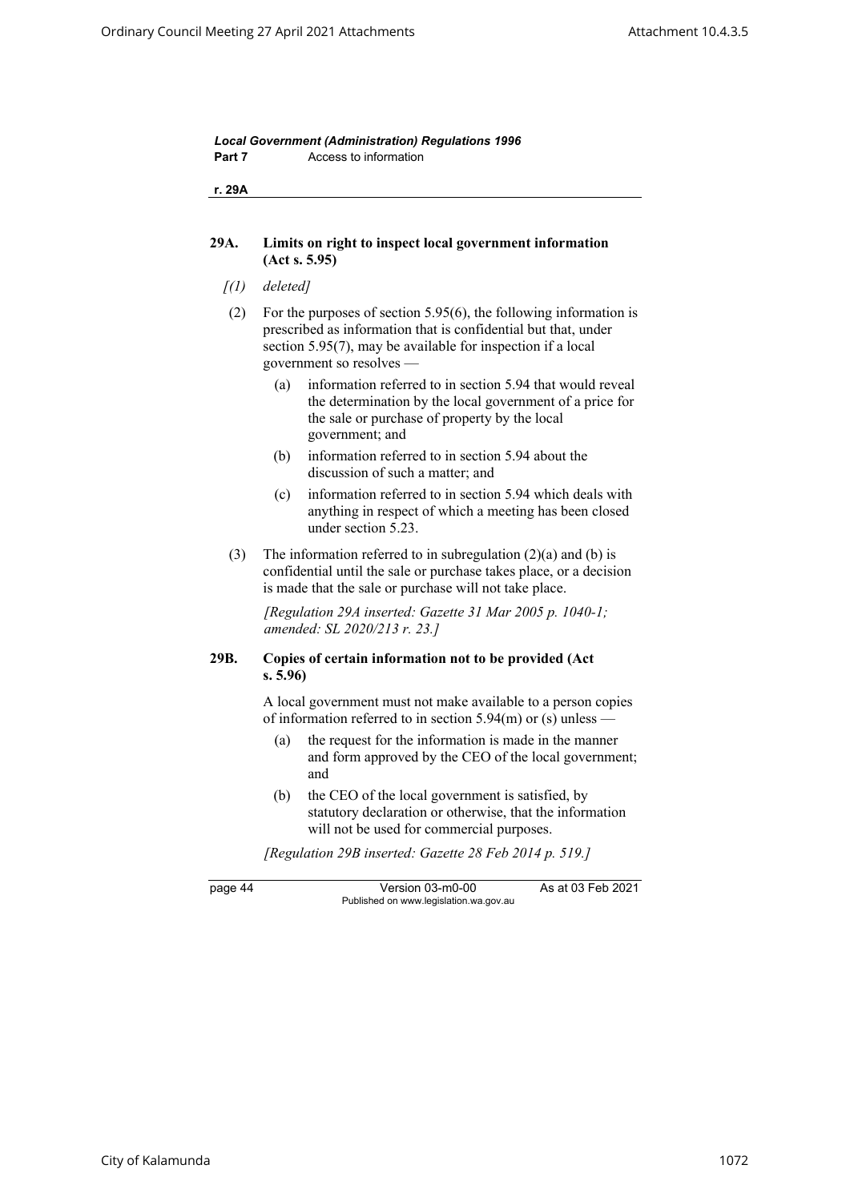### 29A. Limits on right to inspect local government information (Act s. 5.95)

*[(1) deleted]*

(2) For the purposes of section 5.95(6), the following information is prescribed as information that is confidential but that, under section 5.95(7), may be available for inspection if a local government so resolves —

(a) information referred to in section 5.94 that would reveal the determination by the local government of a price for the sale or purchase of property by the local government; and

(b) information referred to in section 5.94 about the discussion of such a matter; and

(c) information referred to in section 5.94 which deals with anything in respect of which a meeting has been closed under section 5.23.

(3) The information referred to in subregulation (2)(a) and (b) is confidential until the sale or purchase takes place, or a decision is made that the sale or purchase will not take place.

*[Regulation 29A inserted: Gazette 31 Mar 2005 p. 1040-1; amended: SL 2020/213 r. 23.]*

### 29B. Copies of certain information not to be provided (Act s. 5.96)

A local government must not make available to a person copies of information referred to in section 5.94(m) or (s) unless —

(a) the request for the information is made in the manner and form approved by the CEO of the local government; and

(b) the CEO of the local government is satisfied, by statutory declaration or otherwise, that the information will not be used for commercial purposes.

*[Regulation 29B inserted: Gazette 28 Feb 2014 p. 519.]*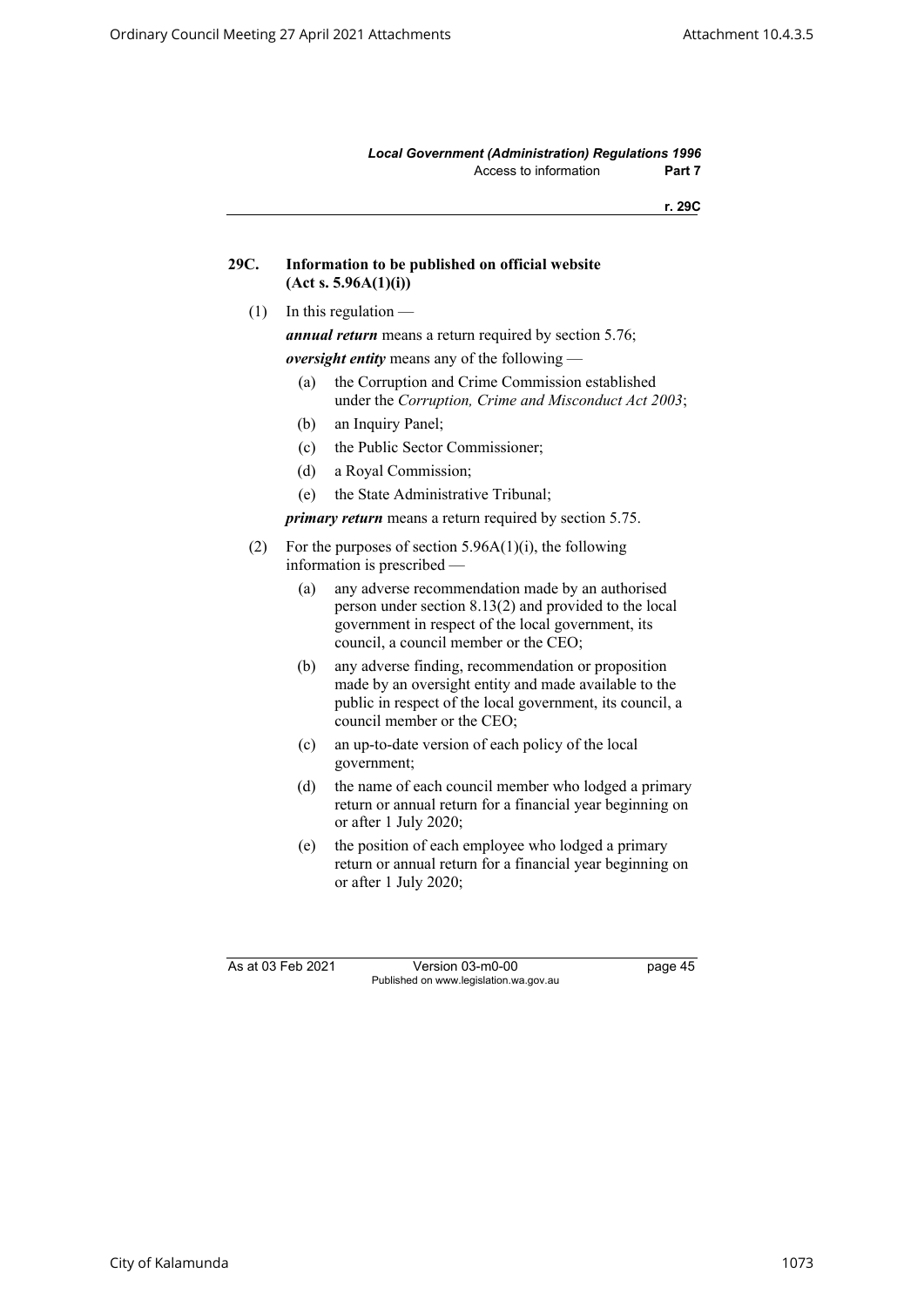### 29C. Information to be published on official website (Act s. 5.96A(1)(i))

(1) In this regulation —

***annual return*** means a return required by section 5.76;

***oversight entity*** means any of the following —

- (a) the Corruption and Crime Commission established under the *Corruption, Crime and Misconduct Act 2003*;
- (b) an Inquiry Panel;
- (c) the Public Sector Commissioner;
- (d) a Royal Commission;
- (e) the State Administrative Tribunal;

***primary return*** means a return required by section 5.75.

(2) For the purposes of section 5.96A(1)(i), the following information is prescribed —

- (a) any adverse recommendation made by an authorised person under section 8.13(2) and provided to the local government in respect of the local government, its council, a council member or the CEO;
- (b) any adverse finding, recommendation or proposition made by an oversight entity and made available to the public in respect of the local government, its council, a council member or the CEO;
- (c) an up-to-date version of each policy of the local government;
- (d) the name of each council member who lodged a primary return or annual return for a financial year beginning on or after 1 July 2020;
- (e) the position of each employee who lodged a primary return or annual return for a financial year beginning on or after 1 July 2020;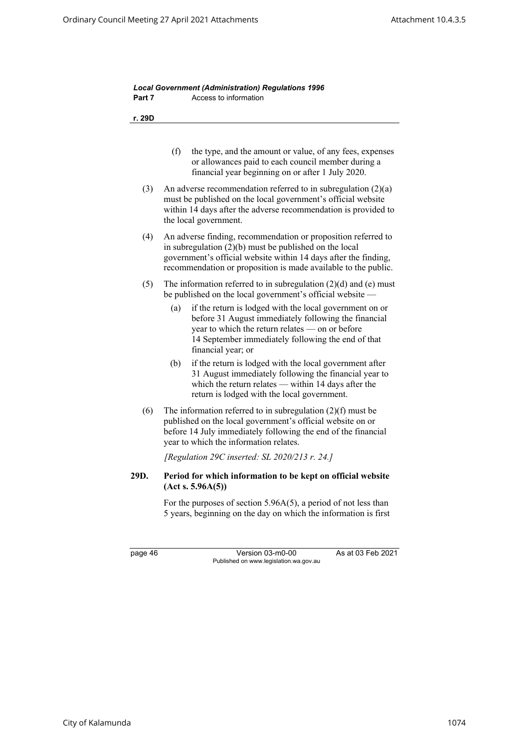(f) the type, and the amount or value, of any fees, expenses or allowances paid to each council member during a financial year beginning on or after 1 July 2020.

(3) An adverse recommendation referred to in subregulation (2)(a) must be published on the local government's official website within 14 days after the adverse recommendation is provided to the local government.

(4) An adverse finding, recommendation or proposition referred to in subregulation (2)(b) must be published on the local government's official website within 14 days after the finding, recommendation or proposition is made available to the public.

(5) The information referred to in subregulation (2)(d) and (e) must be published on the local government's official website —

(a) if the return is lodged with the local government on or before 31 August immediately following the financial year to which the return relates — on or before 14 September immediately following the end of that financial year; or

(b) if the return is lodged with the local government after 31 August immediately following the financial year to which the return relates — within 14 days after the return is lodged with the local government.

(6) The information referred to in subregulation (2)(f) must be published on the local government's official website on or before 14 July immediately following the end of the financial year to which the information relates.

*[Regulation 29C inserted: SL 2020/213 r. 24.]*

**29D. Period for which information to be kept on official website (Act s. 5.96A(5))**

For the purposes of section 5.96A(5), a period of not less than 5 years, beginning on the day on which the information is first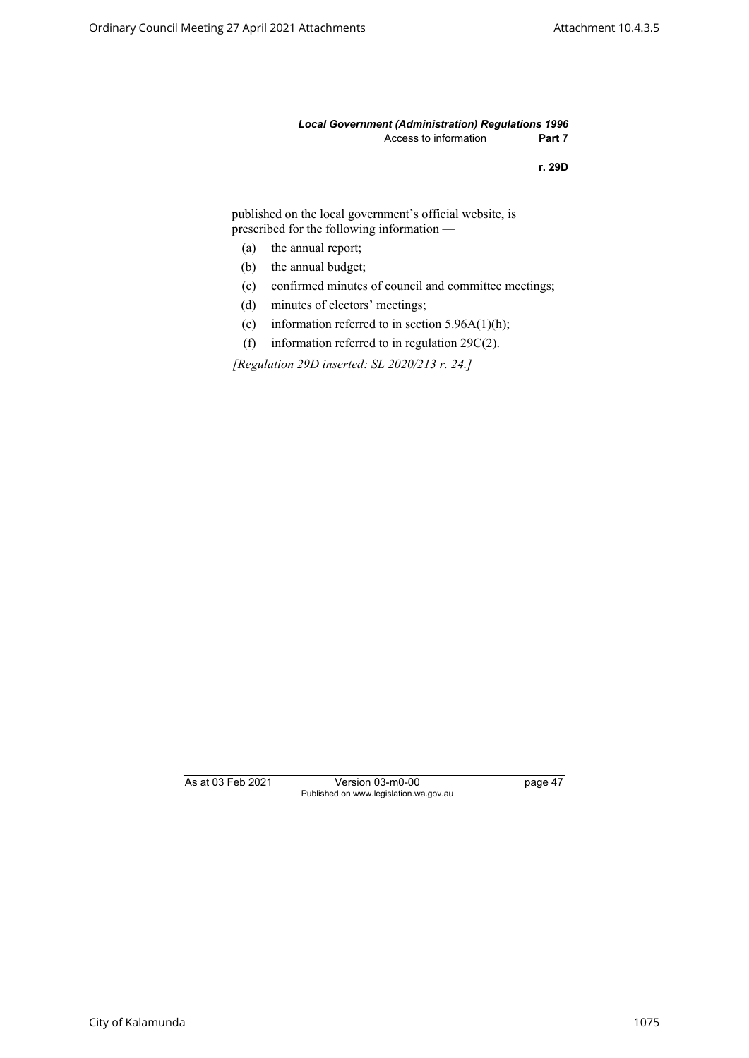published on the local government's official website, is prescribed for the following information —

(a) the annual report;

(b) the annual budget;

(c) confirmed minutes of council and committee meetings;

(d) minutes of electors' meetings;

(e) information referred to in section 5.96A(1)(h);

(f) information referred to in regulation 29C(2).

*[Regulation 29D inserted: SL 2020/213 r. 24.]*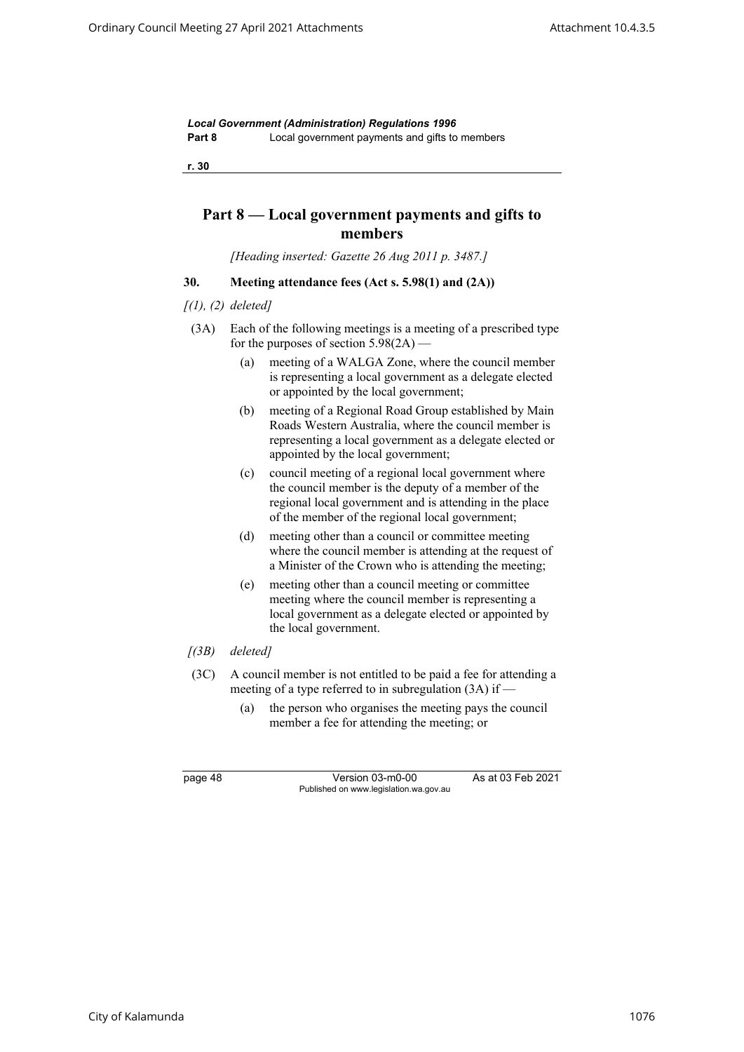# Part 8 — Local government payments and gifts to members

*[Heading inserted: Gazette 26 Aug 2011 p. 3487.]*

### 30. Meeting attendance fees (Act s. 5.98(1) and (2A))

*[(1), (2) deleted]*

(3A) Each of the following meetings is a meeting of a prescribed type for the purposes of section 5.98(2A) —

- (a) meeting of a WALGA Zone, where the council member is representing a local government as a delegate elected or appointed by the local government;
- (b) meeting of a Regional Road Group established by Main Roads Western Australia, where the council member is representing a local government as a delegate elected or appointed by the local government;
- (c) council meeting of a regional local government where the council member is the deputy of a member of the regional local government and is attending in the place of the member of the regional local government;
- (d) meeting other than a council or committee meeting where the council member is attending at the request of a Minister of the Crown who is attending the meeting;
- (e) meeting other than a council meeting or committee meeting where the council member is representing a local government as a delegate elected or appointed by the local government.

*[(3B) deleted]*

(3C) A council member is not entitled to be paid a fee for attending a meeting of a type referred to in subregulation (3A) if —

- (a) the person who organises the meeting pays the council member a fee for attending the meeting; or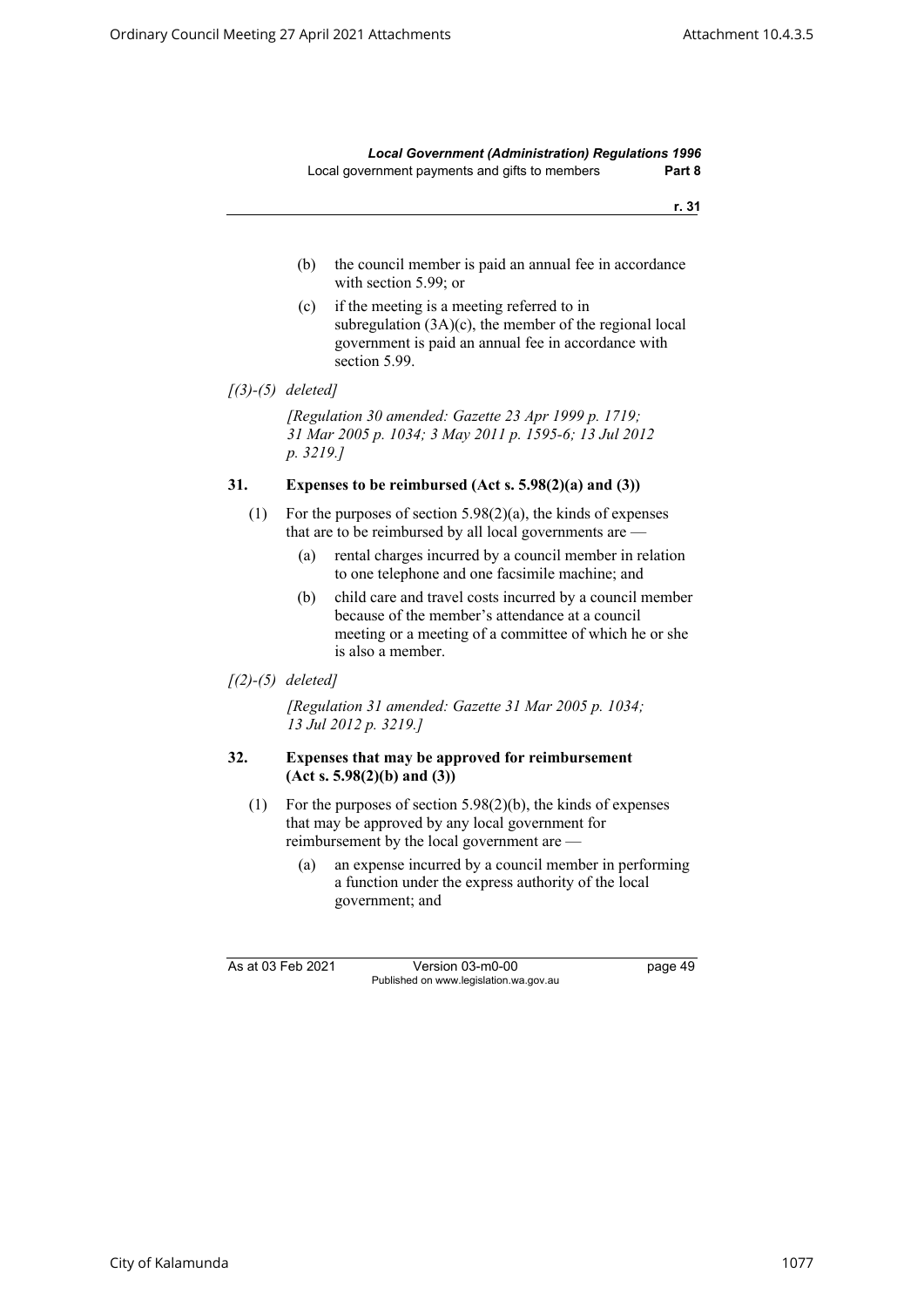(b) the council member is paid an annual fee in accordance with section 5.99; or

(c) if the meeting is a meeting referred to in subregulation (3A)(c), the member of the regional local government is paid an annual fee in accordance with section 5.99.

*[(3)-(5) deleted]*

*[Regulation 30 amended: Gazette 23 Apr 1999 p. 1719; 31 Mar 2005 p. 1034; 3 May 2011 p. 1595-6; 13 Jul 2012 p. 3219.]*

### 31. Expenses to be reimbursed (Act s. 5.98(2)(a) and (3))

(1) For the purposes of section 5.98(2)(a), the kinds of expenses that are to be reimbursed by all local governments are —

(a) rental charges incurred by a council member in relation to one telephone and one facsimile machine; and

(b) child care and travel costs incurred by a council member because of the member's attendance at a council meeting or a meeting of a committee of which he or she is also a member.

*[(2)-(5) deleted]*

*[Regulation 31 amended: Gazette 31 Mar 2005 p. 1034; 13 Jul 2012 p. 3219.]*

### 32. Expenses that may be approved for reimbursement (Act s. 5.98(2)(b) and (3))

(1) For the purposes of section 5.98(2)(b), the kinds of expenses that may be approved by any local government for reimbursement by the local government are —

(a) an expense incurred by a council member in performing a function under the express authority of the local government; and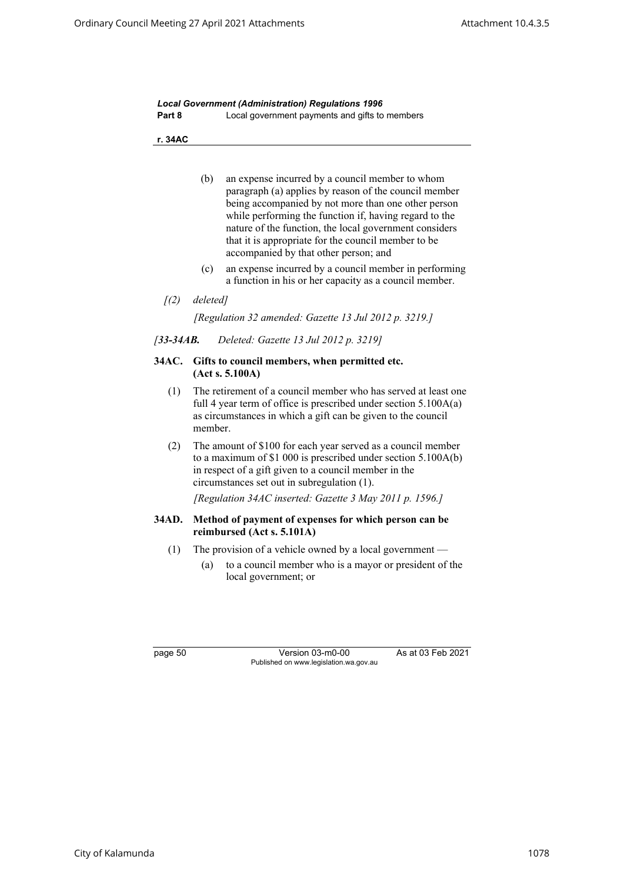(b) an expense incurred by a council member to whom paragraph (a) applies by reason of the council member being accompanied by not more than one other person while performing the function if, having regard to the nature of the function, the local government considers that it is appropriate for the council member to be accompanied by that other person; and

(c) an expense incurred by a council member in performing a function in his or her capacity as a council member.

*[(2) deleted]*

*[Regulation 32 amended: Gazette 13 Jul 2012 p. 3219.]*

*[**33-34AB.** Deleted: Gazette 13 Jul 2012 p. 3219]*

### 34AC. Gifts to council members, when permitted etc. (Act s. 5.100A)

(1) The retirement of a council member who has served at least one full 4 year term of office is prescribed under section 5.100A(a) as circumstances in which a gift can be given to the council member.

(2) The amount of $100 for each year served as a council member to a maximum of $1 000 is prescribed under section 5.100A(b) in respect of a gift given to a council member in the circumstances set out in subregulation (1).

*[Regulation 34AC inserted: Gazette 3 May 2011 p. 1596.]*

### 34AD. Method of payment of expenses for which person can be reimbursed (Act s. 5.101A)

(1) The provision of a vehicle owned by a local government —

(a) to a council member who is a mayor or president of the local government; or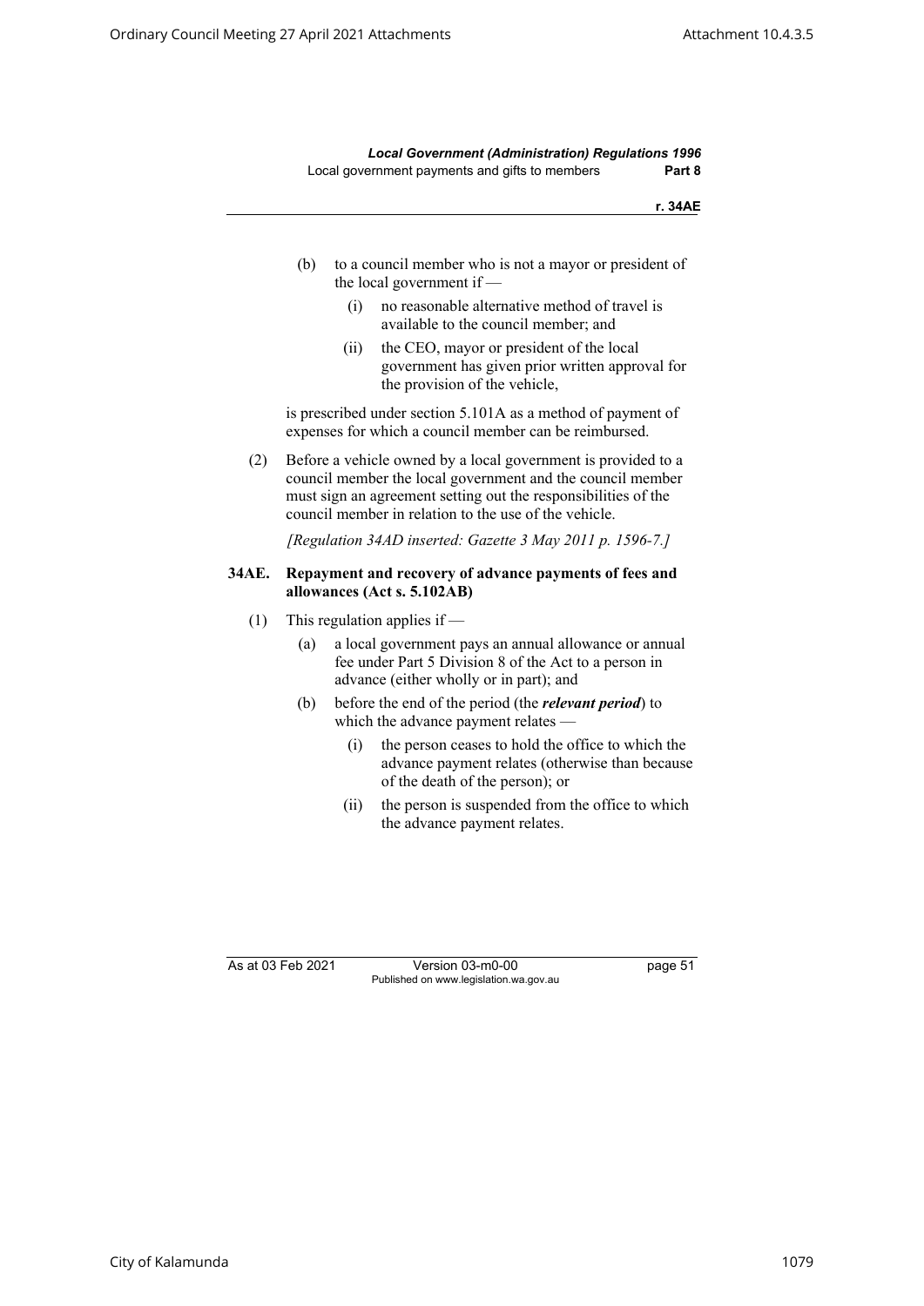(b) to a council member who is not a mayor or president of the local government if —

   (i) no reasonable alternative method of travel is available to the council member; and

   (ii) the CEO, mayor or president of the local government has given prior written approval for the provision of the vehicle,

is prescribed under section 5.101A as a method of payment of expenses for which a council member can be reimbursed.

(2) Before a vehicle owned by a local government is provided to a council member the local government and the council member must sign an agreement setting out the responsibilities of the council member in relation to the use of the vehicle.

*[Regulation 34AD inserted: Gazette 3 May 2011 p. 1596-7.]*

### 34AE. Repayment and recovery of advance payments of fees and allowances (Act s. 5.102AB)

(1) This regulation applies if —

   (a) a local government pays an annual allowance or annual fee under Part 5 Division 8 of the Act to a person in advance (either wholly or in part); and

   (b) before the end of the period (the ***relevant period***) to which the advance payment relates —

      (i) the person ceases to hold the office to which the advance payment relates (otherwise than because of the death of the person); or

      (ii) the person is suspended from the office to which the advance payment relates.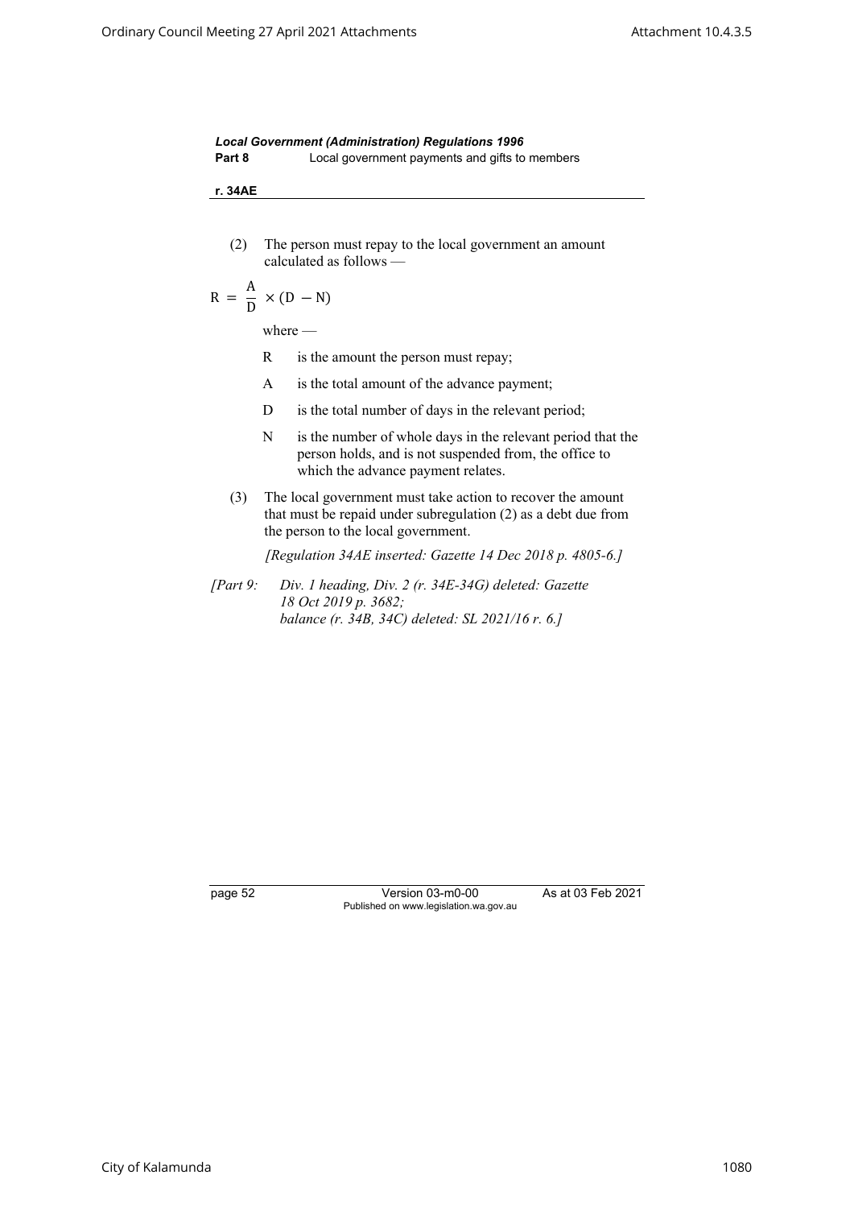(2) The person must repay to the local government an amount calculated as follows —

$$R = \frac{A}{D} \times (D - N)$$

where —

R is the amount the person must repay;

A is the total amount of the advance payment;

D is the total number of days in the relevant period;

N is the number of whole days in the relevant period that the person holds, and is not suspended from, the office to which the advance payment relates.

(3) The local government must take action to recover the amount that must be repaid under subregulation (2) as a debt due from the person to the local government.

*[Regulation 34AE inserted: Gazette 14 Dec 2018 p. 4805-6.]*

*[Part 9: Div. 1 heading, Div. 2 (r. 34E-34G) deleted: Gazette 18 Oct 2019 p. 3682; balance (r. 34B, 34C) deleted: SL 2021/16 r. 6.]*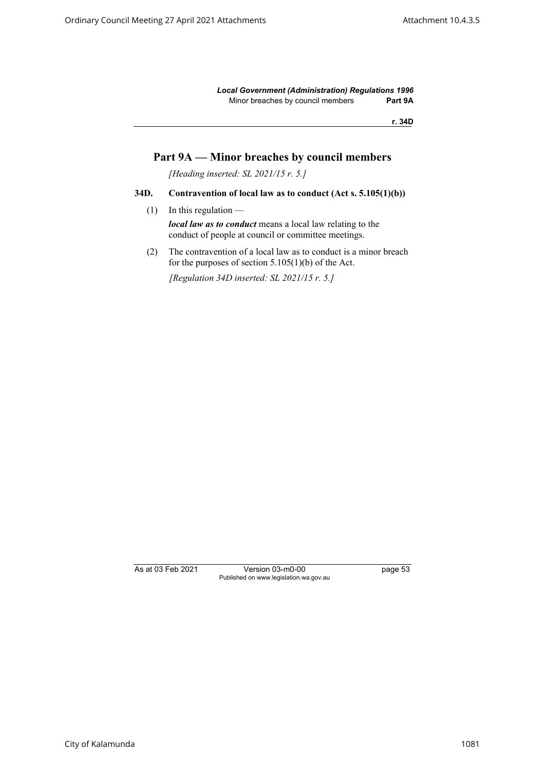## Part 9A — Minor breaches by council members

*[Heading inserted: SL 2021/15 r. 5.]*

### 34D. Contravention of local law as to conduct (Act s. 5.105(1)(b))

(1) In this regulation —

***local law as to conduct*** means a local law relating to the conduct of people at council or committee meetings.

(2) The contravention of a local law as to conduct is a minor breach for the purposes of section 5.105(1)(b) of the Act.

*[Regulation 34D inserted: SL 2021/15 r. 5.]*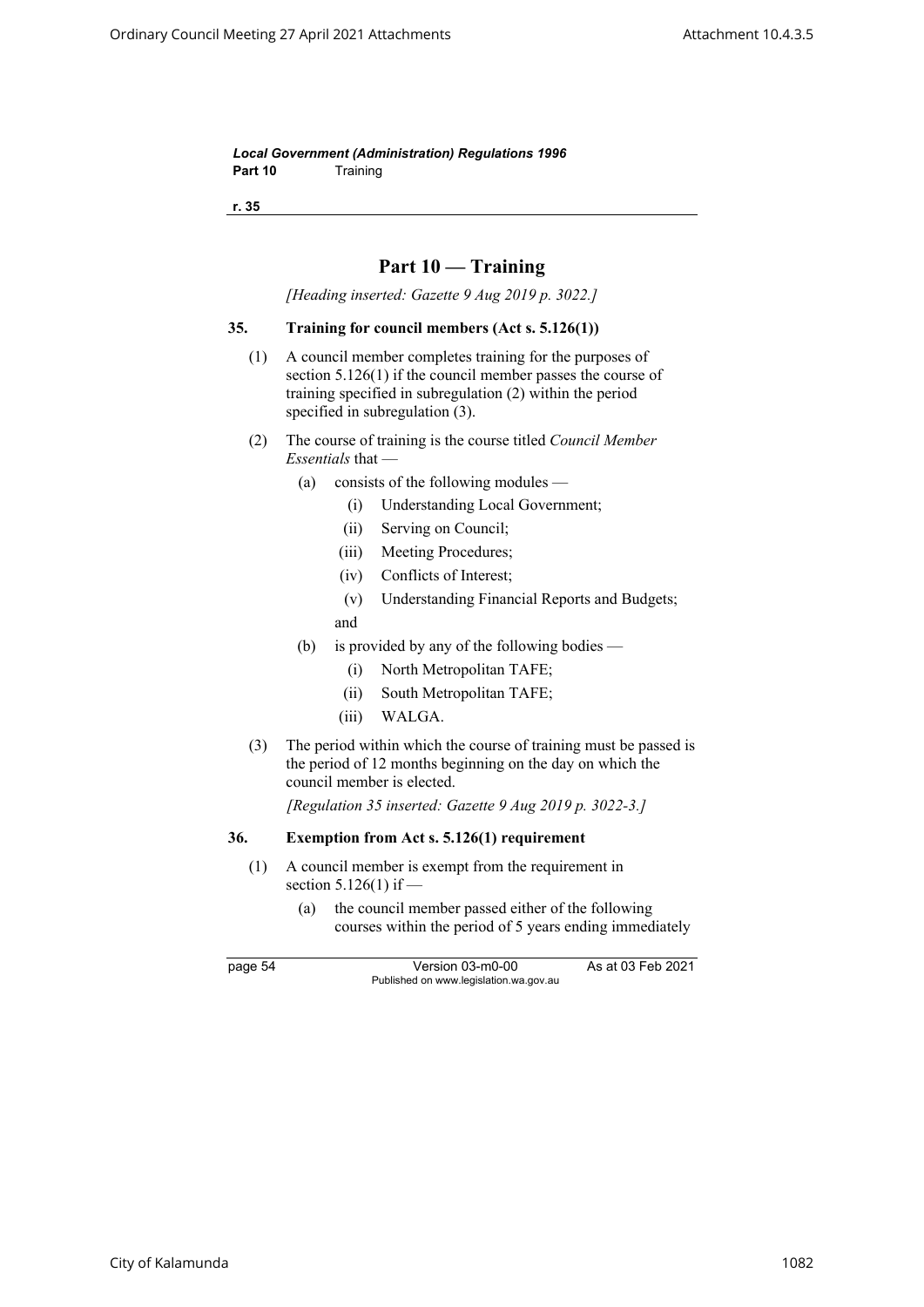## Part 10 — Training

*[Heading inserted: Gazette 9 Aug 2019 p. 3022.]*

### 35. Training for council members (Act s. 5.126(1))

(1) A council member completes training for the purposes of section 5.126(1) if the council member passes the course of training specified in subregulation (2) within the period specified in subregulation (3).

(2) The course of training is the course titled *Council Member Essentials* that —

  (a) consists of the following modules —

    (i) Understanding Local Government;

    (ii) Serving on Council;

    (iii) Meeting Procedures;

    (iv) Conflicts of Interest;

    (v) Understanding Financial Reports and Budgets;

  and

  (b) is provided by any of the following bodies —

    (i) North Metropolitan TAFE;

    (ii) South Metropolitan TAFE;

    (iii) WALGA.

(3) The period within which the course of training must be passed is the period of 12 months beginning on the day on which the council member is elected.

*[Regulation 35 inserted: Gazette 9 Aug 2019 p. 3022-3.]*

### 36. Exemption from Act s. 5.126(1) requirement

(1) A council member is exempt from the requirement in section 5.126(1) if —

  (a) the council member passed either of the following courses within the period of 5 years ending immediately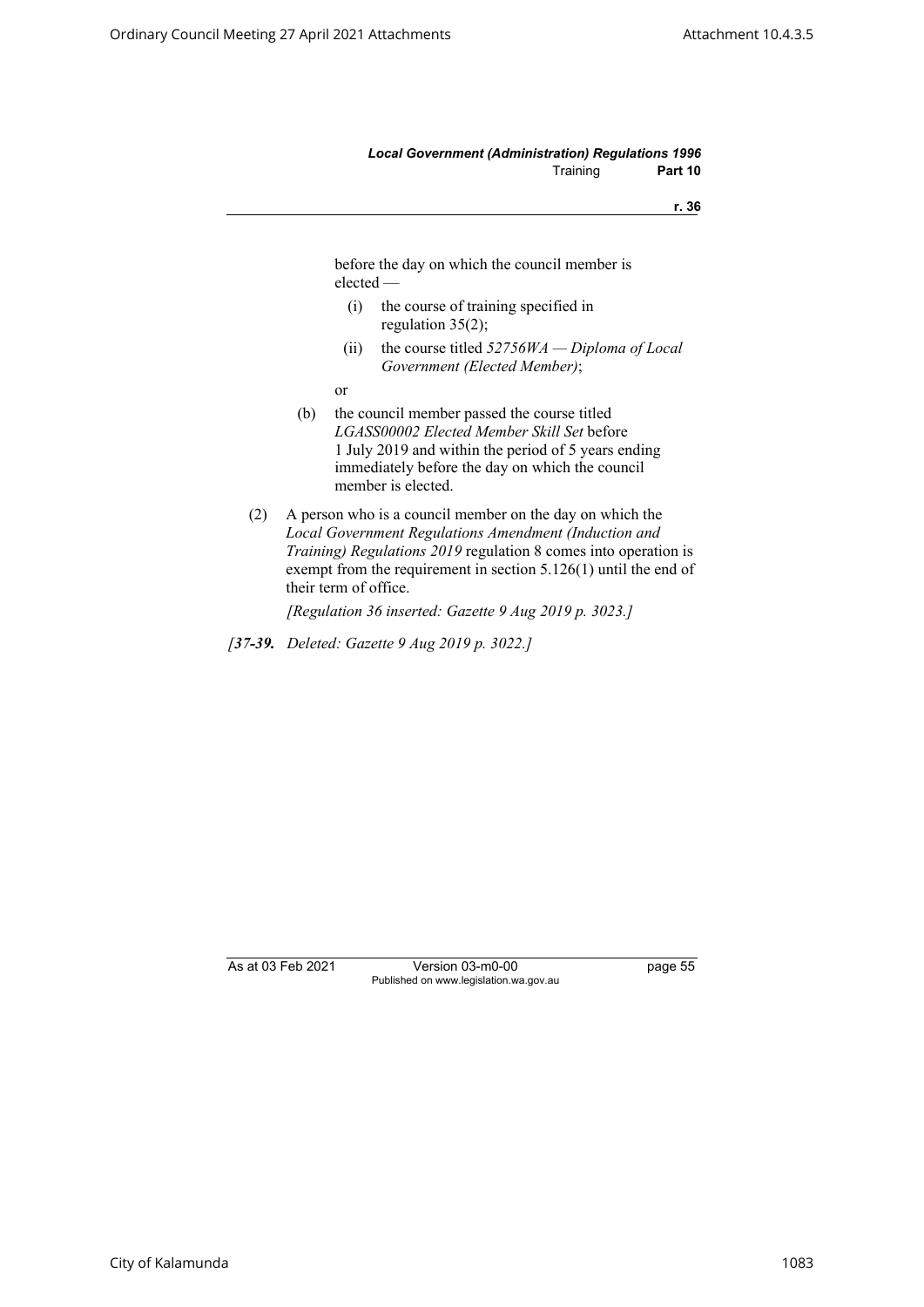before the day on which the council member is elected —

(i) the course of training specified in regulation 35(2);

(ii) the course titled *52756WA — Diploma of Local Government (Elected Member)*;

or

(b) the council member passed the course titled *LGASS00002 Elected Member Skill Set* before 1 July 2019 and within the period of 5 years ending immediately before the day on which the council member is elected.

(2) A person who is a council member on the day on which the *Local Government Regulations Amendment (Induction and Training) Regulations 2019* regulation 8 comes into operation is exempt from the requirement in section 5.126(1) until the end of their term of office.

*[Regulation 36 inserted: Gazette 9 Aug 2019 p. 3023.]*

*[**37-39.** Deleted: Gazette 9 Aug 2019 p. 3022.]*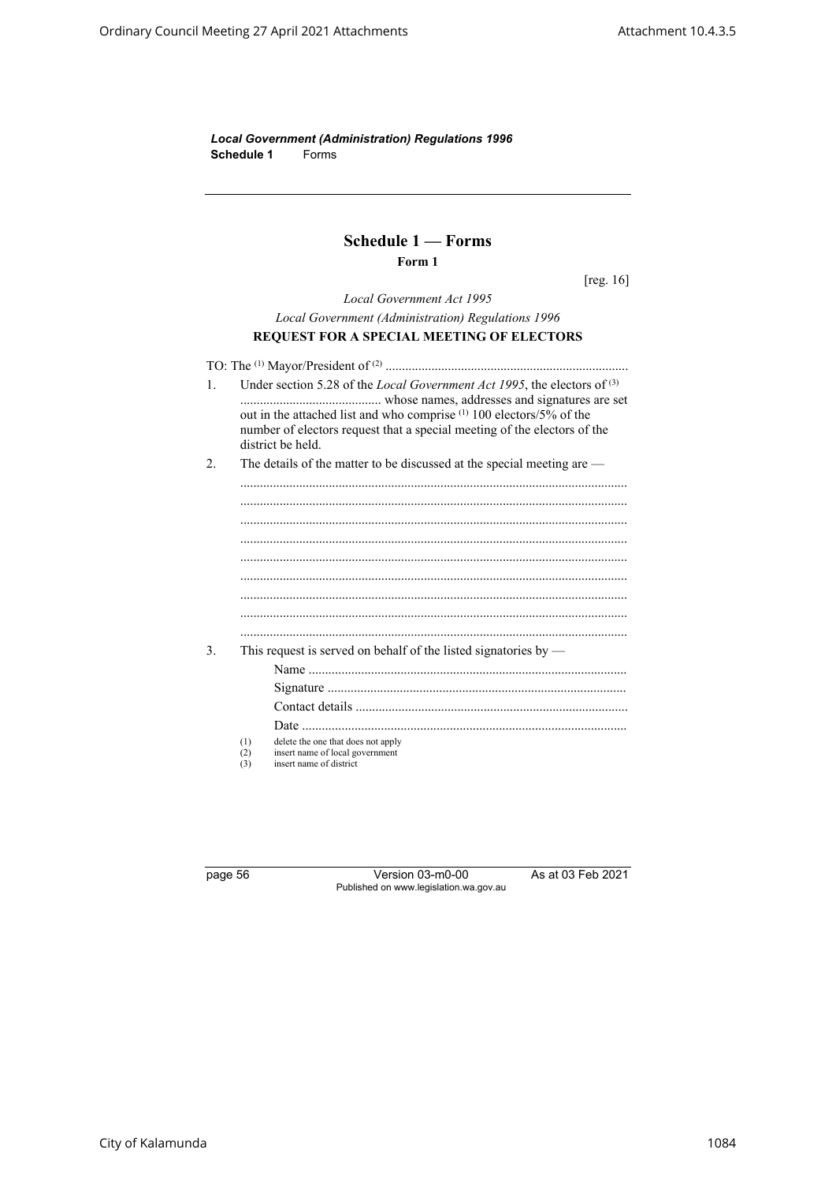## Schedule 1 — Forms

**Form 1**

[reg. 16]

*Local Government Act 1995*

*Local Government (Administration) Regulations 1996*

**REQUEST FOR A SPECIAL MEETING OF ELECTORS**

TO: The [(1)] Mayor/President of [(2)] .........................................................................

1. Under section 5.28 of the *Local Government Act 1995*, the electors of [(3)] ........................................ whose names, addresses and signatures are set out in the attached list and who comprise [(1)] 100 electors/5% of the number of electors request that a special meeting of the electors of the district be held.

2. The details of the matter to be discussed at the special meeting are —

   ....................................................................................................................

   ....................................................................................................................

   ....................................................................................................................

   ....................................................................................................................

   ....................................................................................................................

   ....................................................................................................................

   ....................................................................................................................

   ....................................................................................................................

   ....................................................................................................................

3. This request is served on behalf of the listed signatories by —

   Name ................................................................................................

   Signature ..........................................................................................

   Contact details ..................................................................................

   Date ..................................................................................................

(1) delete the one that does not apply
(2) insert name of local government
(3) insert name of district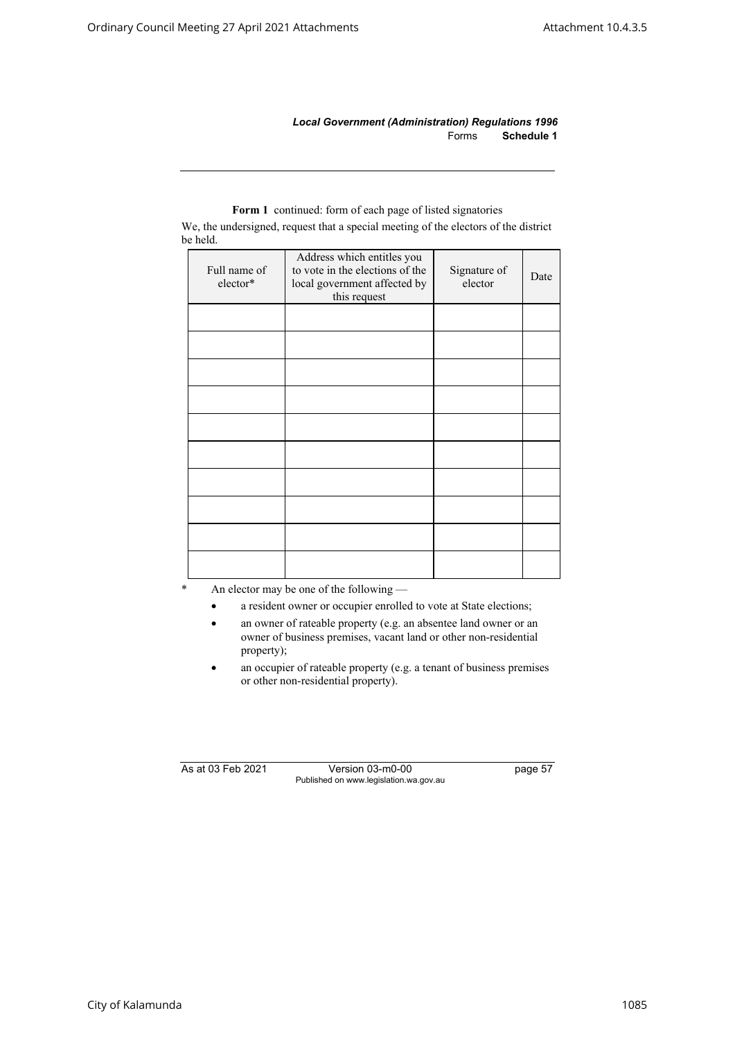**Form 1** continued: form of each page of listed signatories

We, the undersigned, request that a special meeting of the electors of the district be held.

| Full name of elector* | Address which entitles you to vote in the elections of the local government affected by this request | Signature of elector | Date |
|---|---|---|---|
| | | | |
| | | | |
| | | | |
| | | | |
| | | | |
| | | | |
| | | | |
| | | | |
| | | | |
| | | | |

\* An elector may be one of the following —

- a resident owner or occupier enrolled to vote at State elections;
- an owner of rateable property (e.g. an absentee land owner or an owner of business premises, vacant land or other non-residential property);
- an occupier of rateable property (e.g. a tenant of business premises or other non-residential property).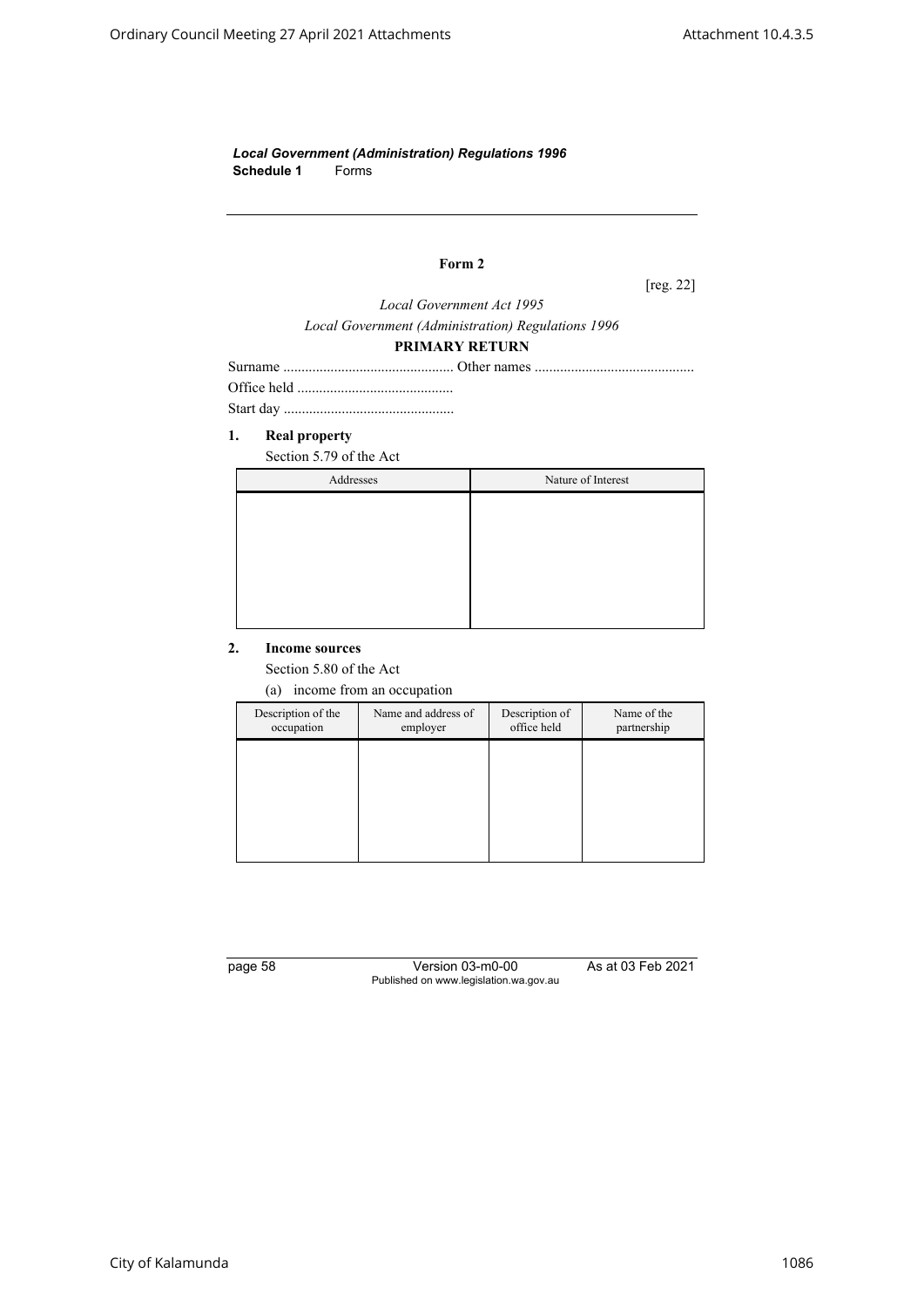*Local Government (Administration) Regulations 1996*
**Schedule 1** Forms

---

**Form 2**

[reg. 22]

*Local Government Act 1995*

*Local Government (Administration) Regulations 1996*

**PRIMARY RETURN**

Surname ............................................... Other names ...........................................

Office held ...........................................

Start day ...............................................

**1. Real property**

Section 5.79 of the Act

| Addresses | Nature of Interest |
|---|---|
| | |

**2. Income sources**

Section 5.80 of the Act

(a) income from an occupation

| Description of the occupation | Name and address of employer | Description of office held | Name of the partnership |
|---|---|---|---|
| | | | |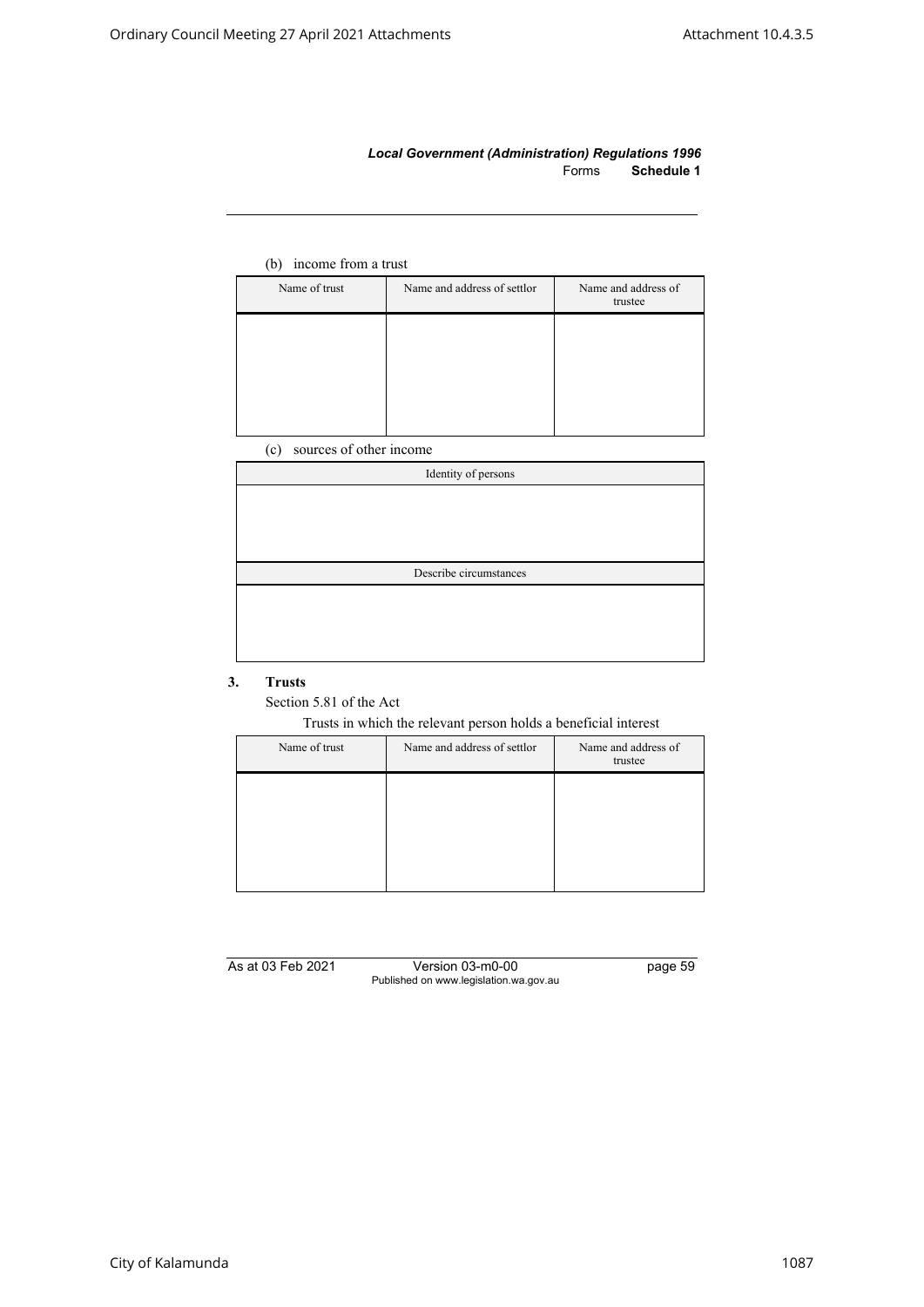(b) income from a trust

| Name of trust | Name and address of settlor | Name and address of trustee |
|---|---|---|
| | | |

(c) sources of other income

| Identity of persons |
|---|
| |
| **Describe circumstances** |
| |

**3. Trusts**

Section 5.81 of the Act

Trusts in which the relevant person holds a beneficial interest

| Name of trust | Name and address of settlor | Name and address of trustee |
|---|---|---|
| | | |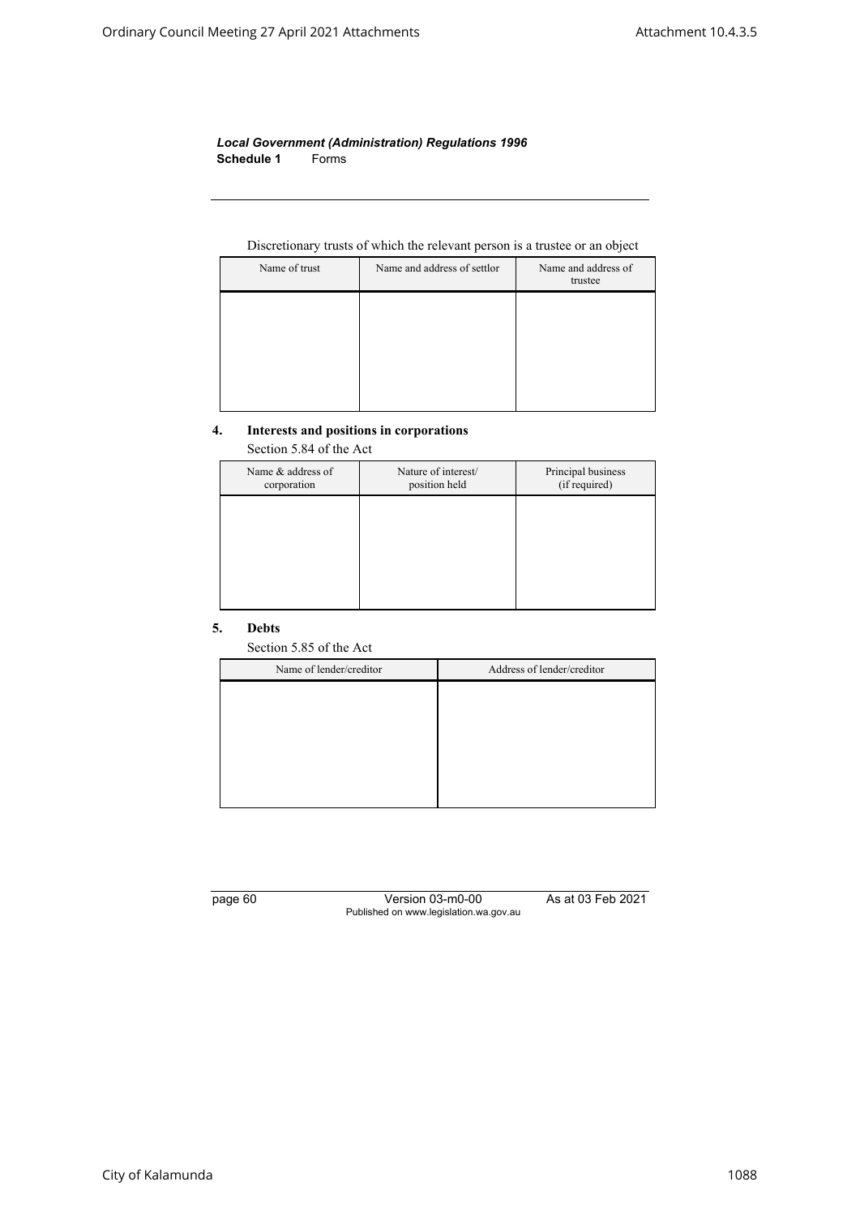Discretionary trusts of which the relevant person is a trustee or an object

| Name of trust | Name and address of settlor | Name and address of trustee |
|---|---|---|
| | | |

## 4. Interests and positions in corporations

Section 5.84 of the Act

| Name & address of corporation | Nature of interest/ position held | Principal business (if required) |
|---|---|---|
| | | |

## 5. Debts

Section 5.85 of the Act

| Name of lender/creditor | Address of lender/creditor |
|---|---|
| | |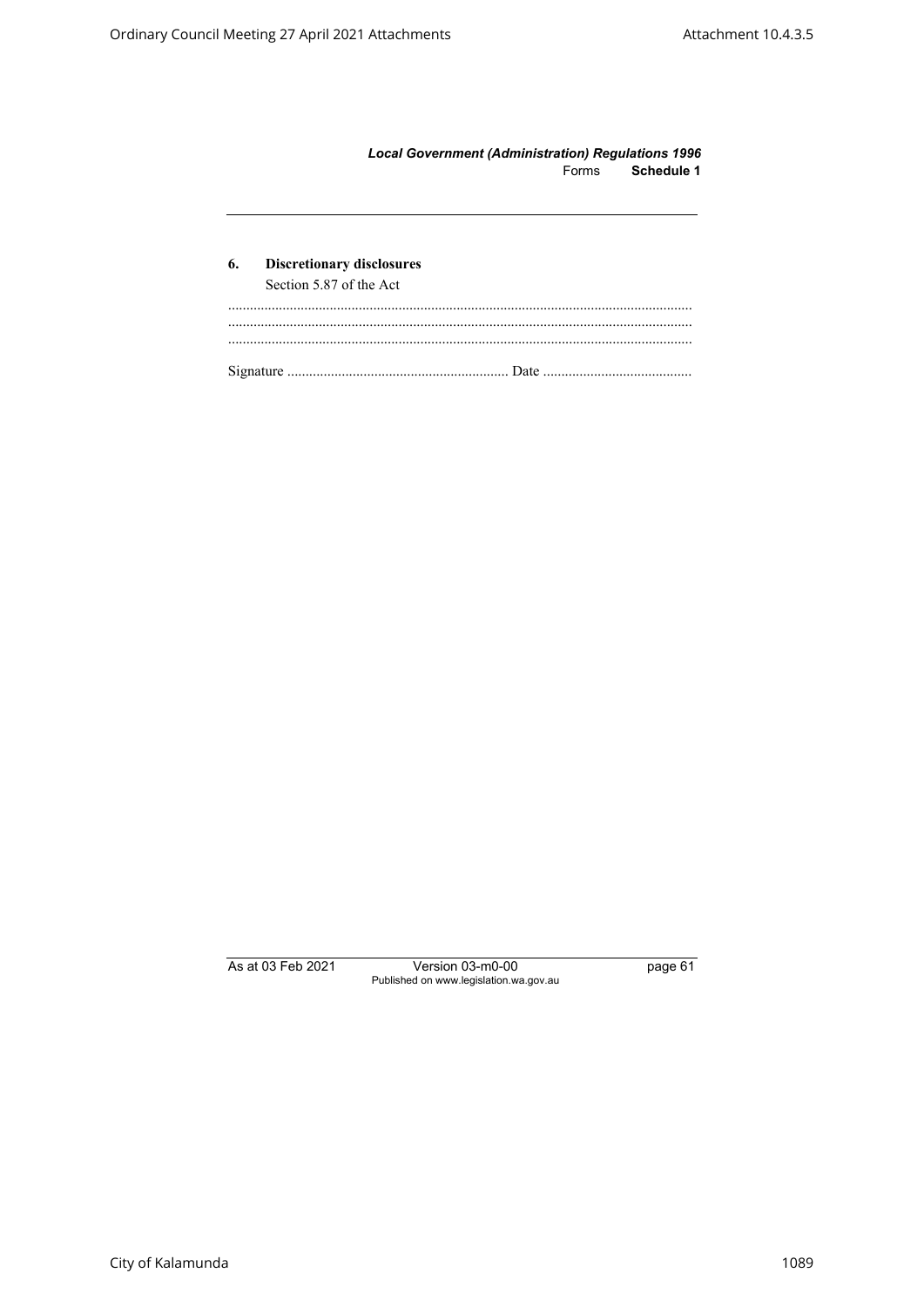## 6. Discretionary disclosures

Section 5.87 of the Act

................................................................................................................................
................................................................................................................................
................................................................................................................................

Signature ............................................................. Date .........................................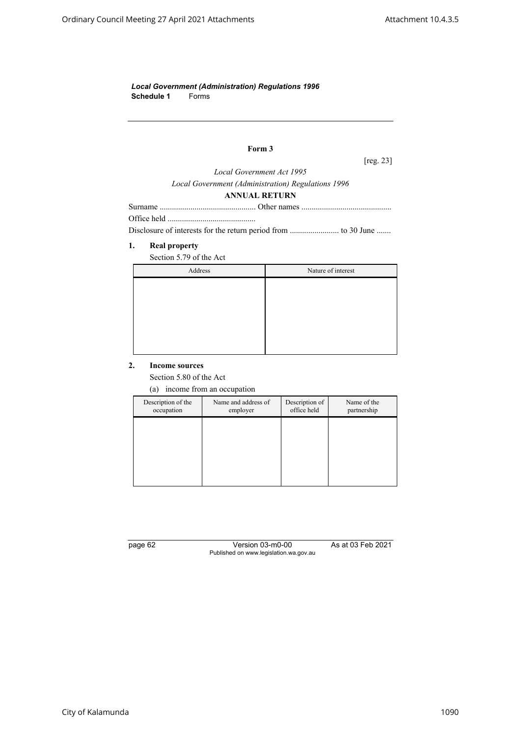*Local Government (Administration) Regulations 1996*
**Schedule 1** Forms

## Form 3

[reg. 23]

*Local Government Act 1995*

*Local Government (Administration) Regulations 1996*

**ANNUAL RETURN**

Surname ............................................... Other names ............................................

Office held ...........................................

Disclosure of interests for the return period from ........................ to 30 June .......

### 1. Real property

Section 5.79 of the Act

| Address | Nature of interest |
|---|---|
| | |

### 2. Income sources

Section 5.80 of the Act

(a) income from an occupation

| Description of the occupation | Name and address of employer | Description of office held | Name of the partnership |
|---|---|---|---|
| | | | |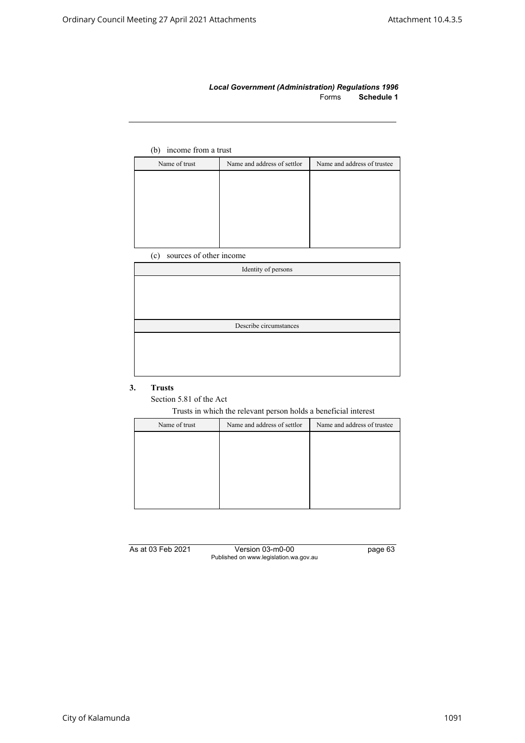(b) income from a trust

| Name of trust | Name and address of settlor | Name and address of trustee |
| --- | --- | --- |
| | | |

(c) sources of other income

| Identity of persons |
| --- |
| |
| Describe circumstances |
| |

### 3. Trusts

Section 5.81 of the Act

Trusts in which the relevant person holds a beneficial interest

| Name of trust | Name and address of settlor | Name and address of trustee |
| --- | --- | --- |
| | | |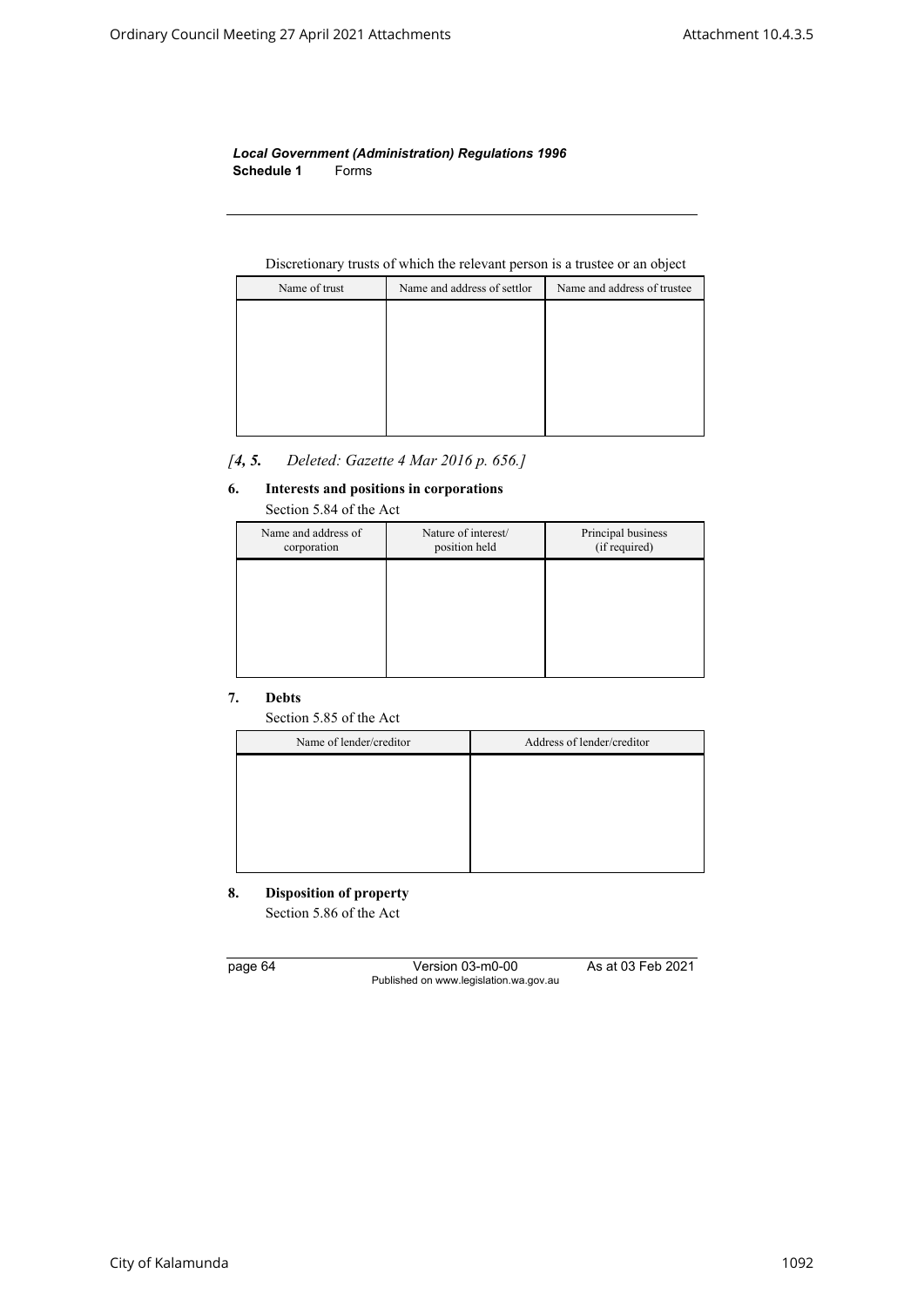Discretionary trusts of which the relevant person is a trustee or an object

| Name of trust | Name and address of settlor | Name and address of trustee |
|---|---|---|
| | | |

*[4, 5. Deleted: Gazette 4 Mar 2016 p. 656.]*

**6. Interests and positions in corporations**

Section 5.84 of the Act

| Name and address of corporation | Nature of interest/ position held | Principal business (if required) |
|---|---|---|
| | | |

**7. Debts**

Section 5.85 of the Act

| Name of lender/creditor | Address of lender/creditor |
|---|---|
| | |

**8. Disposition of property**

Section 5.86 of the Act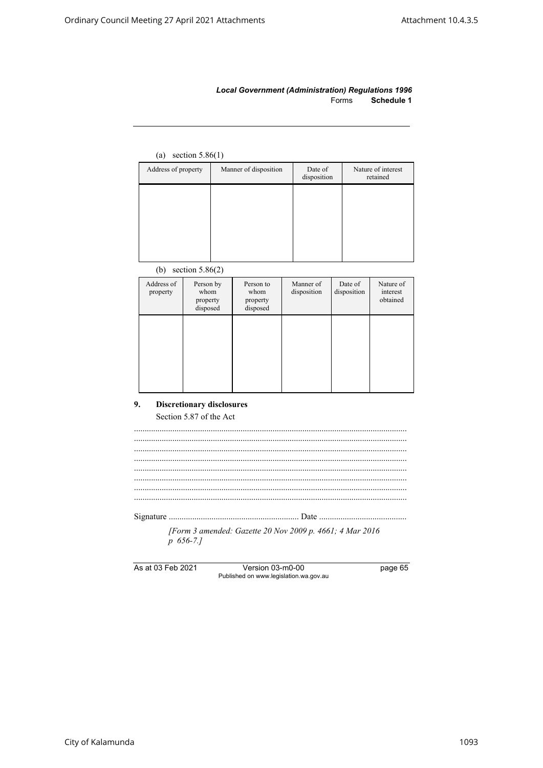(a) section 5.86(1)

| Address of property | Manner of disposition | Date of disposition | Nature of interest retained |
|---|---|---|---|
| | | | |

(b) section 5.86(2)

| Address of property | Person by whom property disposed | Person to whom property disposed | Manner of disposition | Date of disposition | Nature of interest obtained |
|---|---|---|---|---|---|
| | | | | | |

## 9. Discretionary disclosures

Section 5.87 of the Act

..............................................................................................................
..............................................................................................................
..............................................................................................................
..............................................................................................................
..............................................................................................................
..............................................................................................................
..............................................................................................................
..............................................................................................................

Signature ............................................................ Date .........................................

*[Form 3 amended: Gazette 20 Nov 2009 p. 4661; 4 Mar 2016 p 656-7.]*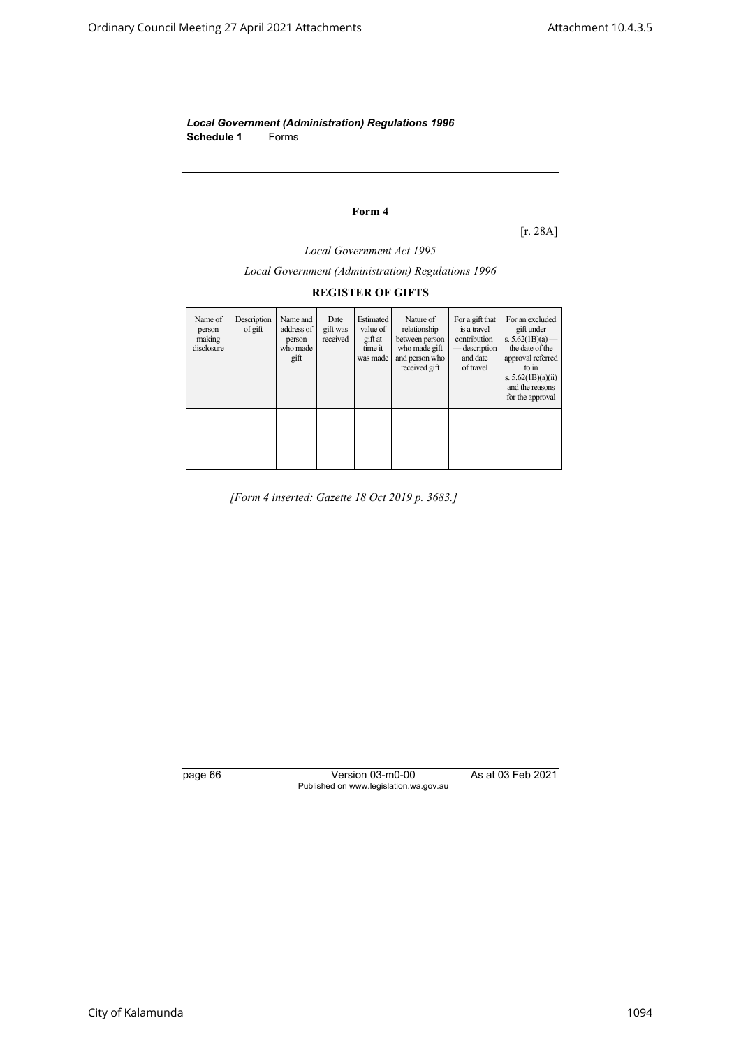**Form 4**

[r. 28A]

*Local Government Act 1995*

*Local Government (Administration) Regulations 1996*

**REGISTER OF GIFTS**

| Name of person making disclosure | Description of gift | Name and address of person who made gift | Date gift was received | Estimated value of gift at time it was made | Nature of relationship between person who made gift and person who received gift | For a gift that is a travel contribution — description and date of travel | For an excluded gift under s. 5.62(1B)(a) — the date of the approval referred to in s. 5.62(1B)(a)(ii) and the reasons for the approval |
|---|---|---|---|---|---|---|---|
| | | | | | | | |

*[Form 4 inserted: Gazette 18 Oct 2019 p. 3683.]*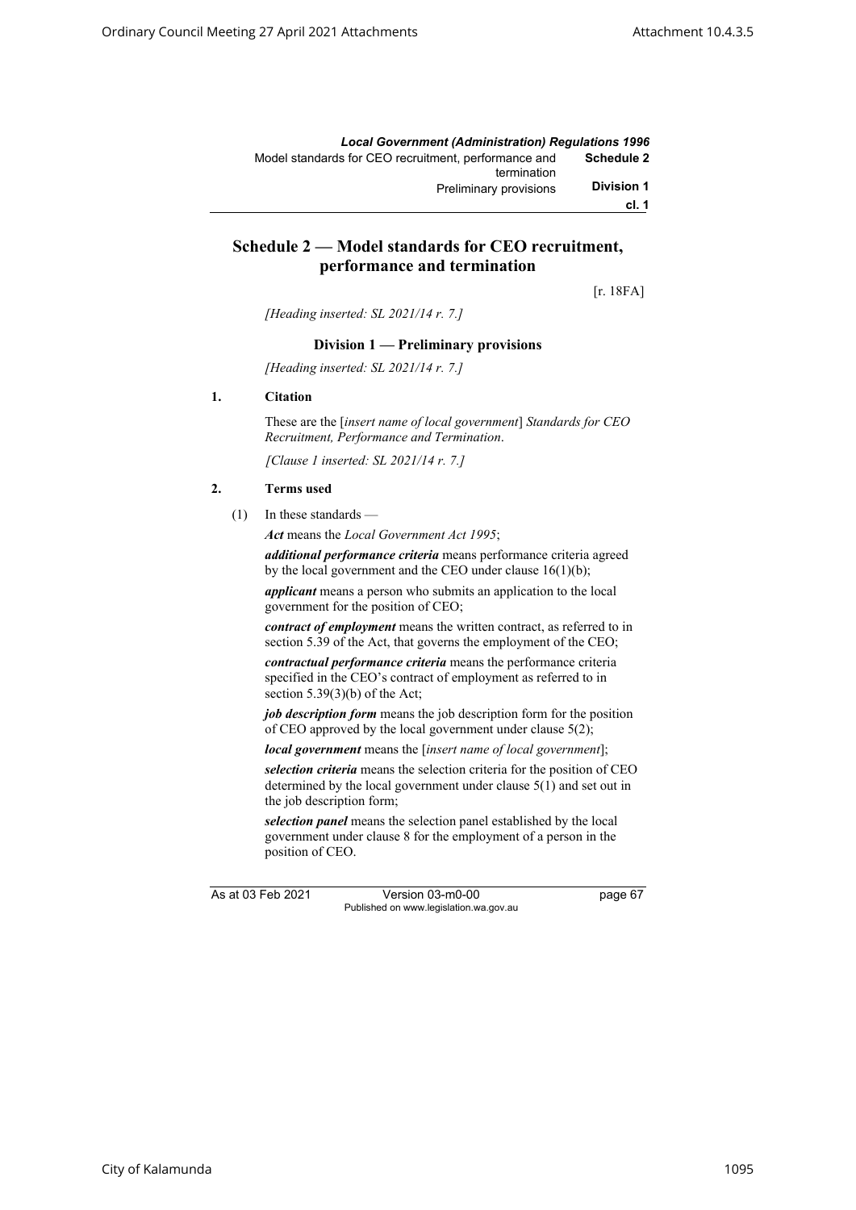## Schedule 2 — Model standards for CEO recruitment, performance and termination

[r. 18FA]

*[Heading inserted: SL 2021/14 r. 7.]*

### Division 1 — Preliminary provisions

*[Heading inserted: SL 2021/14 r. 7.]*

**1. Citation**

These are the [*insert name of local government*] *Standards for CEO Recruitment, Performance and Termination*.

*[Clause 1 inserted: SL 2021/14 r. 7.]*

**2. Terms used**

(1) In these standards —

***Act*** means the *Local Government Act 1995*;

***additional performance criteria*** means performance criteria agreed by the local government and the CEO under clause 16(1)(b);

***applicant*** means a person who submits an application to the local government for the position of CEO;

***contract of employment*** means the written contract, as referred to in section 5.39 of the Act, that governs the employment of the CEO;

***contractual performance criteria*** means the performance criteria specified in the CEO's contract of employment as referred to in section 5.39(3)(b) of the Act;

***job description form*** means the job description form for the position of CEO approved by the local government under clause 5(2);

***local government*** means the [*insert name of local government*];

***selection criteria*** means the selection criteria for the position of CEO determined by the local government under clause 5(1) and set out in the job description form;

***selection panel*** means the selection panel established by the local government under clause 8 for the employment of a person in the position of CEO.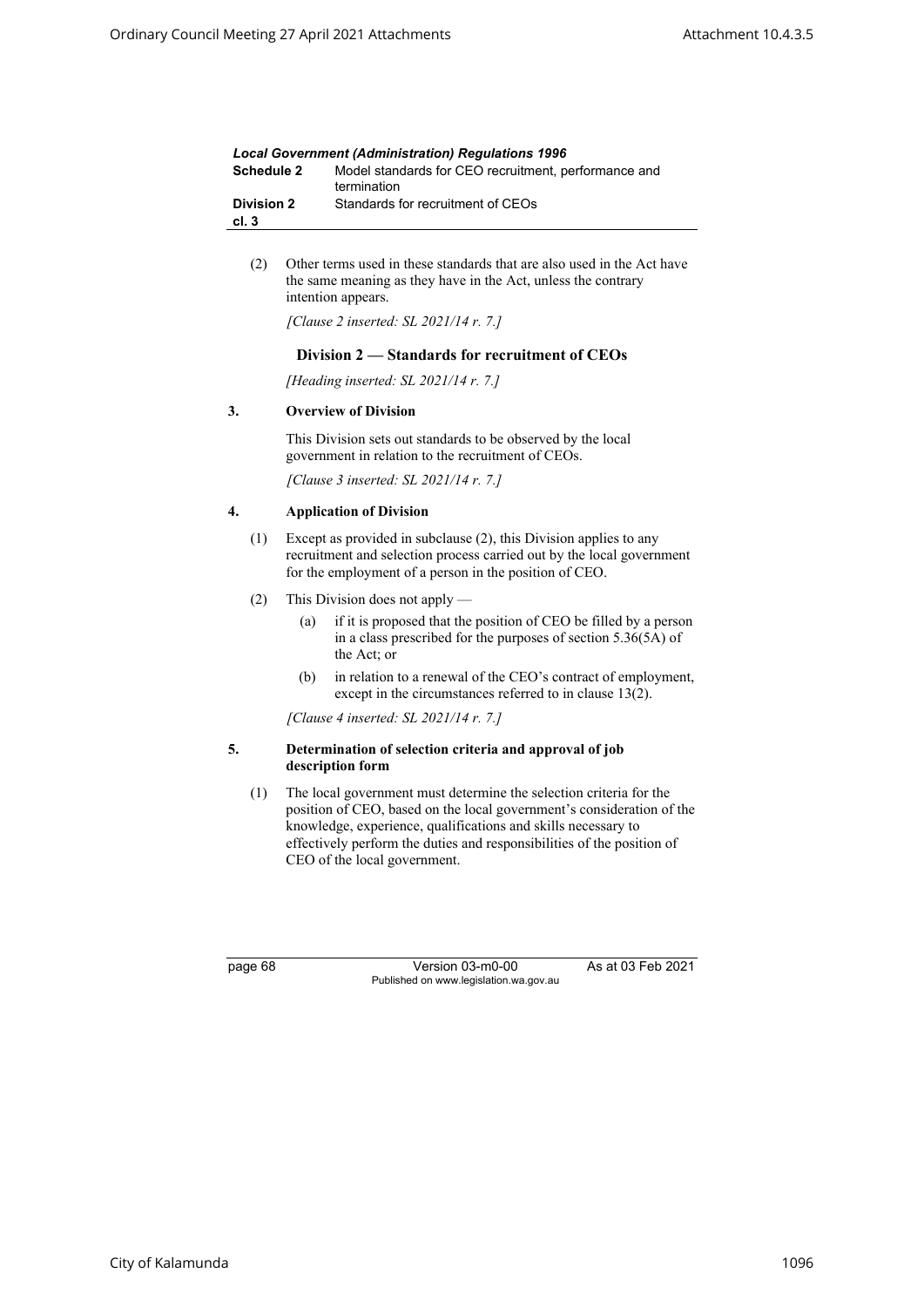(2) Other terms used in these standards that are also used in the Act have the same meaning as they have in the Act, unless the contrary intention appears.

*[Clause 2 inserted: SL 2021/14 r. 7.]*

## Division 2 — Standards for recruitment of CEOs

*[Heading inserted: SL 2021/14 r. 7.]*

### 3. Overview of Division

This Division sets out standards to be observed by the local government in relation to the recruitment of CEOs.

*[Clause 3 inserted: SL 2021/14 r. 7.]*

### 4. Application of Division

(1) Except as provided in subclause (2), this Division applies to any recruitment and selection process carried out by the local government for the employment of a person in the position of CEO.

(2) This Division does not apply —

- (a) if it is proposed that the position of CEO be filled by a person in a class prescribed for the purposes of section 5.36(5A) of the Act; or
- (b) in relation to a renewal of the CEO's contract of employment, except in the circumstances referred to in clause 13(2).

*[Clause 4 inserted: SL 2021/14 r. 7.]*

### 5. Determination of selection criteria and approval of job description form

(1) The local government must determine the selection criteria for the position of CEO, based on the local government's consideration of the knowledge, experience, qualifications and skills necessary to effectively perform the duties and responsibilities of the position of CEO of the local government.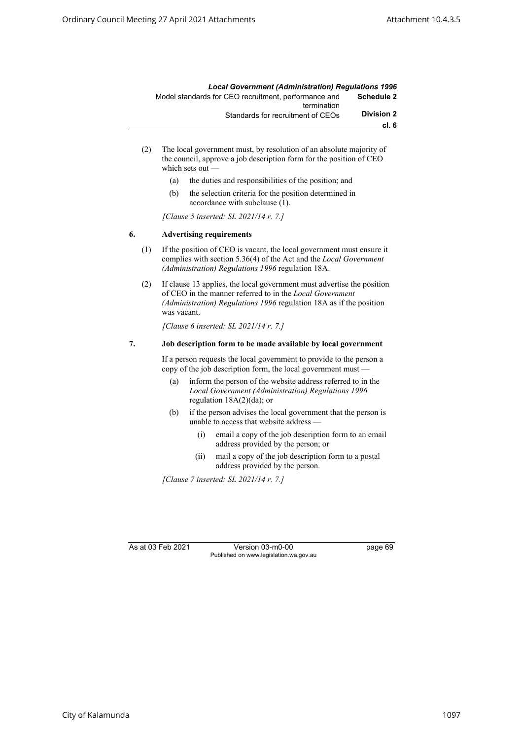(2) The local government must, by resolution of an absolute majority of the council, approve a job description form for the position of CEO which sets out —

- (a) the duties and responsibilities of the position; and
- (b) the selection criteria for the position determined in accordance with subclause (1).

*[Clause 5 inserted: SL 2021/14 r. 7.]*

### 6. Advertising requirements

(1) If the position of CEO is vacant, the local government must ensure it complies with section 5.36(4) of the Act and the *Local Government (Administration) Regulations 1996* regulation 18A.

(2) If clause 13 applies, the local government must advertise the position of CEO in the manner referred to in the *Local Government (Administration) Regulations 1996* regulation 18A as if the position was vacant.

*[Clause 6 inserted: SL 2021/14 r. 7.]*

### 7. Job description form to be made available by local government

If a person requests the local government to provide to the person a copy of the job description form, the local government must —

- (a) inform the person of the website address referred to in the *Local Government (Administration) Regulations 1996* regulation 18A(2)(da); or
- (b) if the person advises the local government that the person is unable to access that website address —
  - (i) email a copy of the job description form to an email address provided by the person; or
  - (ii) mail a copy of the job description form to a postal address provided by the person.

*[Clause 7 inserted: SL 2021/14 r. 7.]*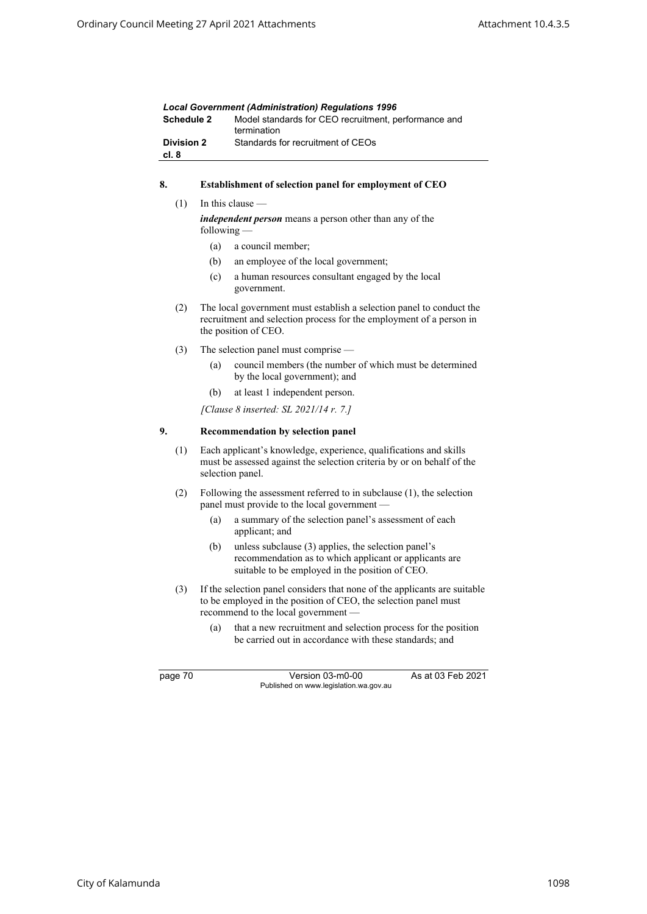## 8. Establishment of selection panel for employment of CEO

(1) In this clause —

***independent person*** means a person other than any of the following —

- (a) a council member;
- (b) an employee of the local government;
- (c) a human resources consultant engaged by the local government.

(2) The local government must establish a selection panel to conduct the recruitment and selection process for the employment of a person in the position of CEO.

(3) The selection panel must comprise —

- (a) council members (the number of which must be determined by the local government); and
- (b) at least 1 independent person.

*[Clause 8 inserted: SL 2021/14 r. 7.]*

## 9. Recommendation by selection panel

(1) Each applicant's knowledge, experience, qualifications and skills must be assessed against the selection criteria by or on behalf of the selection panel.

(2) Following the assessment referred to in subclause (1), the selection panel must provide to the local government —

- (a) a summary of the selection panel's assessment of each applicant; and
- (b) unless subclause (3) applies, the selection panel's recommendation as to which applicant or applicants are suitable to be employed in the position of CEO.

(3) If the selection panel considers that none of the applicants are suitable to be employed in the position of CEO, the selection panel must recommend to the local government —

- (a) that a new recruitment and selection process for the position be carried out in accordance with these standards; and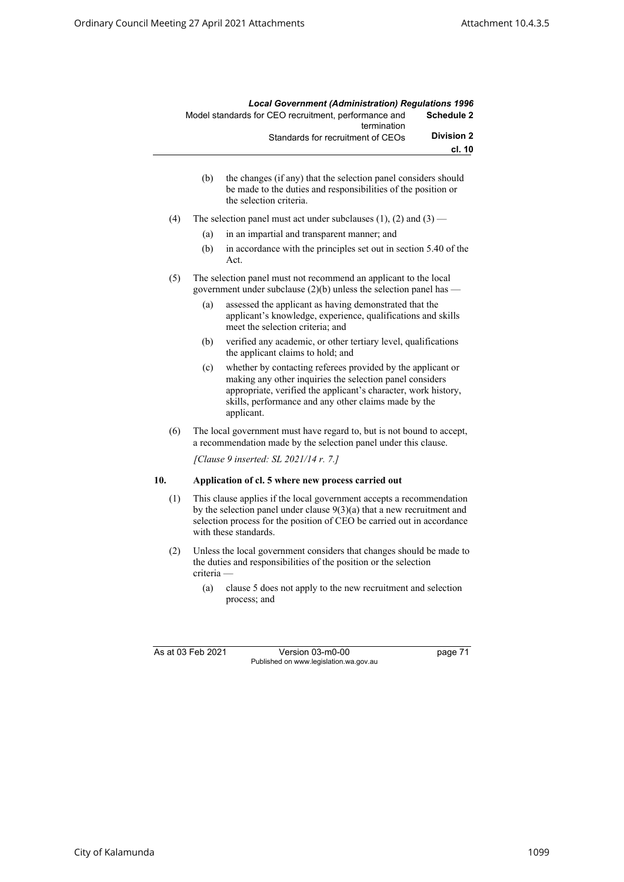(b) the changes (if any) that the selection panel considers should be made to the duties and responsibilities of the position or the selection criteria.

(4) The selection panel must act under subclauses (1), (2) and (3) —

(a) in an impartial and transparent manner; and

(b) in accordance with the principles set out in section 5.40 of the Act.

(5) The selection panel must not recommend an applicant to the local government under subclause (2)(b) unless the selection panel has —

(a) assessed the applicant as having demonstrated that the applicant's knowledge, experience, qualifications and skills meet the selection criteria; and

(b) verified any academic, or other tertiary level, qualifications the applicant claims to hold; and

(c) whether by contacting referees provided by the applicant or making any other inquiries the selection panel considers appropriate, verified the applicant's character, work history, skills, performance and any other claims made by the applicant.

(6) The local government must have regard to, but is not bound to accept, a recommendation made by the selection panel under this clause.

*[Clause 9 inserted: SL 2021/14 r. 7.]*

**10. Application of cl. 5 where new process carried out**

(1) This clause applies if the local government accepts a recommendation by the selection panel under clause 9(3)(a) that a new recruitment and selection process for the position of CEO be carried out in accordance with these standards.

(2) Unless the local government considers that changes should be made to the duties and responsibilities of the position or the selection criteria —

(a) clause 5 does not apply to the new recruitment and selection process; and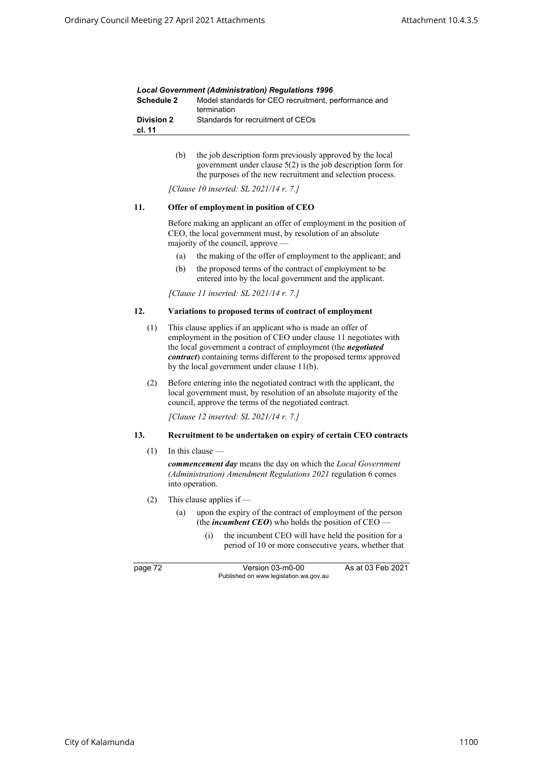(b) the job description form previously approved by the local government under clause 5(2) is the job description form for the purposes of the new recruitment and selection process.

*[Clause 10 inserted: SL 2021/14 r. 7.]*

### 11. Offer of employment in position of CEO

Before making an applicant an offer of employment in the position of CEO, the local government must, by resolution of an absolute majority of the council, approve —

(a) the making of the offer of employment to the applicant; and

(b) the proposed terms of the contract of employment to be entered into by the local government and the applicant.

*[Clause 11 inserted: SL 2021/14 r. 7.]*

### 12. Variations to proposed terms of contract of employment

(1) This clause applies if an applicant who is made an offer of employment in the position of CEO under clause 11 negotiates with the local government a contract of employment (the ***negotiated contract***) containing terms different to the proposed terms approved by the local government under clause 11(b).

(2) Before entering into the negotiated contract with the applicant, the local government must, by resolution of an absolute majority of the council, approve the terms of the negotiated contract.

*[Clause 12 inserted: SL 2021/14 r. 7.]*

### 13. Recruitment to be undertaken on expiry of certain CEO contracts

(1) In this clause —

***commencement day*** means the day on which the *Local Government (Administration) Amendment Regulations 2021* regulation 6 comes into operation.

(2) This clause applies if —

(a) upon the expiry of the contract of employment of the person (the ***incumbent CEO***) who holds the position of CEO —

(i) the incumbent CEO will have held the position for a period of 10 or more consecutive years, whether that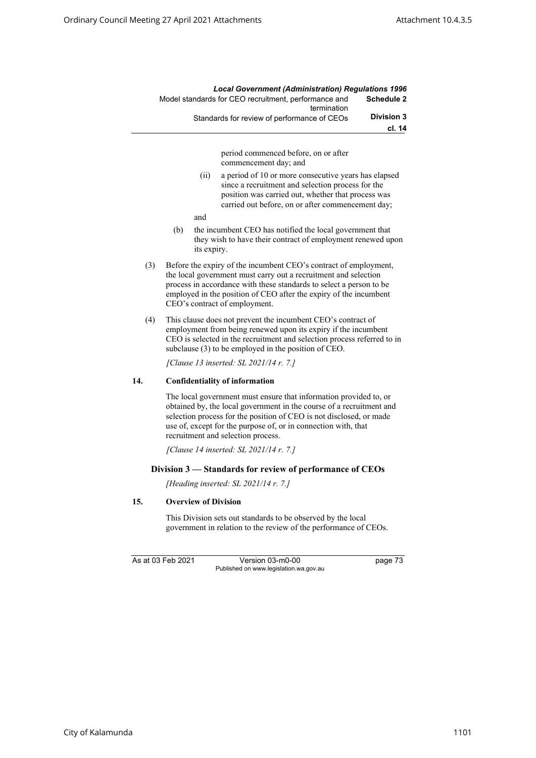period commenced before, on or after commencement day; and

(ii) a period of 10 or more consecutive years has elapsed since a recruitment and selection process for the position was carried out, whether that process was carried out before, on or after commencement day;

and

(b) the incumbent CEO has notified the local government that they wish to have their contract of employment renewed upon its expiry.

(3) Before the expiry of the incumbent CEO's contract of employment, the local government must carry out a recruitment and selection process in accordance with these standards to select a person to be employed in the position of CEO after the expiry of the incumbent CEO's contract of employment.

(4) This clause does not prevent the incumbent CEO's contract of employment from being renewed upon its expiry if the incumbent CEO is selected in the recruitment and selection process referred to in subclause (3) to be employed in the position of CEO.

*[Clause 13 inserted: SL 2021/14 r. 7.]*

**14. Confidentiality of information**

The local government must ensure that information provided to, or obtained by, the local government in the course of a recruitment and selection process for the position of CEO is not disclosed, or made use of, except for the purpose of, or in connection with, that recruitment and selection process.

*[Clause 14 inserted: SL 2021/14 r. 7.]*

## Division 3 — Standards for review of performance of CEOs

*[Heading inserted: SL 2021/14 r. 7.]*

**15. Overview of Division**

This Division sets out standards to be observed by the local government in relation to the review of the performance of CEOs.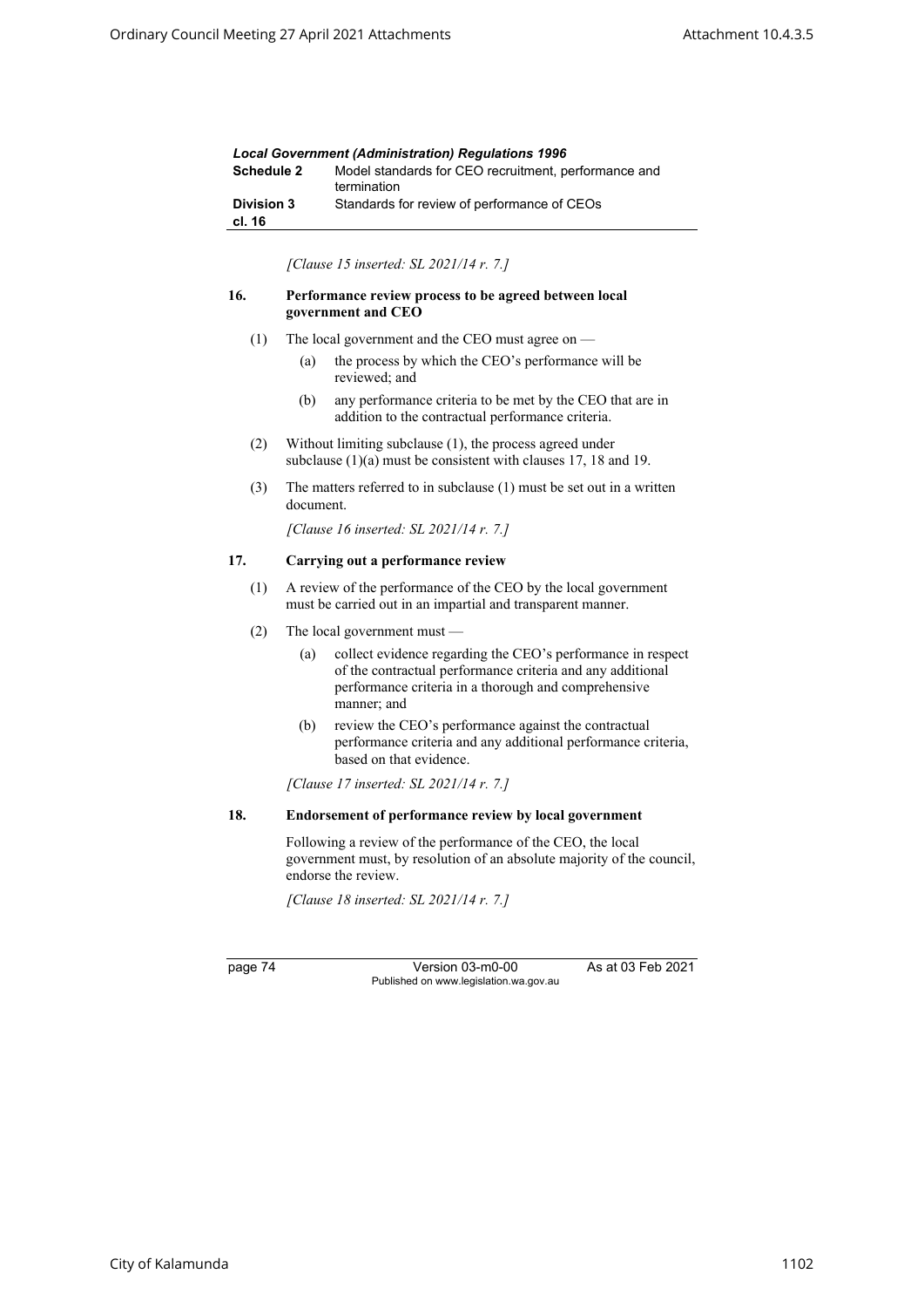*[Clause 15 inserted: SL 2021/14 r. 7.]*

### 16. Performance review process to be agreed between local government and CEO

(1) The local government and the CEO must agree on —

- (a) the process by which the CEO's performance will be reviewed; and
- (b) any performance criteria to be met by the CEO that are in addition to the contractual performance criteria.

(2) Without limiting subclause (1), the process agreed under subclause (1)(a) must be consistent with clauses 17, 18 and 19.

(3) The matters referred to in subclause (1) must be set out in a written document.

*[Clause 16 inserted: SL 2021/14 r. 7.]*

### 17. Carrying out a performance review

(1) A review of the performance of the CEO by the local government must be carried out in an impartial and transparent manner.

(2) The local government must —

- (a) collect evidence regarding the CEO's performance in respect of the contractual performance criteria and any additional performance criteria in a thorough and comprehensive manner; and
- (b) review the CEO's performance against the contractual performance criteria and any additional performance criteria, based on that evidence.

*[Clause 17 inserted: SL 2021/14 r. 7.]*

### 18. Endorsement of performance review by local government

Following a review of the performance of the CEO, the local government must, by resolution of an absolute majority of the council, endorse the review.

*[Clause 18 inserted: SL 2021/14 r. 7.]*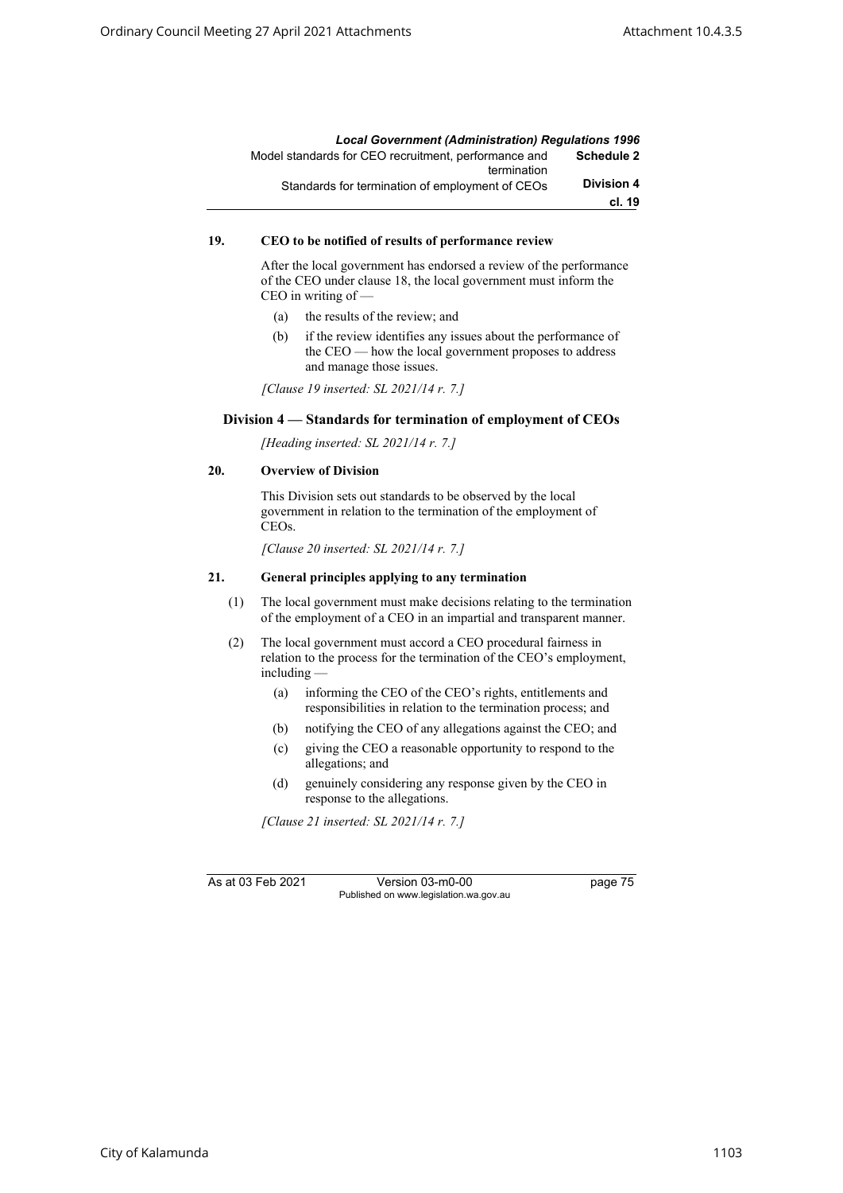### 19. CEO to be notified of results of performance review

After the local government has endorsed a review of the performance of the CEO under clause 18, the local government must inform the CEO in writing of —

(a) the results of the review; and

(b) if the review identifies any issues about the performance of the CEO — how the local government proposes to address and manage those issues.

*[Clause 19 inserted: SL 2021/14 r. 7.]*

## Division 4 — Standards for termination of employment of CEOs

*[Heading inserted: SL 2021/14 r. 7.]*

### 20. Overview of Division

This Division sets out standards to be observed by the local government in relation to the termination of the employment of CEOs.

*[Clause 20 inserted: SL 2021/14 r. 7.]*

### 21. General principles applying to any termination

(1) The local government must make decisions relating to the termination of the employment of a CEO in an impartial and transparent manner.

(2) The local government must accord a CEO procedural fairness in relation to the process for the termination of the CEO's employment, including —

(a) informing the CEO of the CEO's rights, entitlements and responsibilities in relation to the termination process; and

(b) notifying the CEO of any allegations against the CEO; and

(c) giving the CEO a reasonable opportunity to respond to the allegations; and

(d) genuinely considering any response given by the CEO in response to the allegations.

*[Clause 21 inserted: SL 2021/14 r. 7.]*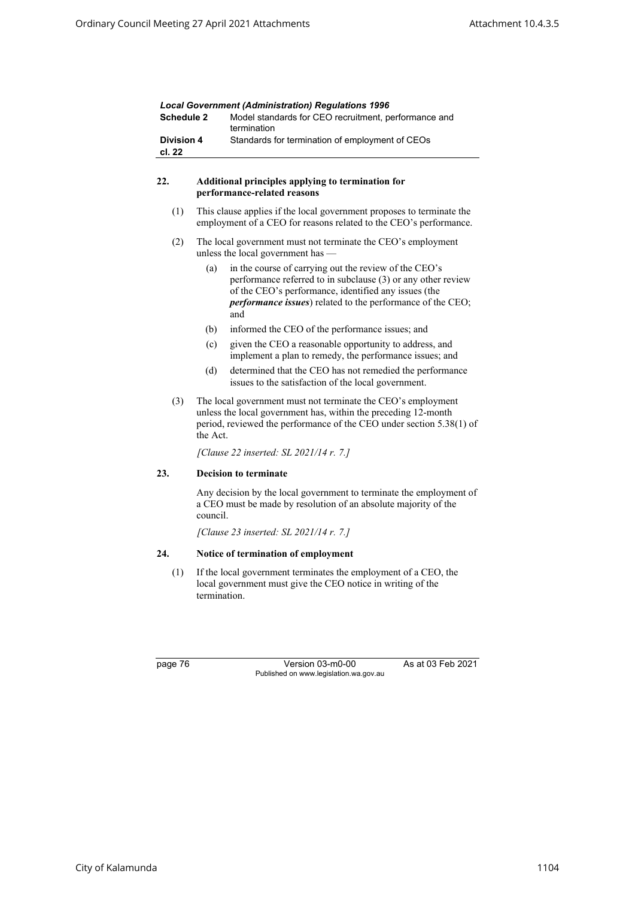## 22. Additional principles applying to termination for performance-related reasons

(1) This clause applies if the local government proposes to terminate the employment of a CEO for reasons related to the CEO's performance.

(2) The local government must not terminate the CEO's employment unless the local government has —

- (a) in the course of carrying out the review of the CEO's performance referred to in subclause (3) or any other review of the CEO's performance, identified any issues (the ***performance issues***) related to the performance of the CEO; and
- (b) informed the CEO of the performance issues; and
- (c) given the CEO a reasonable opportunity to address, and implement a plan to remedy, the performance issues; and
- (d) determined that the CEO has not remedied the performance issues to the satisfaction of the local government.

(3) The local government must not terminate the CEO's employment unless the local government has, within the preceding 12-month period, reviewed the performance of the CEO under section 5.38(1) of the Act.

*[Clause 22 inserted: SL 2021/14 r. 7.]*

## 23. Decision to terminate

Any decision by the local government to terminate the employment of a CEO must be made by resolution of an absolute majority of the council.

*[Clause 23 inserted: SL 2021/14 r. 7.]*

## 24. Notice of termination of employment

(1) If the local government terminates the employment of a CEO, the local government must give the CEO notice in writing of the termination.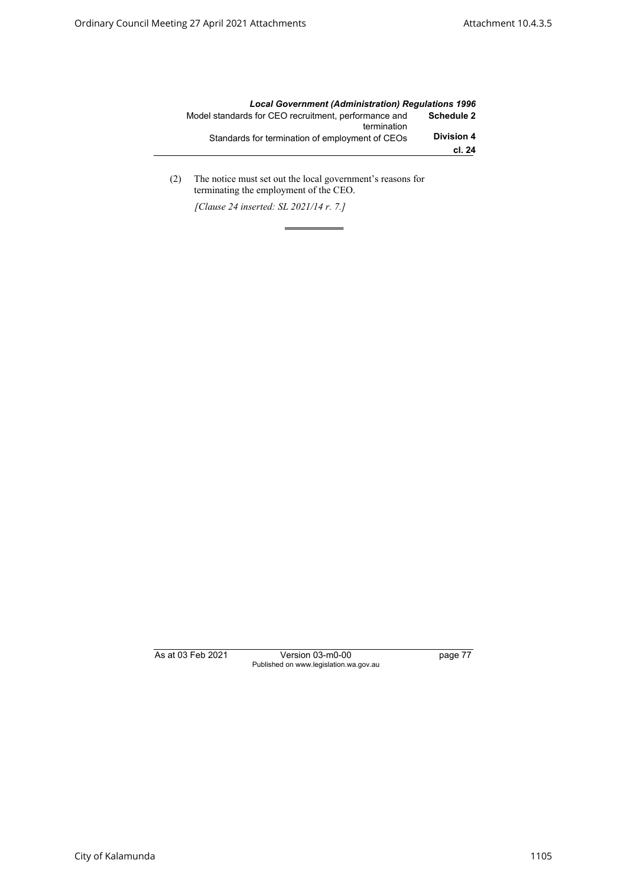(2) The notice must set out the local government's reasons for terminating the employment of the CEO.

*[Clause 24 inserted: SL 2021/14 r. 7.]*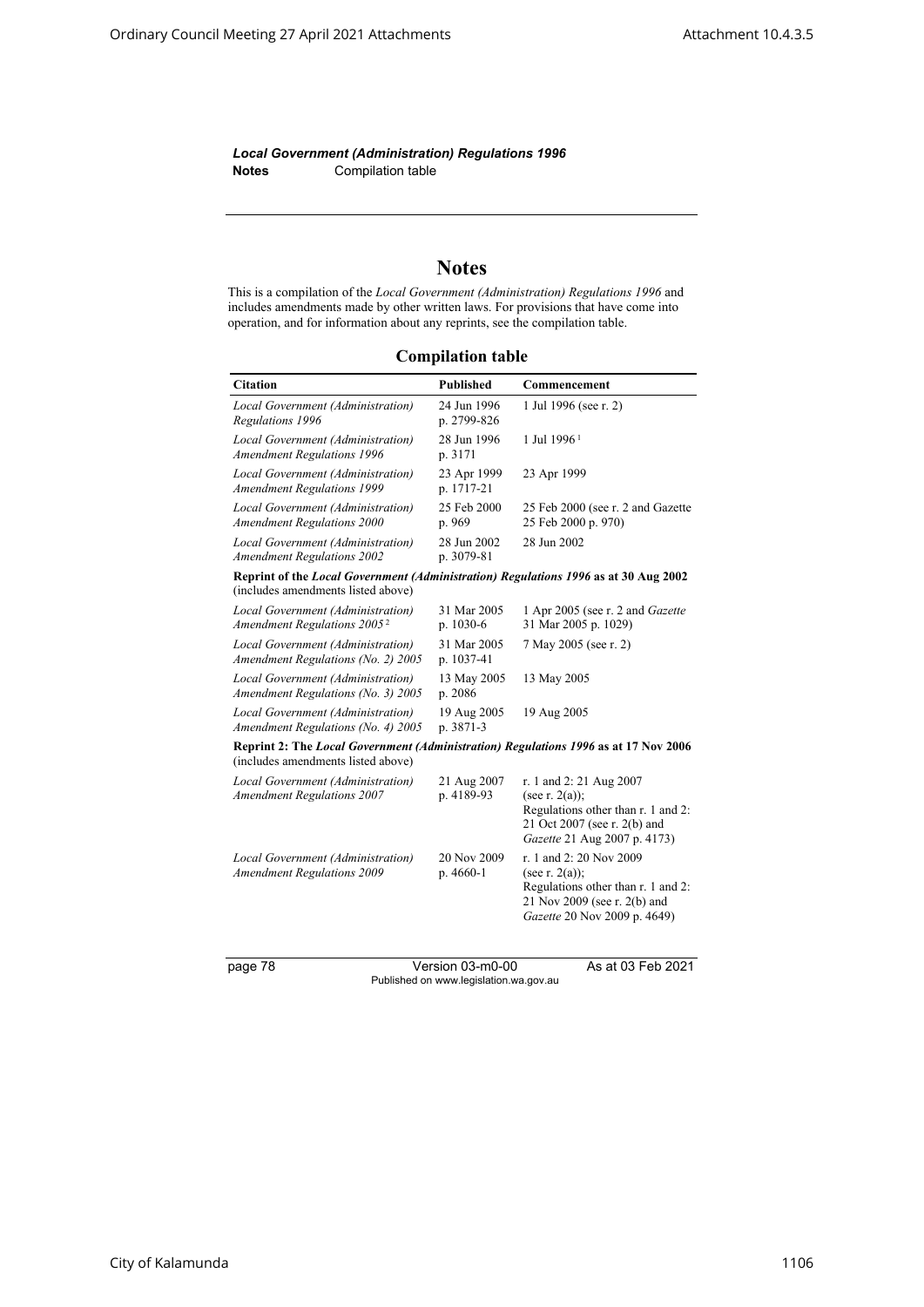*Local Government (Administration) Regulations 1996*
**Notes** Compilation table

# Notes

This is a compilation of the *Local Government (Administration) Regulations 1996* and includes amendments made by other written laws. For provisions that have come into operation, and for information about any reprints, see the compilation table.

## Compilation table

| Citation | Published | Commencement |
|---|---|---|
| *Local Government (Administration) Regulations 1996* | 24 Jun 1996 p. 2799-826 | 1 Jul 1996 (see r. 2) |
| *Local Government (Administration) Amendment Regulations 1996* | 28 Jun 1996 p. 3171 | 1 Jul 1996 [1] |
| *Local Government (Administration) Amendment Regulations 1999* | 23 Apr 1999 p. 1717-21 | 23 Apr 1999 |
| *Local Government (Administration) Amendment Regulations 2000* | 25 Feb 2000 p. 969 | 25 Feb 2000 (see r. 2 and Gazette 25 Feb 2000 p. 970) |
| *Local Government (Administration) Amendment Regulations 2002* | 28 Jun 2002 p. 3079-81 | 28 Jun 2002 |
| **Reprint of the *Local Government (Administration) Regulations 1996* as at 30 Aug 2002** (includes amendments listed above) | | |
| *Local Government (Administration) Amendment Regulations 2005* [2] | 31 Mar 2005 p. 1030-6 | 1 Apr 2005 (see r. 2 and *Gazette* 31 Mar 2005 p. 1029) |
| *Local Government (Administration) Amendment Regulations (No. 2) 2005* | 31 Mar 2005 p. 1037-41 | 7 May 2005 (see r. 2) |
| *Local Government (Administration) Amendment Regulations (No. 3) 2005* | 13 May 2005 p. 2086 | 13 May 2005 |
| *Local Government (Administration) Amendment Regulations (No. 4) 2005* | 19 Aug 2005 p. 3871-3 | 19 Aug 2005 |
| **Reprint 2: The *Local Government (Administration) Regulations 1996* as at 17 Nov 2006** (includes amendments listed above) | | |
| *Local Government (Administration) Amendment Regulations 2007* | 21 Aug 2007 p. 4189-93 | r. 1 and 2: 21 Aug 2007 (see r. 2(a)); Regulations other than r. 1 and 2: 21 Oct 2007 (see r. 2(b) and *Gazette* 21 Aug 2007 p. 4173) |
| *Local Government (Administration) Amendment Regulations 2009* | 20 Nov 2009 p. 4660-1 | r. 1 and 2: 20 Nov 2009 (see r. 2(a)); Regulations other than r. 1 and 2: 21 Nov 2009 (see r. 2(b) and *Gazette* 20 Nov 2009 p. 4649) |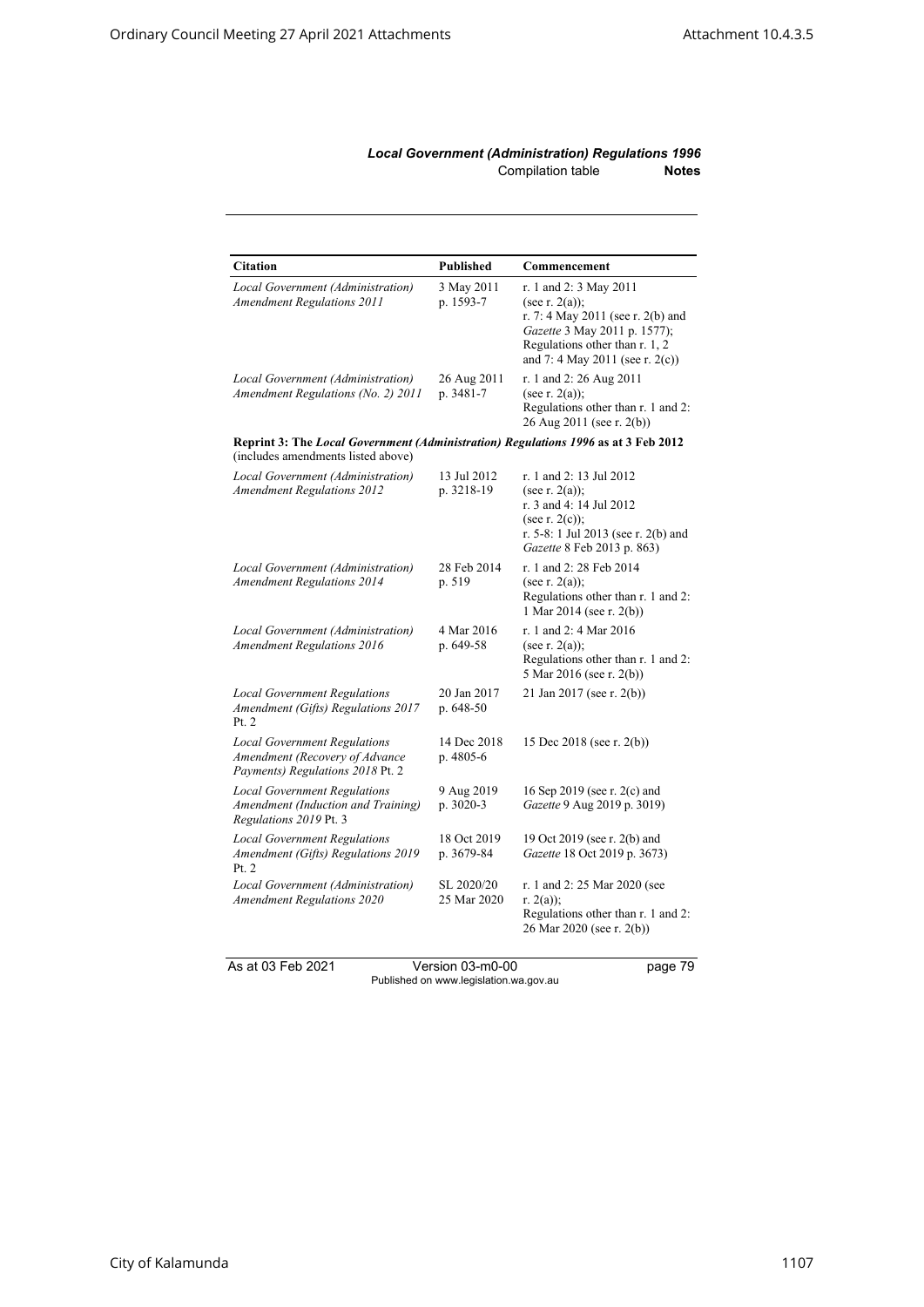| Citation | Published | Commencement |
|---|---|---|
| *Local Government (Administration) Amendment Regulations 2011* | 3 May 2011 p. 1593-7 | r. 1 and 2: 3 May 2011 (see r. 2(a)); r. 7: 4 May 2011 (see r. 2(b) and *Gazette* 3 May 2011 p. 1577); Regulations other than r. 1, 2 and 7: 4 May 2011 (see r. 2(c)) |
| *Local Government (Administration) Amendment Regulations (No. 2) 2011* | 26 Aug 2011 p. 3481-7 | r. 1 and 2: 26 Aug 2011 (see r. 2(a)); Regulations other than r. 1 and 2: 26 Aug 2011 (see r. 2(b)) |
| **Reprint 3: The *Local Government (Administration) Regulations 1996* as at 3 Feb 2012** (includes amendments listed above) | | |
| *Local Government (Administration) Amendment Regulations 2012* | 13 Jul 2012 p. 3218-19 | r. 1 and 2: 13 Jul 2012 (see r. 2(a)); r. 3 and 4: 14 Jul 2012 (see r. 2(c)); r. 5-8: 1 Jul 2013 (see r. 2(b) and *Gazette* 8 Feb 2013 p. 863) |
| *Local Government (Administration) Amendment Regulations 2014* | 28 Feb 2014 p. 519 | r. 1 and 2: 28 Feb 2014 (see r. 2(a)); Regulations other than r. 1 and 2: 1 Mar 2014 (see r. 2(b)) |
| *Local Government (Administration) Amendment Regulations 2016* | 4 Mar 2016 p. 649-58 | r. 1 and 2: 4 Mar 2016 (see r. 2(a)); Regulations other than r. 1 and 2: 5 Mar 2016 (see r. 2(b)) |
| *Local Government Regulations Amendment (Gifts) Regulations 2017* Pt. 2 | 20 Jan 2017 p. 648-50 | 21 Jan 2017 (see r. 2(b)) |
| *Local Government Regulations Amendment (Recovery of Advance Payments) Regulations 2018* Pt. 2 | 14 Dec 2018 p. 4805-6 | 15 Dec 2018 (see r. 2(b)) |
| *Local Government Regulations Amendment (Induction and Training) Regulations 2019* Pt. 3 | 9 Aug 2019 p. 3020-3 | 16 Sep 2019 (see r. 2(c) and *Gazette* 9 Aug 2019 p. 3019) |
| *Local Government Regulations Amendment (Gifts) Regulations 2019* Pt. 2 | 18 Oct 2019 p. 3679-84 | 19 Oct 2019 (see r. 2(b) and *Gazette* 18 Oct 2019 p. 3673) |
| *Local Government (Administration) Amendment Regulations 2020* | SL 2020/20 25 Mar 2020 | r. 1 and 2: 25 Mar 2020 (see r. 2(a)); Regulations other than r. 1 and 2: 26 Mar 2020 (see r. 2(b)) |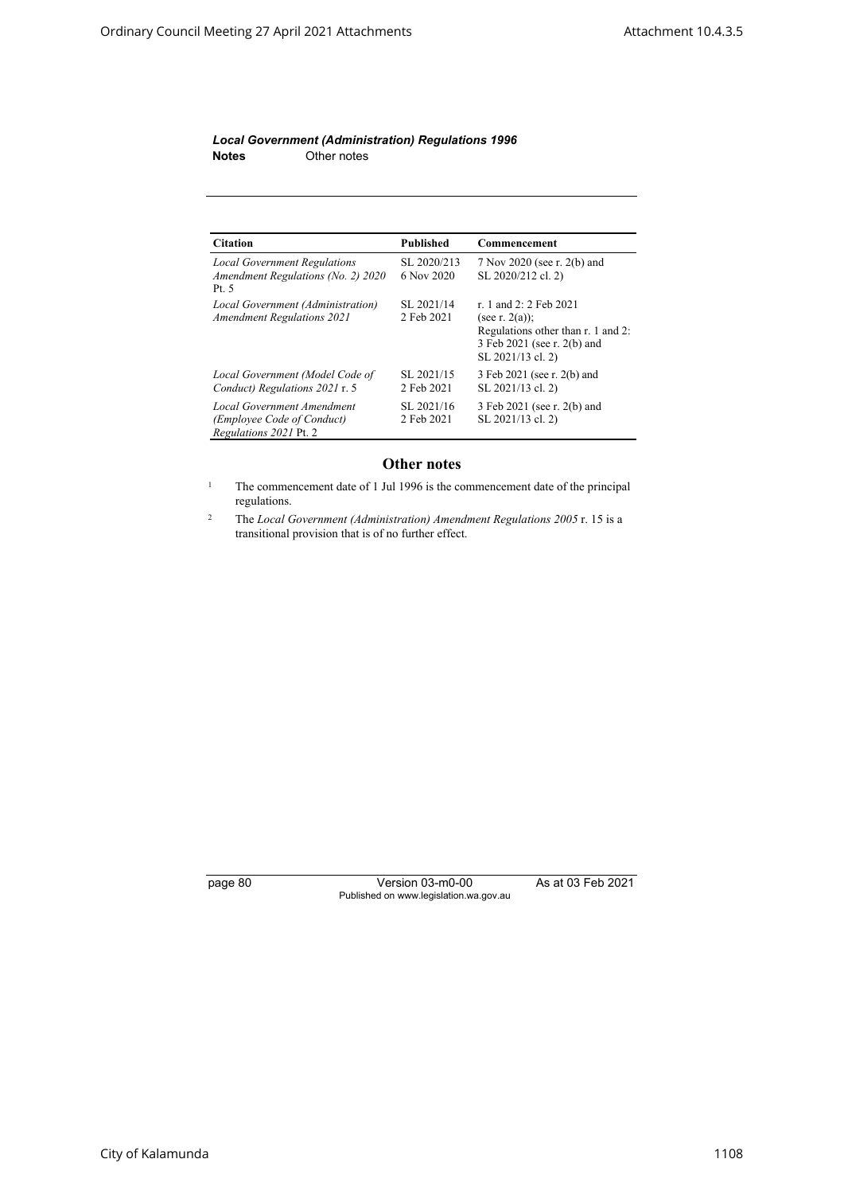| Citation | Published | Commencement |
|---|---|---|
| *Local Government Regulations Amendment Regulations (No. 2) 2020* Pt. 5 | SL 2020/213 6 Nov 2020 | 7 Nov 2020 (see r. 2(b) and SL 2020/212 cl. 2) |
| *Local Government (Administration) Amendment Regulations 2021* | SL 2021/14 2 Feb 2021 | r. 1 and 2: 2 Feb 2021 (see r. 2(a)); Regulations other than r. 1 and 2: 3 Feb 2021 (see r. 2(b) and SL 2021/13 cl. 2) |
| *Local Government (Model Code of Conduct) Regulations 2021* r. 5 | SL 2021/15 2 Feb 2021 | 3 Feb 2021 (see r. 2(b) and SL 2021/13 cl. 2) |
| *Local Government Amendment (Employee Code of Conduct) Regulations 2021* Pt. 2 | SL 2021/16 2 Feb 2021 | 3 Feb 2021 (see r. 2(b) and SL 2021/13 cl. 2) |

## Other notes

[1] The commencement date of 1 Jul 1996 is the commencement date of the principal regulations.

[2] The *Local Government (Administration) Amendment Regulations 2005* r. 15 is a transitional provision that is of no further effect.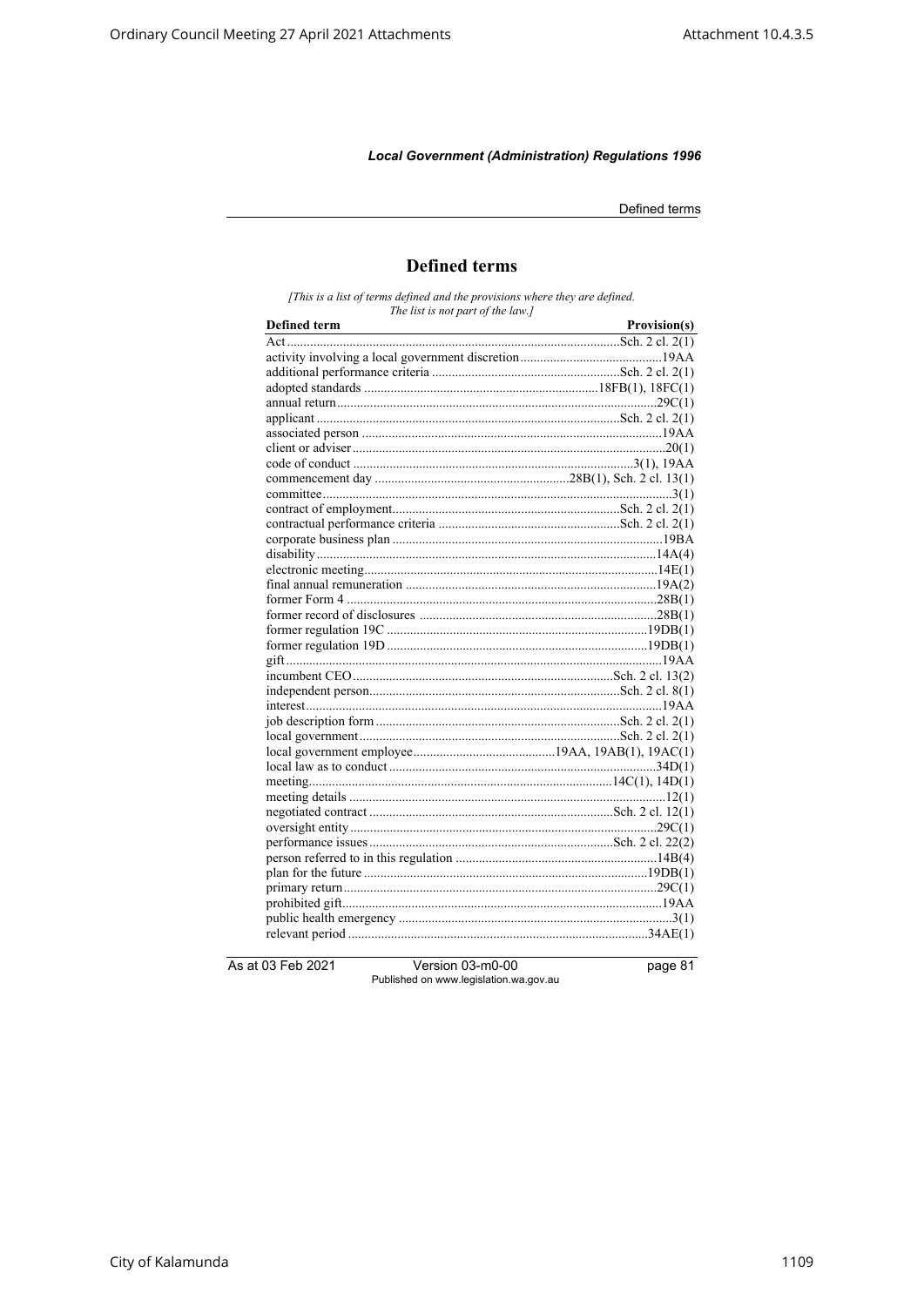# Defined terms

*[This is a list of terms defined and the provisions where they are defined. The list is not part of the law.]*

| Defined term | Provision(s) |
|---|---|
| Act | Sch. 2 cl. 2(1) |
| activity involving a local government discretion | 19AA |
| additional performance criteria | Sch. 2 cl. 2(1) |
| adopted standards | 18FB(1), 18FC(1) |
| annual return | 29C(1) |
| applicant | Sch. 2 cl. 2(1) |
| associated person | 19AA |
| client or adviser | 20(1) |
| code of conduct | 3(1), 19AA |
| commencement day | 28B(1), Sch. 2 cl. 13(1) |
| committee | 3(1) |
| contract of employment | Sch. 2 cl. 2(1) |
| contractual performance criteria | Sch. 2 cl. 2(1) |
| corporate business plan | 19BA |
| disability | 14A(4) |
| electronic meeting | 14E(1) |
| final annual remuneration | 19A(2) |
| former Form 4 | 28B(1) |
| former record of disclosures | 28B(1) |
| former regulation 19C | 19DB(1) |
| former regulation 19D | 19DB(1) |
| gift | 19AA |
| incumbent CEO | Sch. 2 cl. 13(2) |
| independent person | Sch. 2 cl. 8(1) |
| interest | 19AA |
| job description form | Sch. 2 cl. 2(1) |
| local government | Sch. 2 cl. 2(1) |
| local government employee | 19AA, 19AB(1), 19AC(1) |
| local law as to conduct | 34D(1) |
| meeting | 14C(1), 14D(1) |
| meeting details | 12(1) |
| negotiated contract | Sch. 2 cl. 12(1) |
| oversight entity | 29C(1) |
| performance issues | Sch. 2 cl. 22(2) |
| person referred to in this regulation | 14B(4) |
| plan for the future | 19DB(1) |
| primary return | 29C(1) |
| prohibited gift | 19AA |
| public health emergency | 3(1) |
| relevant period | 34AE(1) |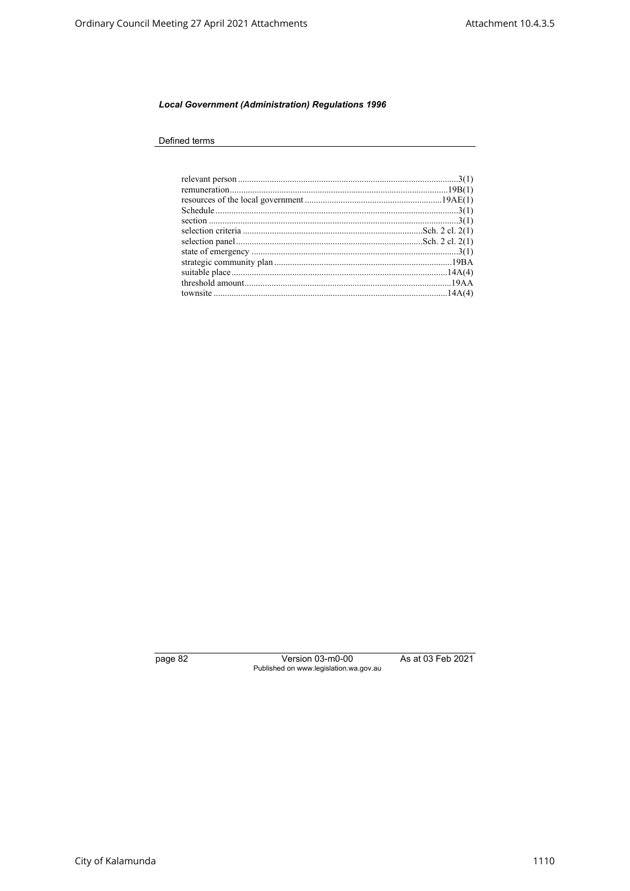Defined terms

relevant person ................................................................................................3(1)
remuneration................................................................................................19B(1)
resources of the local government ............................................................19AE(1)
Schedule ...........................................................................................................3(1)
section ...............................................................................................................3(1)
selection criteria ...............................................................................Sch. 2 cl. 2(1)
selection panel .................................................................................Sch. 2 cl. 2(1)
state of emergency ...........................................................................................3(1)
strategic community plan ..............................................................................19BA
suitable place ...............................................................................................14A(4)
threshold amount..........................................................................................19AA
townsite .......................................................................................................14A(4)